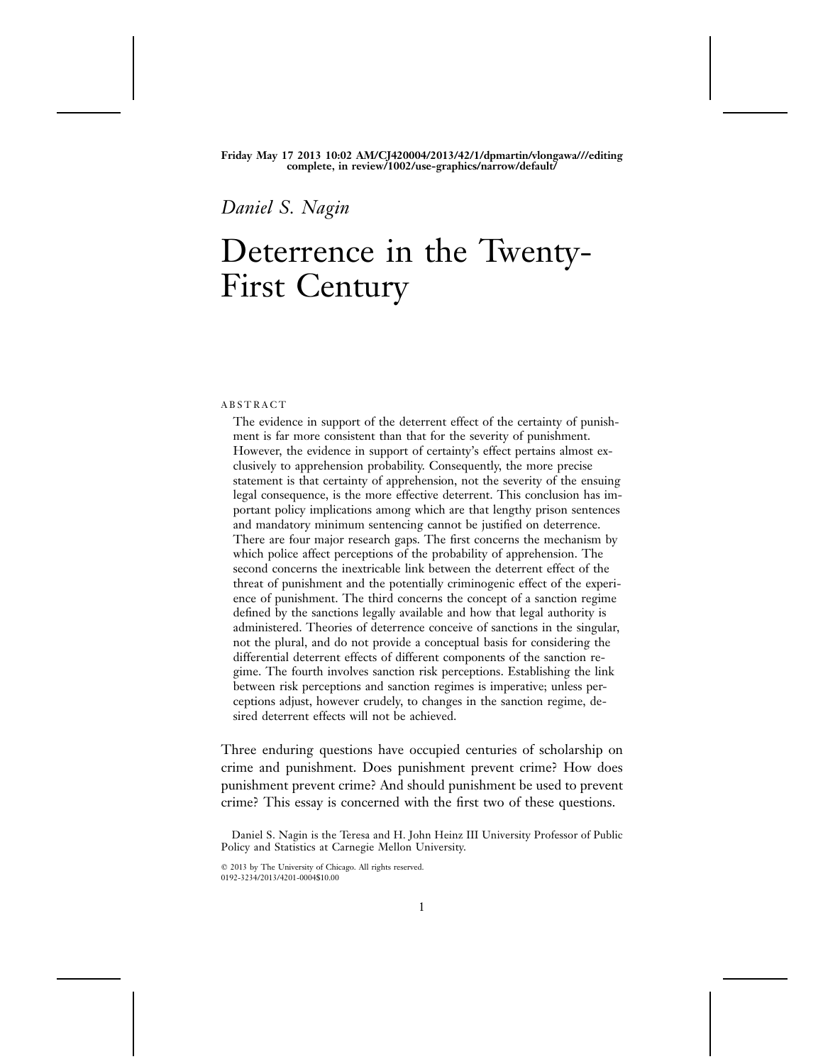*Daniel S. Nagin*

# Deterrence in the Twenty-First Century

ABSTRACT

The evidence in support of the deterrent effect of the certainty of punishment is far more consistent than that for the severity of punishment. However, the evidence in support of certainty's effect pertains almost exclusively to apprehension probability. Consequently, the more precise statement is that certainty of apprehension, not the severity of the ensuing legal consequence, is the more effective deterrent. This conclusion has important policy implications among which are that lengthy prison sentences and mandatory minimum sentencing cannot be justified on deterrence. There are four major research gaps. The first concerns the mechanism by which police affect perceptions of the probability of apprehension. The second concerns the inextricable link between the deterrent effect of the threat of punishment and the potentially criminogenic effect of the experience of punishment. The third concerns the concept of a sanction regime defined by the sanctions legally available and how that legal authority is administered. Theories of deterrence conceive of sanctions in the singular, not the plural, and do not provide a conceptual basis for considering the differential deterrent effects of different components of the sanction regime. The fourth involves sanction risk perceptions. Establishing the link between risk perceptions and sanction regimes is imperative; unless perceptions adjust, however crudely, to changes in the sanction regime, desired deterrent effects will not be achieved.

Three enduring questions have occupied centuries of scholarship on crime and punishment. Does punishment prevent crime? How does punishment prevent crime? And should punishment be used to prevent crime? This essay is concerned with the first two of these questions.

Daniel S. Nagin is the Teresa and H. John Heinz III University Professor of Public Policy and Statistics at Carnegie Mellon University.

© 2013 by The University of Chicago. All rights reserved.
0192-3234/2013/4201-0004$10.00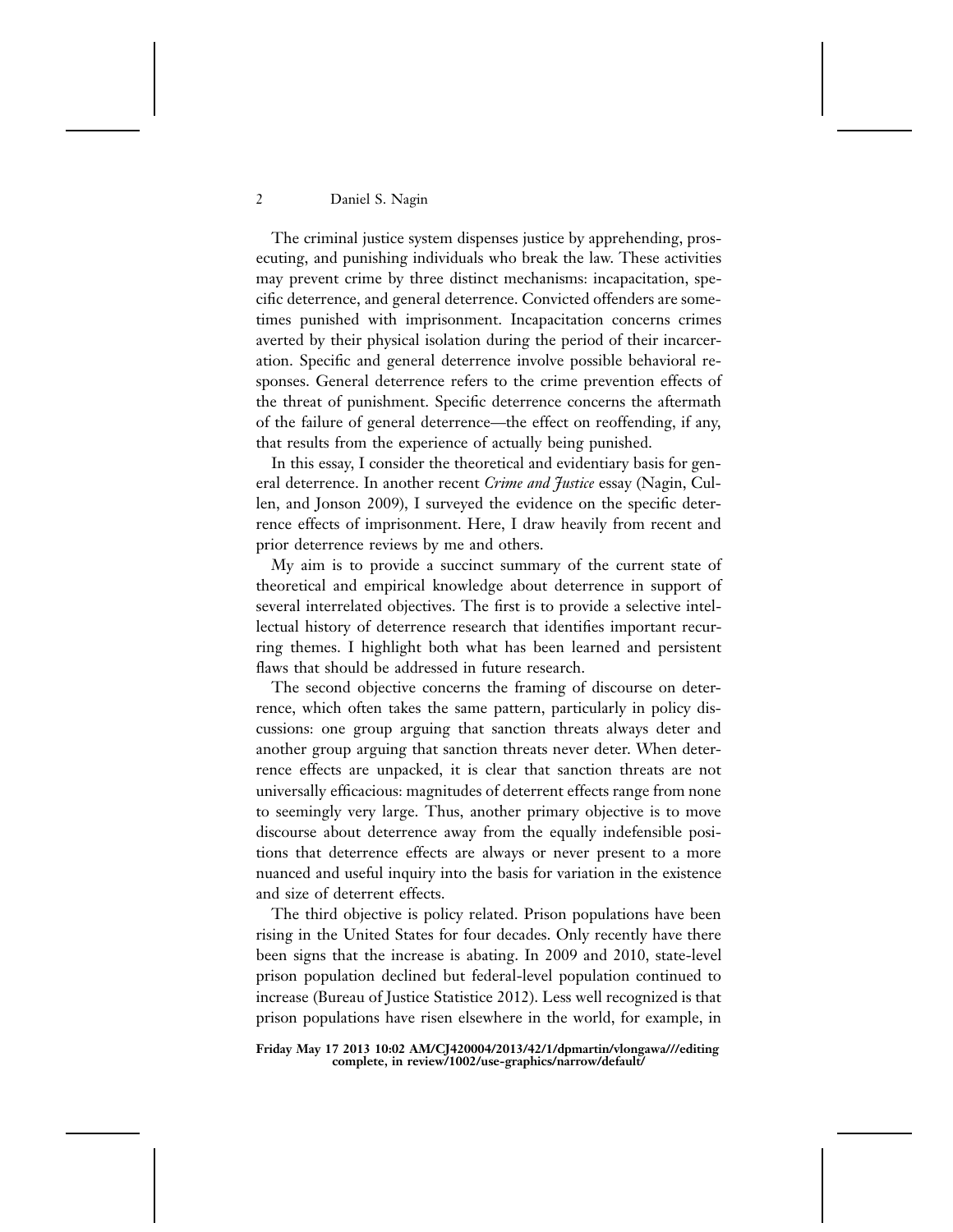The criminal justice system dispenses justice by apprehending, prosecuting, and punishing individuals who break the law. These activities may prevent crime by three distinct mechanisms: incapacitation, specific deterrence, and general deterrence. Convicted offenders are sometimes punished with imprisonment. Incapacitation concerns crimes averted by their physical isolation during the period of their incarceration. Specific and general deterrence involve possible behavioral responses. General deterrence refers to the crime prevention effects of the threat of punishment. Specific deterrence concerns the aftermath of the failure of general deterrence—the effect on reoffending, if any, that results from the experience of actually being punished.

In this essay, I consider the theoretical and evidentiary basis for general deterrence. In another recent *Crime and Justice* essay (Nagin, Cullen, and Jonson 2009), I surveyed the evidence on the specific deterrence effects of imprisonment. Here, I draw heavily from recent and prior deterrence reviews by me and others.

My aim is to provide a succinct summary of the current state of theoretical and empirical knowledge about deterrence in support of several interrelated objectives. The first is to provide a selective intellectual history of deterrence research that identifies important recurring themes. I highlight both what has been learned and persistent flaws that should be addressed in future research.

The second objective concerns the framing of discourse on deterrence, which often takes the same pattern, particularly in policy discussions: one group arguing that sanction threats always deter and another group arguing that sanction threats never deter. When deterrence effects are unpacked, it is clear that sanction threats are not universally efficacious: magnitudes of deterrent effects range from none to seemingly very large. Thus, another primary objective is to move discourse about deterrence away from the equally indefensible positions that deterrence effects are always or never present to a more nuanced and useful inquiry into the basis for variation in the existence and size of deterrent effects.

The third objective is policy related. Prison populations have been rising in the United States for four decades. Only recently have there been signs that the increase is abating. In 2009 and 2010, state-level prison population declined but federal-level population continued to increase (Bureau of Justice Statistice 2012). Less well recognized is that prison populations have risen elsewhere in the world, for example, in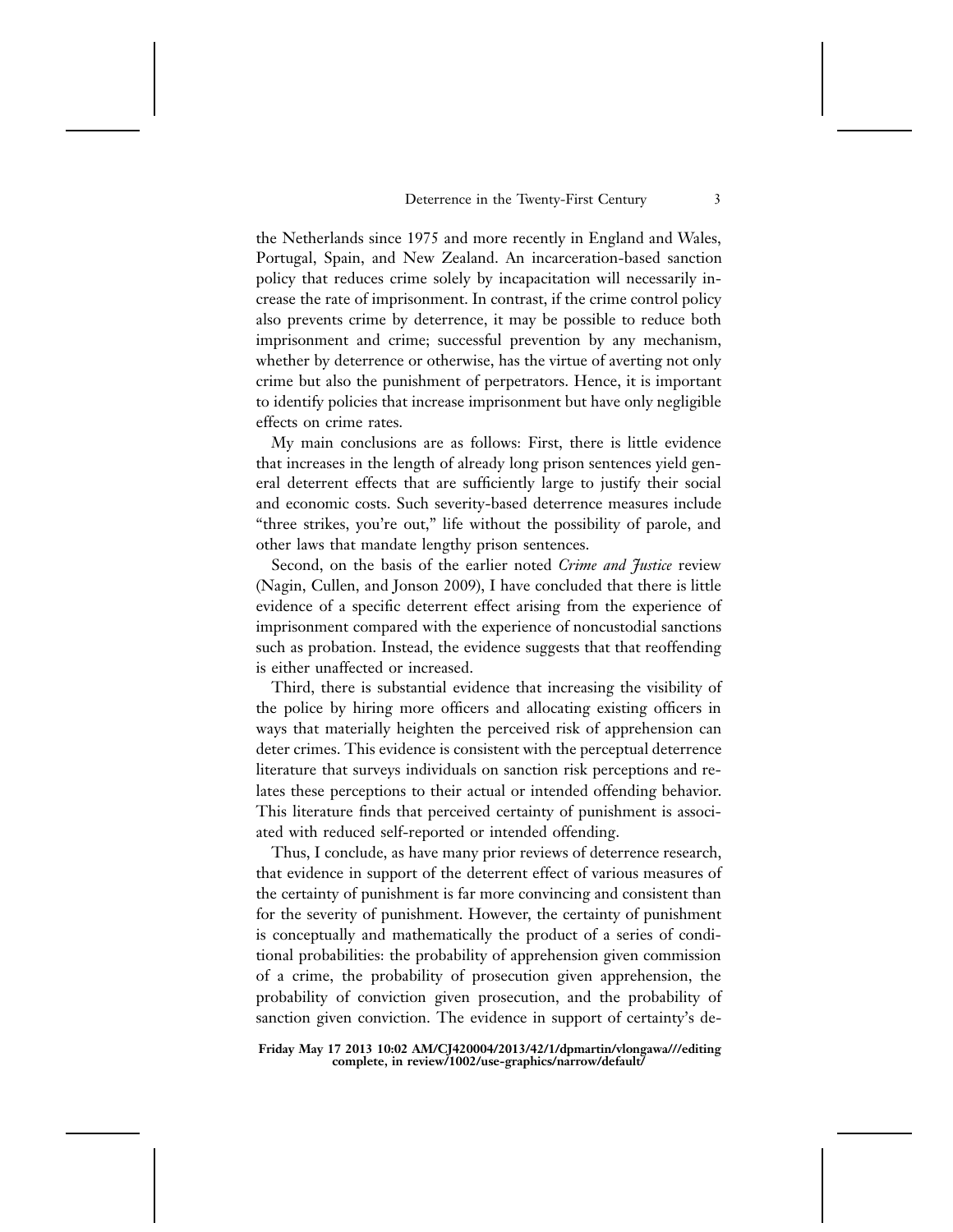the Netherlands since 1975 and more recently in England and Wales, Portugal, Spain, and New Zealand. An incarceration-based sanction policy that reduces crime solely by incapacitation will necessarily increase the rate of imprisonment. In contrast, if the crime control policy also prevents crime by deterrence, it may be possible to reduce both imprisonment and crime; successful prevention by any mechanism, whether by deterrence or otherwise, has the virtue of averting not only crime but also the punishment of perpetrators. Hence, it is important to identify policies that increase imprisonment but have only negligible effects on crime rates.

My main conclusions are as follows: First, there is little evidence that increases in the length of already long prison sentences yield general deterrent effects that are sufficiently large to justify their social and economic costs. Such severity-based deterrence measures include "three strikes, you're out," life without the possibility of parole, and other laws that mandate lengthy prison sentences.

Second, on the basis of the earlier noted *Crime and Justice* review (Nagin, Cullen, and Jonson 2009), I have concluded that there is little evidence of a specific deterrent effect arising from the experience of imprisonment compared with the experience of noncustodial sanctions such as probation. Instead, the evidence suggests that that reoffending is either unaffected or increased.

Third, there is substantial evidence that increasing the visibility of the police by hiring more officers and allocating existing officers in ways that materially heighten the perceived risk of apprehension can deter crimes. This evidence is consistent with the perceptual deterrence literature that surveys individuals on sanction risk perceptions and relates these perceptions to their actual or intended offending behavior. This literature finds that perceived certainty of punishment is associated with reduced self-reported or intended offending.

Thus, I conclude, as have many prior reviews of deterrence research, that evidence in support of the deterrent effect of various measures of the certainty of punishment is far more convincing and consistent than for the severity of punishment. However, the certainty of punishment is conceptually and mathematically the product of a series of conditional probabilities: the probability of apprehension given commission of a crime, the probability of prosecution given apprehension, the probability of conviction given prosecution, and the probability of sanction given conviction. The evidence in support of certainty's de-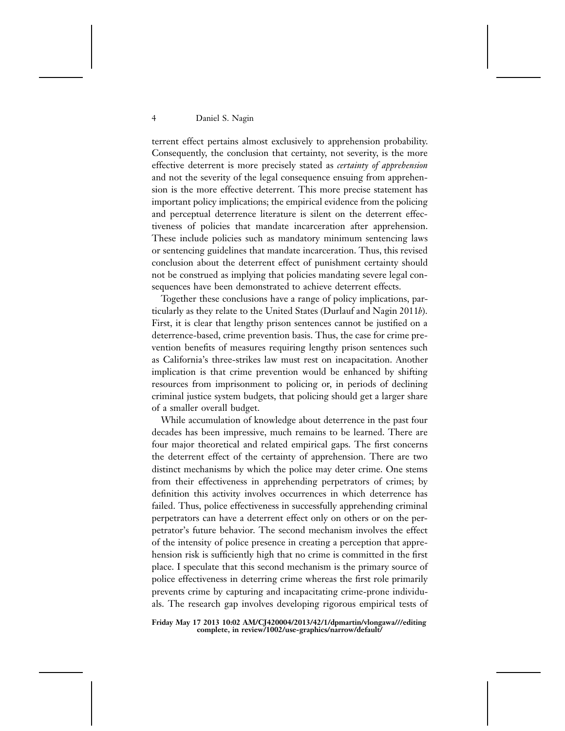terrent effect pertains almost exclusively to apprehension probability. Consequently, the conclusion that certainty, not severity, is the more effective deterrent is more precisely stated as *certainty of apprehension* and not the severity of the legal consequence ensuing from apprehension is the more effective deterrent. This more precise statement has important policy implications; the empirical evidence from the policing and perceptual deterrence literature is silent on the deterrent effectiveness of policies that mandate incarceration after apprehension. These include policies such as mandatory minimum sentencing laws or sentencing guidelines that mandate incarceration. Thus, this revised conclusion about the deterrent effect of punishment certainty should not be construed as implying that policies mandating severe legal consequences have been demonstrated to achieve deterrent effects.

Together these conclusions have a range of policy implications, particularly as they relate to the United States (Durlauf and Nagin 2011*b*). First, it is clear that lengthy prison sentences cannot be justified on a deterrence-based, crime prevention basis. Thus, the case for crime prevention benefits of measures requiring lengthy prison sentences such as California's three-strikes law must rest on incapacitation. Another implication is that crime prevention would be enhanced by shifting resources from imprisonment to policing or, in periods of declining criminal justice system budgets, that policing should get a larger share of a smaller overall budget.

While accumulation of knowledge about deterrence in the past four decades has been impressive, much remains to be learned. There are four major theoretical and related empirical gaps. The first concerns the deterrent effect of the certainty of apprehension. There are two distinct mechanisms by which the police may deter crime. One stems from their effectiveness in apprehending perpetrators of crimes; by definition this activity involves occurrences in which deterrence has failed. Thus, police effectiveness in successfully apprehending criminal perpetrators can have a deterrent effect only on others or on the perpetrator's future behavior. The second mechanism involves the effect of the intensity of police presence in creating a perception that apprehension risk is sufficiently high that no crime is committed in the first place. I speculate that this second mechanism is the primary source of police effectiveness in deterring crime whereas the first role primarily prevents crime by capturing and incapacitating crime-prone individuals. The research gap involves developing rigorous empirical tests of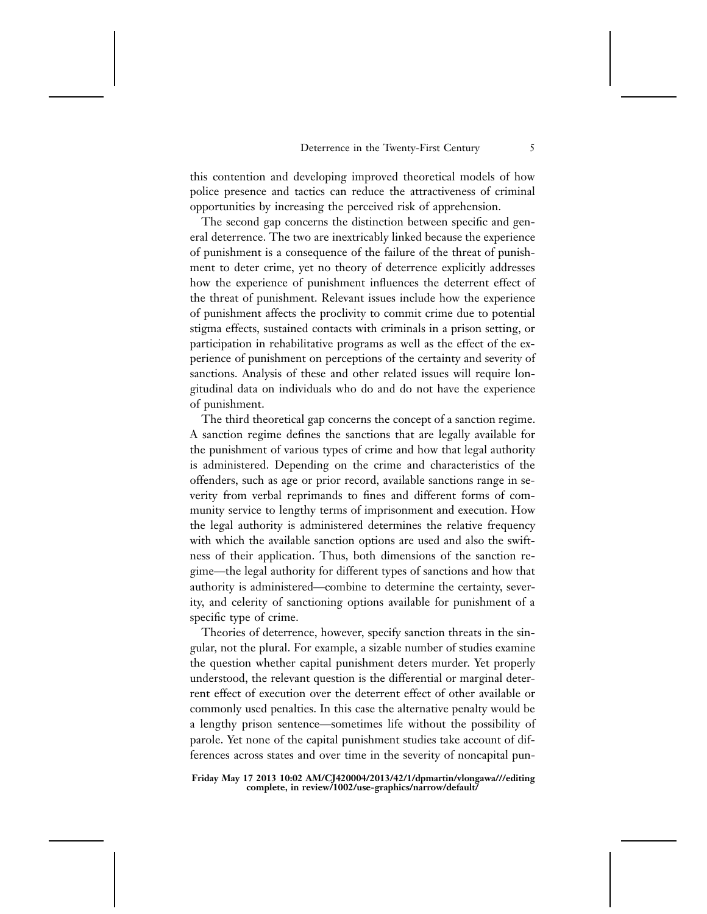this contention and developing improved theoretical models of how police presence and tactics can reduce the attractiveness of criminal opportunities by increasing the perceived risk of apprehension.

The second gap concerns the distinction between specific and general deterrence. The two are inextricably linked because the experience of punishment is a consequence of the failure of the threat of punishment to deter crime, yet no theory of deterrence explicitly addresses how the experience of punishment influences the deterrent effect of the threat of punishment. Relevant issues include how the experience of punishment affects the proclivity to commit crime due to potential stigma effects, sustained contacts with criminals in a prison setting, or participation in rehabilitative programs as well as the effect of the experience of punishment on perceptions of the certainty and severity of sanctions. Analysis of these and other related issues will require longitudinal data on individuals who do and do not have the experience of punishment.

The third theoretical gap concerns the concept of a sanction regime. A sanction regime defines the sanctions that are legally available for the punishment of various types of crime and how that legal authority is administered. Depending on the crime and characteristics of the offenders, such as age or prior record, available sanctions range in severity from verbal reprimands to fines and different forms of community service to lengthy terms of imprisonment and execution. How the legal authority is administered determines the relative frequency with which the available sanction options are used and also the swiftness of their application. Thus, both dimensions of the sanction regime—the legal authority for different types of sanctions and how that authority is administered—combine to determine the certainty, severity, and celerity of sanctioning options available for punishment of a specific type of crime.

Theories of deterrence, however, specify sanction threats in the singular, not the plural. For example, a sizable number of studies examine the question whether capital punishment deters murder. Yet properly understood, the relevant question is the differential or marginal deterrent effect of execution over the deterrent effect of other available or commonly used penalties. In this case the alternative penalty would be a lengthy prison sentence—sometimes life without the possibility of parole. Yet none of the capital punishment studies take account of differences across states and over time in the severity of noncapital pun-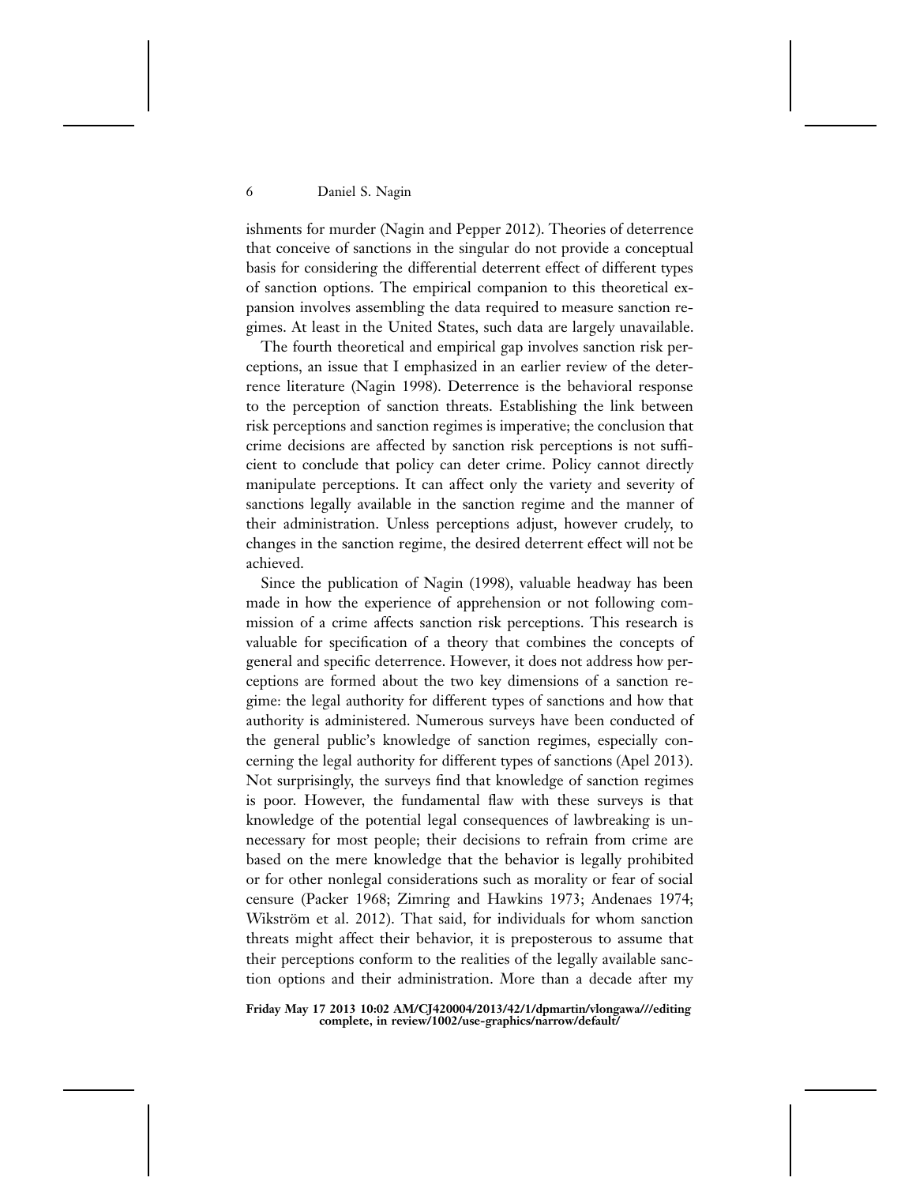ishments for murder (Nagin and Pepper 2012). Theories of deterrence that conceive of sanctions in the singular do not provide a conceptual basis for considering the differential deterrent effect of different types of sanction options. The empirical companion to this theoretical expansion involves assembling the data required to measure sanction regimes. At least in the United States, such data are largely unavailable.

The fourth theoretical and empirical gap involves sanction risk perceptions, an issue that I emphasized in an earlier review of the deterrence literature (Nagin 1998). Deterrence is the behavioral response to the perception of sanction threats. Establishing the link between risk perceptions and sanction regimes is imperative; the conclusion that crime decisions are affected by sanction risk perceptions is not sufficient to conclude that policy can deter crime. Policy cannot directly manipulate perceptions. It can affect only the variety and severity of sanctions legally available in the sanction regime and the manner of their administration. Unless perceptions adjust, however crudely, to changes in the sanction regime, the desired deterrent effect will not be achieved.

Since the publication of Nagin (1998), valuable headway has been made in how the experience of apprehension or not following commission of a crime affects sanction risk perceptions. This research is valuable for specification of a theory that combines the concepts of general and specific deterrence. However, it does not address how perceptions are formed about the two key dimensions of a sanction regime: the legal authority for different types of sanctions and how that authority is administered. Numerous surveys have been conducted of the general public's knowledge of sanction regimes, especially concerning the legal authority for different types of sanctions (Apel 2013). Not surprisingly, the surveys find that knowledge of sanction regimes is poor. However, the fundamental flaw with these surveys is that knowledge of the potential legal consequences of lawbreaking is unnecessary for most people; their decisions to refrain from crime are based on the mere knowledge that the behavior is legally prohibited or for other nonlegal considerations such as morality or fear of social censure (Packer 1968; Zimring and Hawkins 1973; Andenaes 1974; Wikström et al. 2012). That said, for individuals for whom sanction threats might affect their behavior, it is preposterous to assume that their perceptions conform to the realities of the legally available sanction options and their administration. More than a decade after my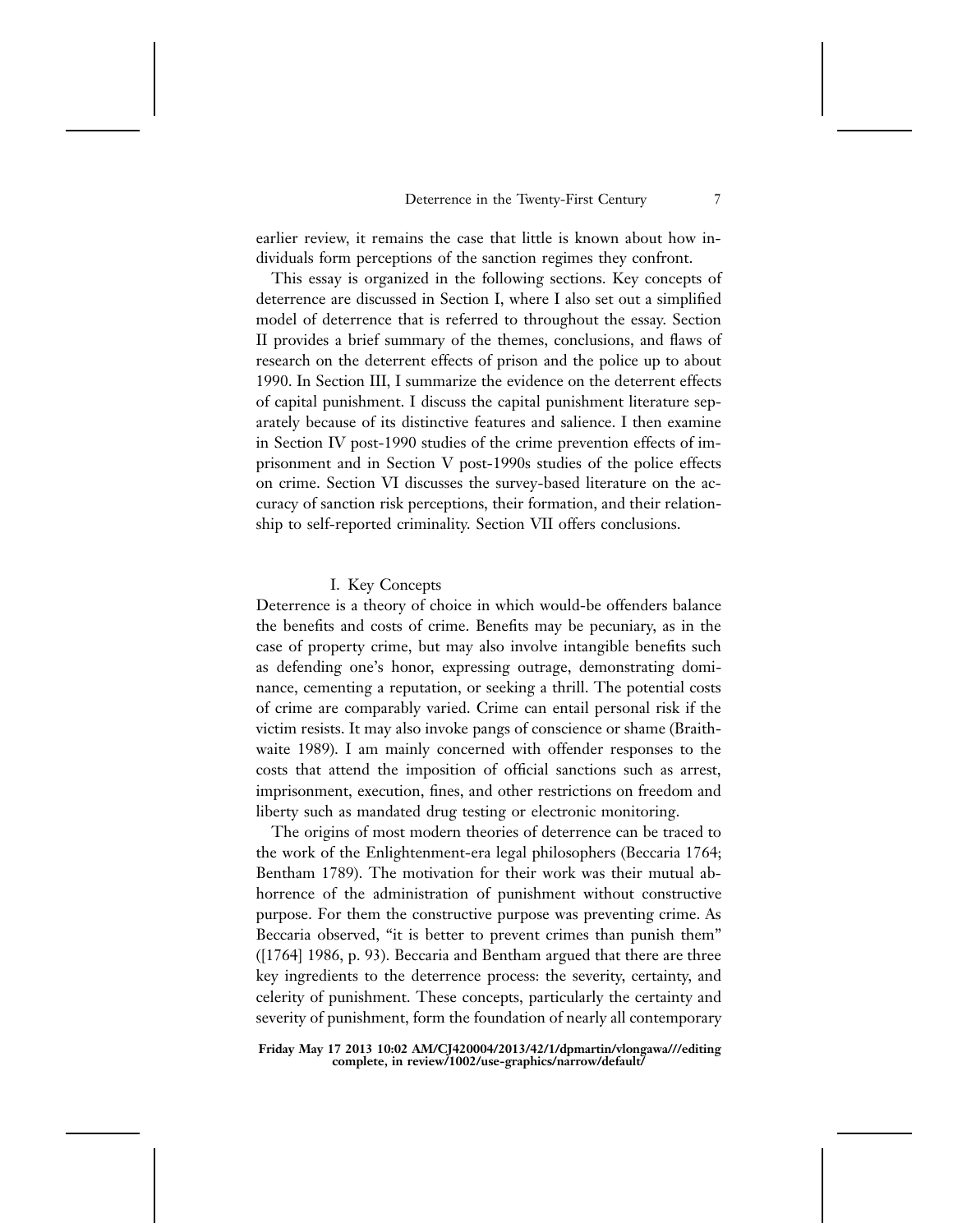earlier review, it remains the case that little is known about how individuals form perceptions of the sanction regimes they confront.

This essay is organized in the following sections. Key concepts of deterrence are discussed in Section I, where I also set out a simplified model of deterrence that is referred to throughout the essay. Section II provides a brief summary of the themes, conclusions, and flaws of research on the deterrent effects of prison and the police up to about 1990. In Section III, I summarize the evidence on the deterrent effects of capital punishment. I discuss the capital punishment literature separately because of its distinctive features and salience. I then examine in Section IV post-1990 studies of the crime prevention effects of imprisonment and in Section V post-1990s studies of the police effects on crime. Section VI discusses the survey-based literature on the accuracy of sanction risk perceptions, their formation, and their relationship to self-reported criminality. Section VII offers conclusions.

## I. Key Concepts

Deterrence is a theory of choice in which would-be offenders balance the benefits and costs of crime. Benefits may be pecuniary, as in the case of property crime, but may also involve intangible benefits such as defending one's honor, expressing outrage, demonstrating dominance, cementing a reputation, or seeking a thrill. The potential costs of crime are comparably varied. Crime can entail personal risk if the victim resists. It may also invoke pangs of conscience or shame (Braithwaite 1989). I am mainly concerned with offender responses to the costs that attend the imposition of official sanctions such as arrest, imprisonment, execution, fines, and other restrictions on freedom and liberty such as mandated drug testing or electronic monitoring.

The origins of most modern theories of deterrence can be traced to the work of the Enlightenment-era legal philosophers (Beccaria 1764; Bentham 1789). The motivation for their work was their mutual abhorrence of the administration of punishment without constructive purpose. For them the constructive purpose was preventing crime. As Beccaria observed, "it is better to prevent crimes than punish them" ([1764] 1986, p. 93). Beccaria and Bentham argued that there are three key ingredients to the deterrence process: the severity, certainty, and celerity of punishment. These concepts, particularly the certainty and severity of punishment, form the foundation of nearly all contemporary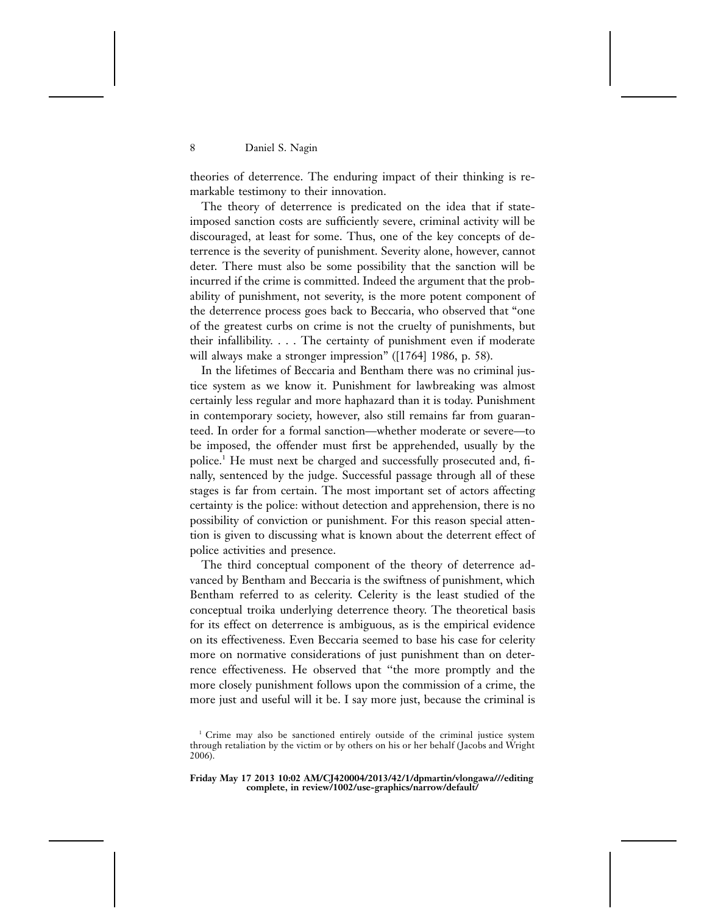theories of deterrence. The enduring impact of their thinking is remarkable testimony to their innovation.

The theory of deterrence is predicated on the idea that if state-imposed sanction costs are sufficiently severe, criminal activity will be discouraged, at least for some. Thus, one of the key concepts of deterrence is the severity of punishment. Severity alone, however, cannot deter. There must also be some possibility that the sanction will be incurred if the crime is committed. Indeed the argument that the probability of punishment, not severity, is the more potent component of the deterrence process goes back to Beccaria, who observed that "one of the greatest curbs on crime is not the cruelty of punishments, but their infallibility. . . . The certainty of punishment even if moderate will always make a stronger impression" ([1764] 1986, p. 58).

In the lifetimes of Beccaria and Bentham there was no criminal justice system as we know it. Punishment for lawbreaking was almost certainly less regular and more haphazard than it is today. Punishment in contemporary society, however, also still remains far from guaranteed. In order for a formal sanction—whether moderate or severe—to be imposed, the offender must first be apprehended, usually by the police.[1] He must next be charged and successfully prosecuted and, finally, sentenced by the judge. Successful passage through all of these stages is far from certain. The most important set of actors affecting certainty is the police: without detection and apprehension, there is no possibility of conviction or punishment. For this reason special attention is given to discussing what is known about the deterrent effect of police activities and presence.

The third conceptual component of the theory of deterrence advanced by Bentham and Beccaria is the swiftness of punishment, which Bentham referred to as celerity. Celerity is the least studied of the conceptual troika underlying deterrence theory. The theoretical basis for its effect on deterrence is ambiguous, as is the empirical evidence on its effectiveness. Even Beccaria seemed to base his case for celerity more on normative considerations of just punishment than on deterrence effectiveness. He observed that "the more promptly and the more closely punishment follows upon the commission of a crime, the more just and useful will it be. I say more just, because the criminal is

[1] Crime may also be sanctioned entirely outside of the criminal justice system through retaliation by the victim or by others on his or her behalf (Jacobs and Wright 2006).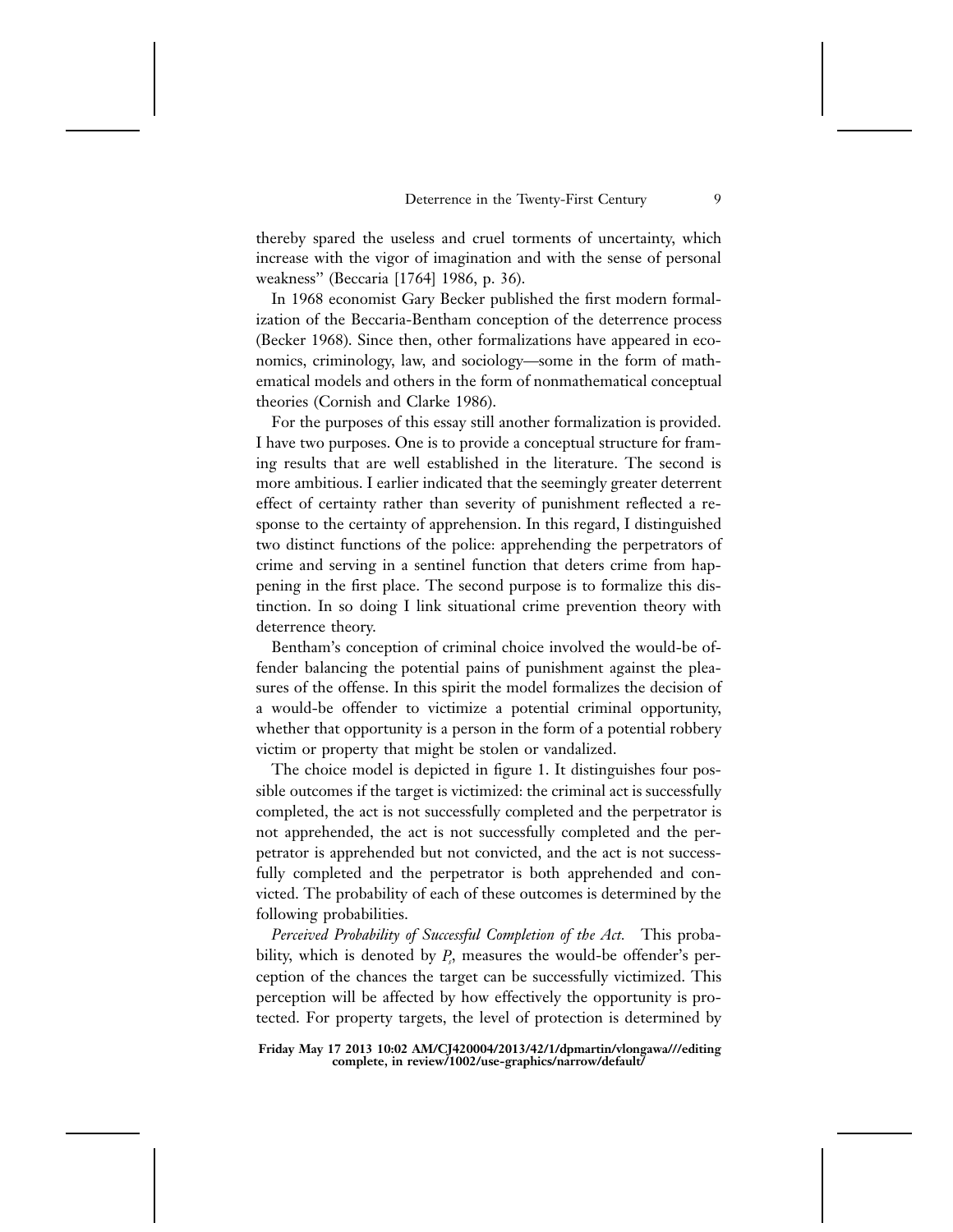thereby spared the useless and cruel torments of uncertainty, which increase with the vigor of imagination and with the sense of personal weakness" (Beccaria [1764] 1986, p. 36).

In 1968 economist Gary Becker published the first modern formalization of the Beccaria-Bentham conception of the deterrence process (Becker 1968). Since then, other formalizations have appeared in economics, criminology, law, and sociology—some in the form of mathematical models and others in the form of nonmathematical conceptual theories (Cornish and Clarke 1986).

For the purposes of this essay still another formalization is provided. I have two purposes. One is to provide a conceptual structure for framing results that are well established in the literature. The second is more ambitious. I earlier indicated that the seemingly greater deterrent effect of certainty rather than severity of punishment reflected a response to the certainty of apprehension. In this regard, I distinguished two distinct functions of the police: apprehending the perpetrators of crime and serving in a sentinel function that deters crime from happening in the first place. The second purpose is to formalize this distinction. In so doing I link situational crime prevention theory with deterrence theory.

Bentham's conception of criminal choice involved the would-be offender balancing the potential pains of punishment against the pleasures of the offense. In this spirit the model formalizes the decision of a would-be offender to victimize a potential criminal opportunity, whether that opportunity is a person in the form of a potential robbery victim or property that might be stolen or vandalized.

The choice model is depicted in figure 1. It distinguishes four possible outcomes if the target is victimized: the criminal act is successfully completed, the act is not successfully completed and the perpetrator is not apprehended, the act is not successfully completed and the perpetrator is apprehended but not convicted, and the act is not successfully completed and the perpetrator is both apprehended and convicted. The probability of each of these outcomes is determined by the following probabilities.

*Perceived Probability of Successful Completion of the Act.* This probability, which is denoted by $P_s$, measures the would-be offender's perception of the chances the target can be successfully victimized. This perception will be affected by how effectively the opportunity is protected. For property targets, the level of protection is determined by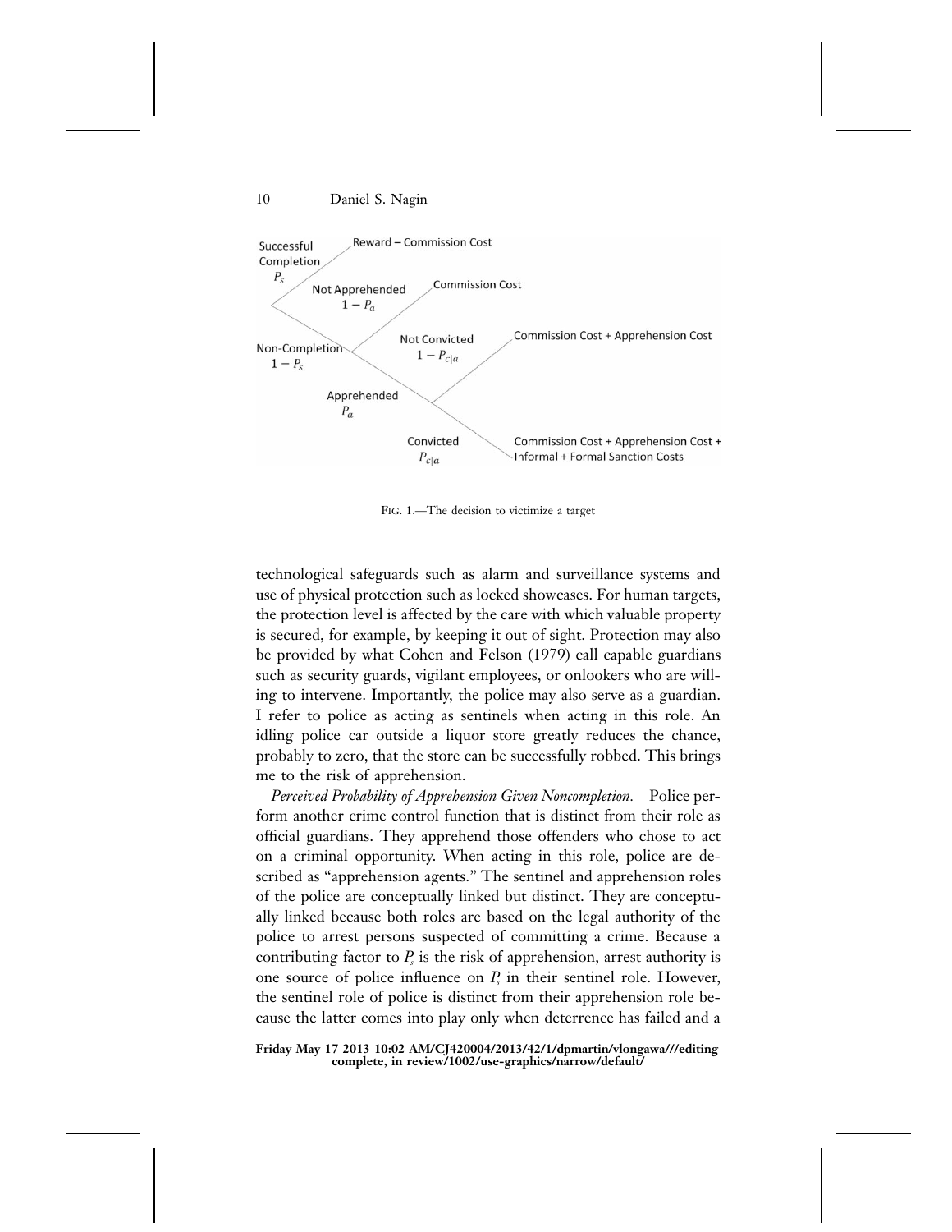FIG. 1.—The decision to victimize a target

technological safeguards such as alarm and surveillance systems and use of physical protection such as locked showcases. For human targets, the protection level is affected by the care with which valuable property is secured, for example, by keeping it out of sight. Protection may also be provided by what Cohen and Felson (1979) call capable guardians such as security guards, vigilant employees, or onlookers who are willing to intervene. Importantly, the police may also serve as a guardian. I refer to police as acting as sentinels when acting in this role. An idling police car outside a liquor store greatly reduces the chance, probably to zero, that the store can be successfully robbed. This brings me to the risk of apprehension.

*Perceived Probability of Apprehension Given Noncompletion.* Police perform another crime control function that is distinct from their role as official guardians. They apprehend those offenders who chose to act on a criminal opportunity. When acting in this role, police are described as "apprehension agents." The sentinel and apprehension roles of the police are conceptually linked but distinct. They are conceptually linked because both roles are based on the legal authority of the police to arrest persons suspected of committing a crime. Because a contributing factor to $P_s$ is the risk of apprehension, arrest authority is one source of police influence on $P_s$ in their sentinel role. However, the sentinel role of police is distinct from their apprehension role because the latter comes into play only when deterrence has failed and a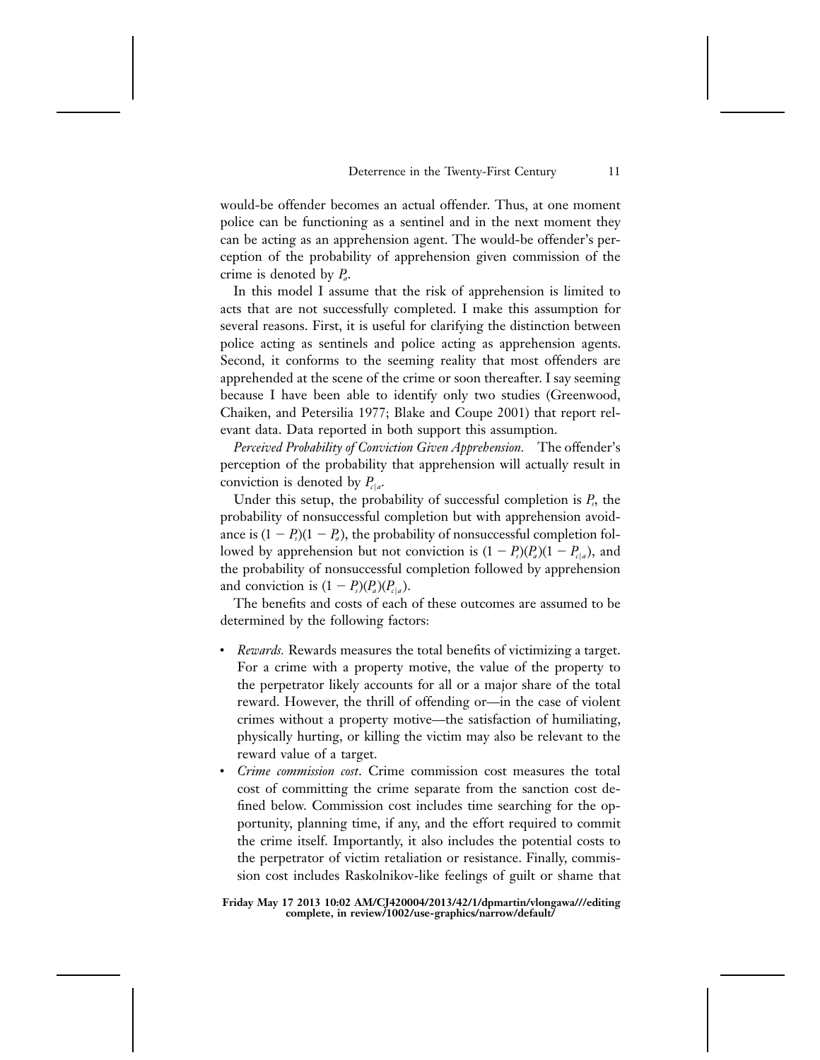would-be offender becomes an actual offender. Thus, at one moment police can be functioning as a sentinel and in the next moment they can be acting as an apprehension agent. The would-be offender's perception of the probability of apprehension given commission of the crime is denoted by $P_a$.

In this model I assume that the risk of apprehension is limited to acts that are not successfully completed. I make this assumption for several reasons. First, it is useful for clarifying the distinction between police acting as sentinels and police acting as apprehension agents. Second, it conforms to the seeming reality that most offenders are apprehended at the scene of the crime or soon thereafter. I say seeming because I have been able to identify only two studies (Greenwood, Chaiken, and Petersilia 1977; Blake and Coupe 2001) that report relevant data. Data reported in both support this assumption.

*Perceived Probability of Conviction Given Apprehension.* The offender's perception of the probability that apprehension will actually result in conviction is denoted by $P_{c|a}$.

Under this setup, the probability of successful completion is $P_s$, the probability of nonsuccessful completion but with apprehension avoidance is $(1 - P_s)(1 - P_a)$, the probability of nonsuccessful completion followed by apprehension but not conviction is $(1 - P_s)(P_a)(1 - P_{c|a})$, and the probability of nonsuccessful completion followed by apprehension and conviction is $(1 - P_s)(P_a)(P_{c|a})$.

The benefits and costs of each of these outcomes are assumed to be determined by the following factors:

- *Rewards.* Rewards measures the total benefits of victimizing a target. For a crime with a property motive, the value of the property to the perpetrator likely accounts for all or a major share of the total reward. However, the thrill of offending or—in the case of violent crimes without a property motive—the satisfaction of humiliating, physically hurting, or killing the victim may also be relevant to the reward value of a target.
- *Crime commission cost*. Crime commission cost measures the total cost of committing the crime separate from the sanction cost defined below. Commission cost includes time searching for the opportunity, planning time, if any, and the effort required to commit the crime itself. Importantly, it also includes the potential costs to the perpetrator of victim retaliation or resistance. Finally, commission cost includes Raskolnikov-like feelings of guilt or shame that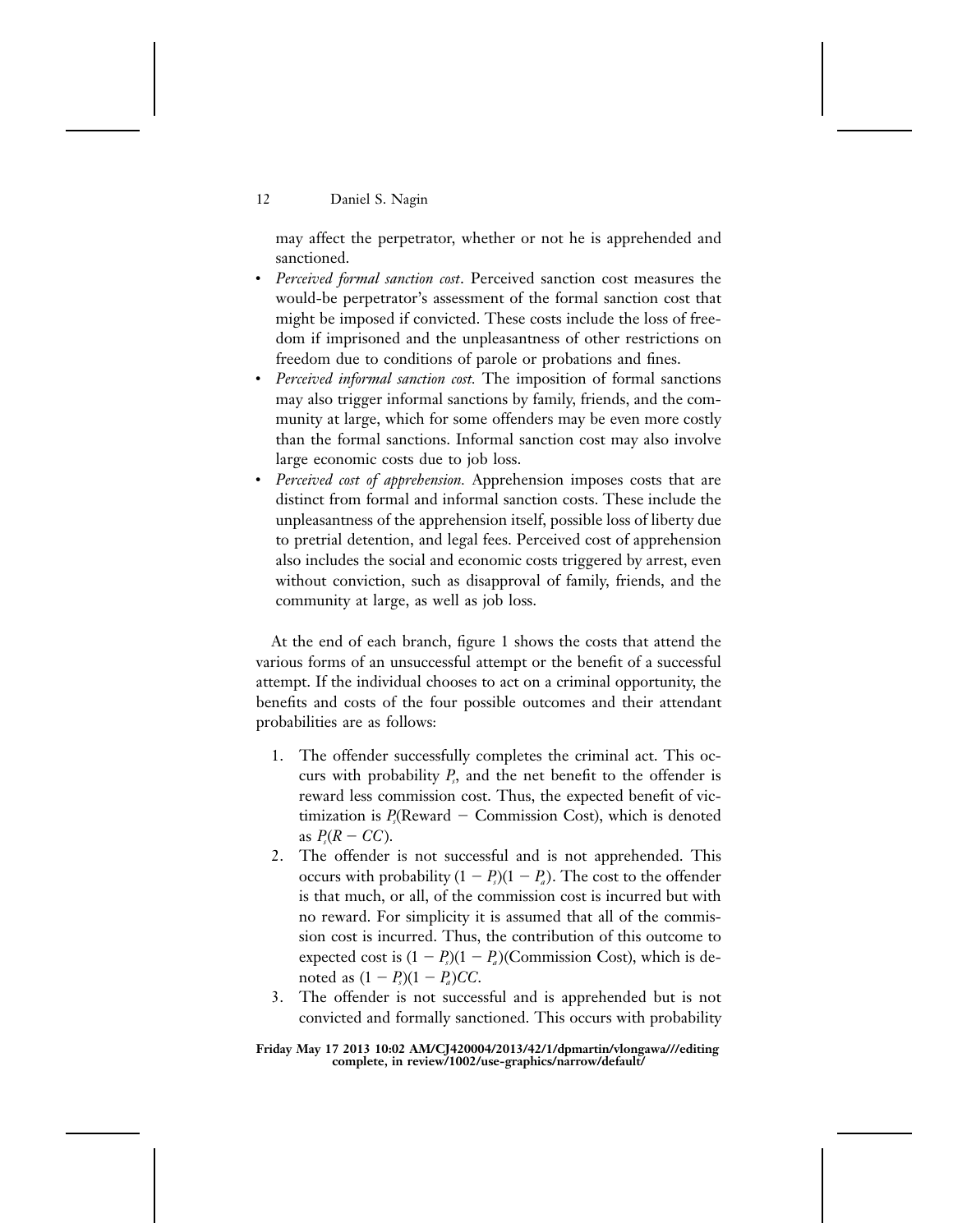may affect the perpetrator, whether or not he is apprehended and sanctioned.

- *Perceived formal sanction cost*. Perceived sanction cost measures the would-be perpetrator's assessment of the formal sanction cost that might be imposed if convicted. These costs include the loss of freedom if imprisoned and the unpleasantness of other restrictions on freedom due to conditions of parole or probations and fines.
- *Perceived informal sanction cost.* The imposition of formal sanctions may also trigger informal sanctions by family, friends, and the community at large, which for some offenders may be even more costly than the formal sanctions. Informal sanction cost may also involve large economic costs due to job loss.
- *Perceived cost of apprehension.* Apprehension imposes costs that are distinct from formal and informal sanction costs. These include the unpleasantness of the apprehension itself, possible loss of liberty due to pretrial detention, and legal fees. Perceived cost of apprehension also includes the social and economic costs triggered by arrest, even without conviction, such as disapproval of family, friends, and the community at large, as well as job loss.

At the end of each branch, figure 1 shows the costs that attend the various forms of an unsuccessful attempt or the benefit of a successful attempt. If the individual chooses to act on a criminal opportunity, the benefits and costs of the four possible outcomes and their attendant probabilities are as follows:

1. The offender successfully completes the criminal act. This occurs with probability $P_s$, and the net benefit to the offender is reward less commission cost. Thus, the expected benefit of victimization is $P_s$(Reward − Commission Cost), which is denoted as $P_s(R - CC)$.
2. The offender is not successful and is not apprehended. This occurs with probability $(1 - P_s)(1 - P_a)$. The cost to the offender is that much, or all, of the commission cost is incurred but with no reward. For simplicity it is assumed that all of the commission cost is incurred. Thus, the contribution of this outcome to expected cost is $(1 - P_s)(1 - P_a)$(Commission Cost), which is denoted as $(1 - P_s)(1 - P_a)CC$.
3. The offender is not successful and is apprehended but is not convicted and formally sanctioned. This occurs with probability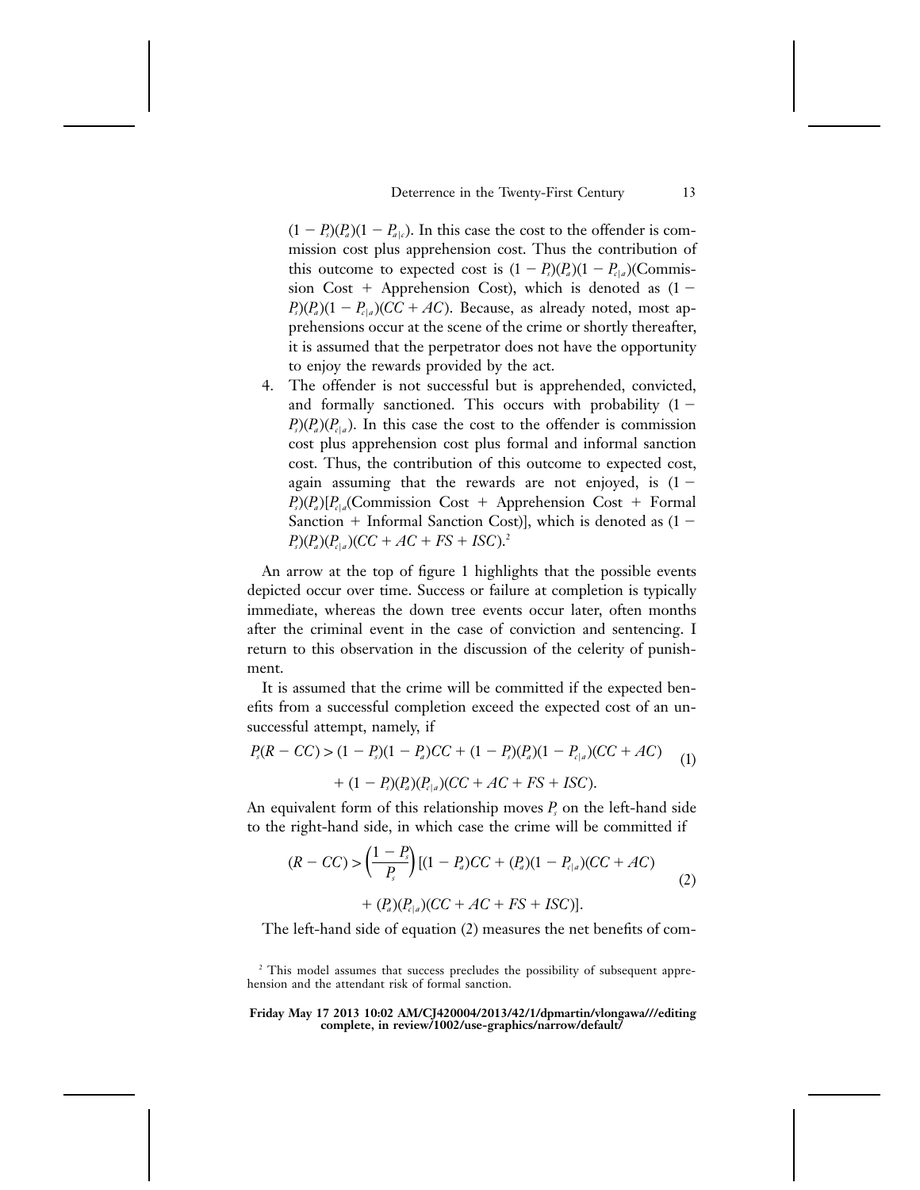$(1 - P_s)(P_a)(1 - P_{a|c})$. In this case the cost to the offender is commission cost plus apprehension cost. Thus the contribution of this outcome to expected cost is $(1 - P_s)(P_a)(1 - P_{c|a})$(Commission Cost + Apprehension Cost), which is denoted as $(1 - P_s)(P_a)(1 - P_{c|a})(CC + AC)$. Because, as already noted, most apprehensions occur at the scene of the crime or shortly thereafter, it is assumed that the perpetrator does not have the opportunity to enjoy the rewards provided by the act.

4. The offender is not successful but is apprehended, convicted, and formally sanctioned. This occurs with probability $(1 - P_s)(P_a)(P_{c|a})$. In this case the cost to the offender is commission cost plus apprehension cost plus formal and informal sanction cost. Thus, the contribution of this outcome to expected cost, again assuming that the rewards are not enjoyed, is $(1 - P_s)(P_a)[P_{c|a}$(Commission Cost + Apprehension Cost + Formal Sanction + Informal Sanction Cost)], which is denoted as $(1 - P_s)(P_a)(P_{c|a})(CC + AC + FS + ISC)$.[2]

An arrow at the top of figure 1 highlights that the possible events depicted occur over time. Success or failure at completion is typically immediate, whereas the down tree events occur later, often months after the criminal event in the case of conviction and sentencing. I return to this observation in the discussion of the celerity of punishment.

It is assumed that the crime will be committed if the expected benefits from a successful completion exceed the expected cost of an unsuccessful attempt, namely, if

$$P_s(R - CC) > (1 - P_s)(1 - P_a)CC + (1 - P_s)(P_a)(1 - P_{c|a})(CC + AC) + (1 - P_s)(P_a)(P_{c|a})(CC + AC + FS + ISC). \tag{1}$$

An equivalent form of this relationship moves $P_s$ on the left-hand side to the right-hand side, in which case the crime will be committed if

$$(R - CC) > \left(\frac{1 - P_s}{P_s}\right)[(1 - P_a)CC + (P_a)(1 - P_{c|a})(CC + AC) + (P_a)(P_{c|a})(CC + AC + FS + ISC)]. \tag{2}$$

The left-hand side of equation (2) measures the net benefits of com-

[2] This model assumes that success precludes the possibility of subsequent apprehension and the attendant risk of formal sanction.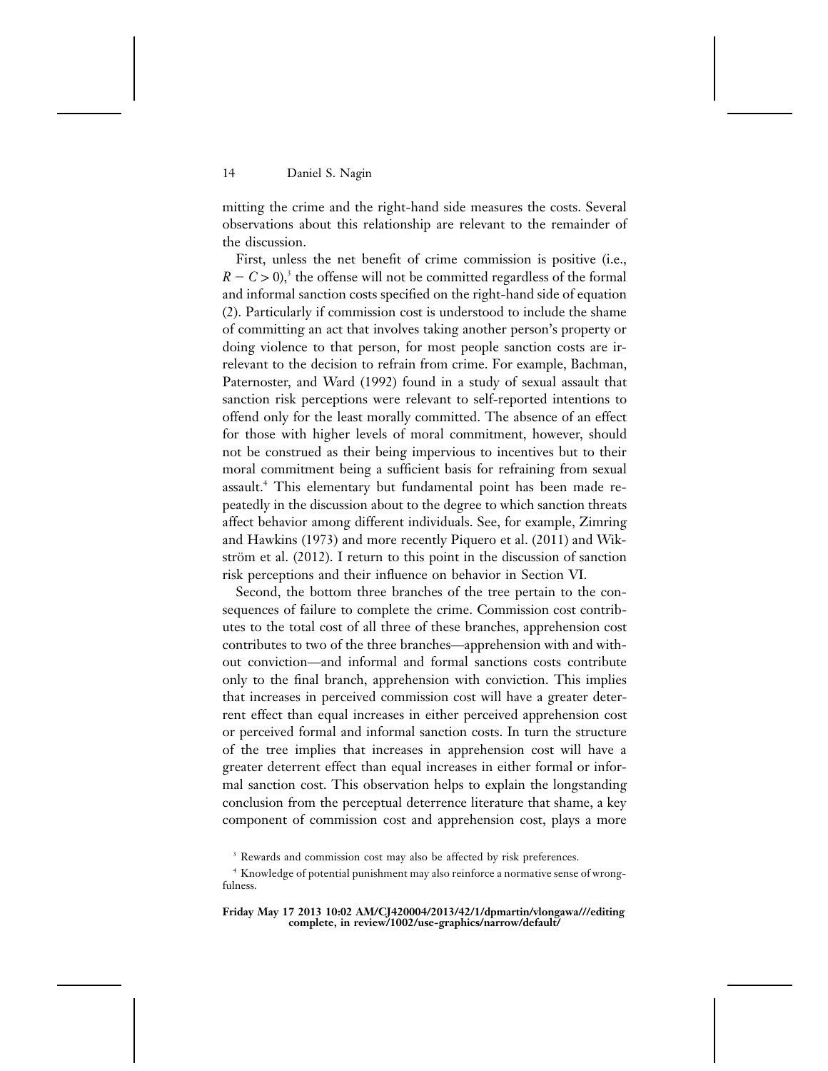mitting the crime and the right-hand side measures the costs. Several observations about this relationship are relevant to the remainder of the discussion.

First, unless the net benefit of crime commission is positive (i.e., $R - C > 0$),[3] the offense will not be committed regardless of the formal and informal sanction costs specified on the right-hand side of equation (2). Particularly if commission cost is understood to include the shame of committing an act that involves taking another person's property or doing violence to that person, for most people sanction costs are irrelevant to the decision to refrain from crime. For example, Bachman, Paternoster, and Ward (1992) found in a study of sexual assault that sanction risk perceptions were relevant to self-reported intentions to offend only for the least morally committed. The absence of an effect for those with higher levels of moral commitment, however, should not be construed as their being impervious to incentives but to their moral commitment being a sufficient basis for refraining from sexual assault.[4] This elementary but fundamental point has been made repeatedly in the discussion about to the degree to which sanction threats affect behavior among different individuals. See, for example, Zimring and Hawkins (1973) and more recently Piquero et al. (2011) and Wikström et al. (2012). I return to this point in the discussion of sanction risk perceptions and their influence on behavior in Section VI.

Second, the bottom three branches of the tree pertain to the consequences of failure to complete the crime. Commission cost contributes to the total cost of all three of these branches, apprehension cost contributes to two of the three branches—apprehension with and without conviction—and informal and formal sanctions costs contribute only to the final branch, apprehension with conviction. This implies that increases in perceived commission cost will have a greater deterrent effect than equal increases in either perceived apprehension cost or perceived formal and informal sanction costs. In turn the structure of the tree implies that increases in apprehension cost will have a greater deterrent effect than equal increases in either formal or informal sanction cost. This observation helps to explain the longstanding conclusion from the perceptual deterrence literature that shame, a key component of commission cost and apprehension cost, plays a more

[3] Rewards and commission cost may also be affected by risk preferences.

[4] Knowledge of potential punishment may also reinforce a normative sense of wrongfulness.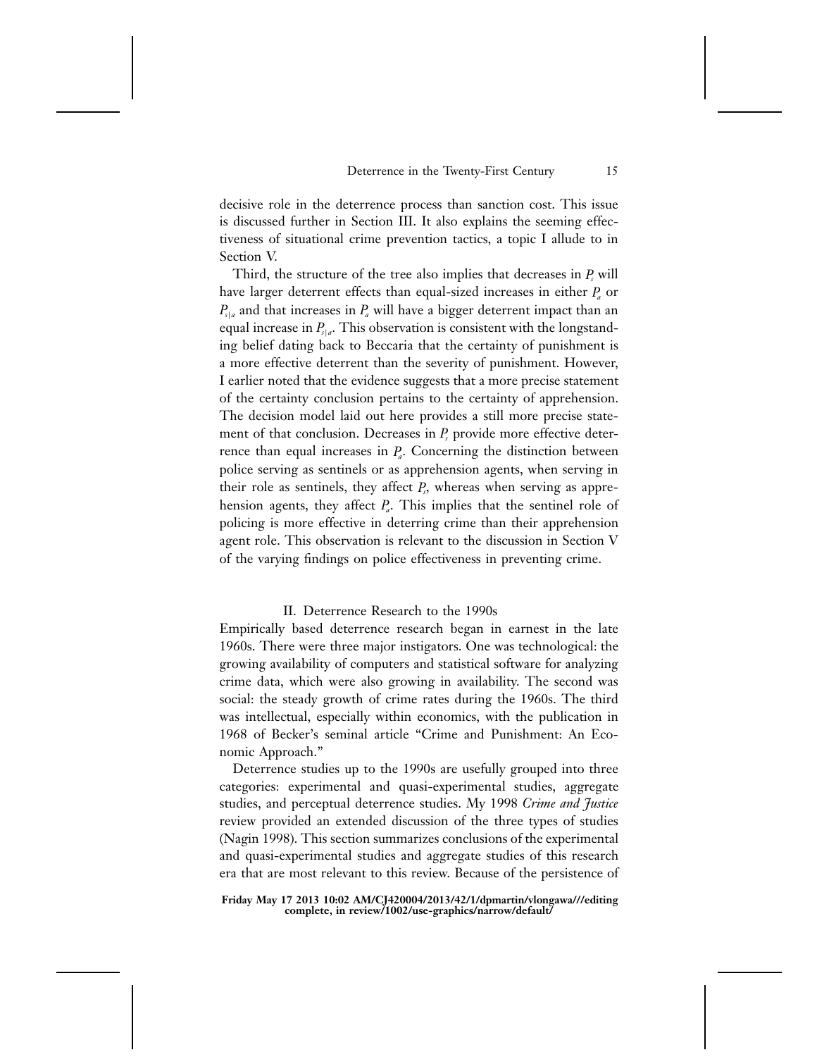decisive role in the deterrence process than sanction cost. This issue is discussed further in Section III. It also explains the seeming effectiveness of situational crime prevention tactics, a topic I allude to in Section V.

Third, the structure of the tree also implies that decreases in $P_s$ will have larger deterrent effects than equal-sized increases in either $P_a$ or $P_{s|a}$ and that increases in $P_a$ will have a bigger deterrent impact than an equal increase in $P_{s|a}$. This observation is consistent with the longstanding belief dating back to Beccaria that the certainty of punishment is a more effective deterrent than the severity of punishment. However, I earlier noted that the evidence suggests that a more precise statement of the certainty conclusion pertains to the certainty of apprehension. The decision model laid out here provides a still more precise statement of that conclusion. Decreases in $P_s$ provide more effective deterrence than equal increases in $P_a$. Concerning the distinction between police serving as sentinels or as apprehension agents, when serving in their role as sentinels, they affect $P_s$, whereas when serving as apprehension agents, they affect $P_a$. This implies that the sentinel role of policing is more effective in deterring crime than their apprehension agent role. This observation is relevant to the discussion in Section V of the varying findings on police effectiveness in preventing crime.

## II. Deterrence Research to the 1990s

Empirically based deterrence research began in earnest in the late 1960s. There were three major instigators. One was technological: the growing availability of computers and statistical software for analyzing crime data, which were also growing in availability. The second was social: the steady growth of crime rates during the 1960s. The third was intellectual, especially within economics, with the publication in 1968 of Becker's seminal article "Crime and Punishment: An Economic Approach."

Deterrence studies up to the 1990s are usefully grouped into three categories: experimental and quasi-experimental studies, aggregate studies, and perceptual deterrence studies. My 1998 *Crime and Justice* review provided an extended discussion of the three types of studies (Nagin 1998). This section summarizes conclusions of the experimental and quasi-experimental studies and aggregate studies of this research era that are most relevant to this review. Because of the persistence of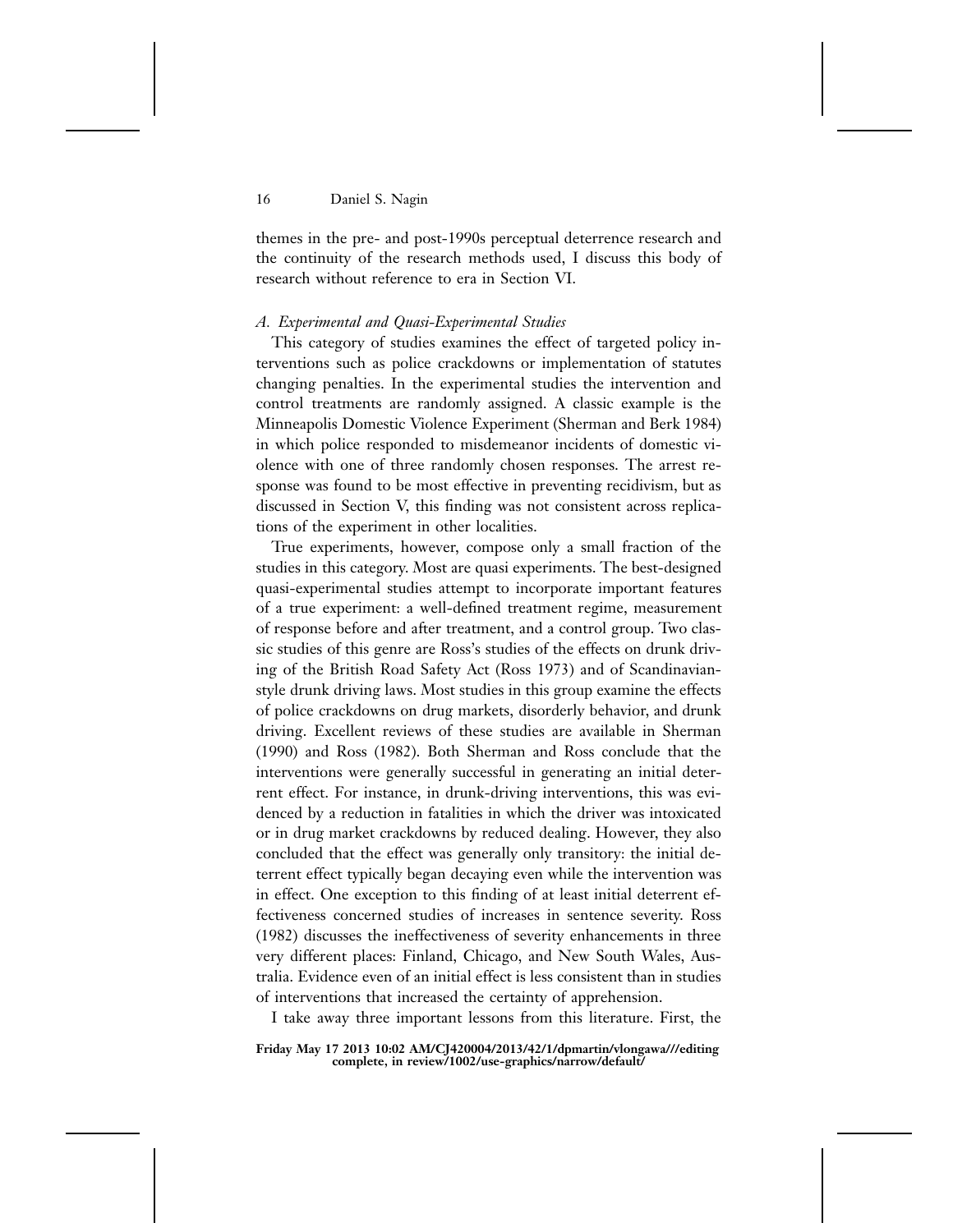themes in the pre- and post-1990s perceptual deterrence research and the continuity of the research methods used, I discuss this body of research without reference to era in Section VI.

### *A. Experimental and Quasi-Experimental Studies*

This category of studies examines the effect of targeted policy interventions such as police crackdowns or implementation of statutes changing penalties. In the experimental studies the intervention and control treatments are randomly assigned. A classic example is the Minneapolis Domestic Violence Experiment (Sherman and Berk 1984) in which police responded to misdemeanor incidents of domestic violence with one of three randomly chosen responses. The arrest response was found to be most effective in preventing recidivism, but as discussed in Section V, this finding was not consistent across replications of the experiment in other localities.

True experiments, however, compose only a small fraction of the studies in this category. Most are quasi experiments. The best-designed quasi-experimental studies attempt to incorporate important features of a true experiment: a well-defined treatment regime, measurement of response before and after treatment, and a control group. Two classic studies of this genre are Ross's studies of the effects on drunk driving of the British Road Safety Act (Ross 1973) and of Scandinavian-style drunk driving laws. Most studies in this group examine the effects of police crackdowns on drug markets, disorderly behavior, and drunk driving. Excellent reviews of these studies are available in Sherman (1990) and Ross (1982). Both Sherman and Ross conclude that the interventions were generally successful in generating an initial deterrent effect. For instance, in drunk-driving interventions, this was evidenced by a reduction in fatalities in which the driver was intoxicated or in drug market crackdowns by reduced dealing. However, they also concluded that the effect was generally only transitory: the initial deterrent effect typically began decaying even while the intervention was in effect. One exception to this finding of at least initial deterrent effectiveness concerned studies of increases in sentence severity. Ross (1982) discusses the ineffectiveness of severity enhancements in three very different places: Finland, Chicago, and New South Wales, Australia. Evidence even of an initial effect is less consistent than in studies of interventions that increased the certainty of apprehension.

I take away three important lessons from this literature. First, the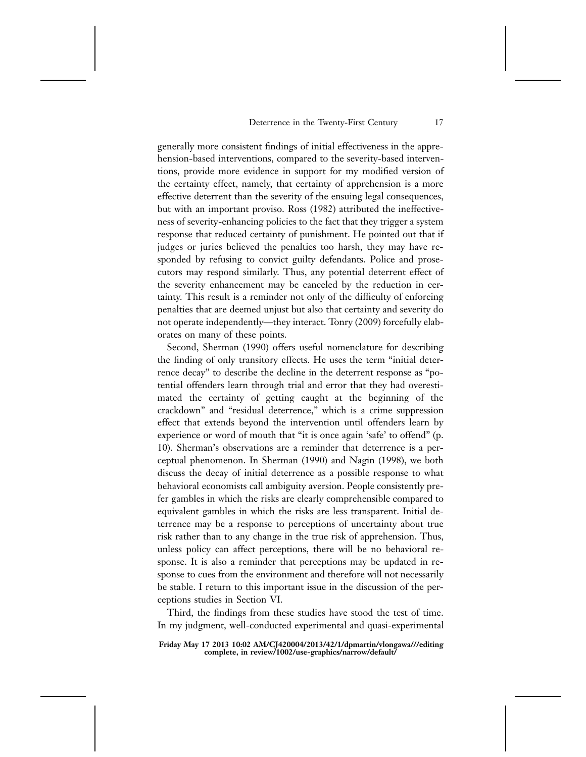generally more consistent findings of initial effectiveness in the apprehension-based interventions, compared to the severity-based interventions, provide more evidence in support for my modified version of the certainty effect, namely, that certainty of apprehension is a more effective deterrent than the severity of the ensuing legal consequences, but with an important proviso. Ross (1982) attributed the ineffectiveness of severity-enhancing policies to the fact that they trigger a system response that reduced certainty of punishment. He pointed out that if judges or juries believed the penalties too harsh, they may have responded by refusing to convict guilty defendants. Police and prosecutors may respond similarly. Thus, any potential deterrent effect of the severity enhancement may be canceled by the reduction in certainty. This result is a reminder not only of the difficulty of enforcing penalties that are deemed unjust but also that certainty and severity do not operate independently—they interact. Tonry (2009) forcefully elaborates on many of these points.

Second, Sherman (1990) offers useful nomenclature for describing the finding of only transitory effects. He uses the term "initial deterrence decay" to describe the decline in the deterrent response as "potential offenders learn through trial and error that they had overestimated the certainty of getting caught at the beginning of the crackdown" and "residual deterrence," which is a crime suppression effect that extends beyond the intervention until offenders learn by experience or word of mouth that "it is once again 'safe' to offend" (p. 10). Sherman's observations are a reminder that deterrence is a perceptual phenomenon. In Sherman (1990) and Nagin (1998), we both discuss the decay of initial deterrence as a possible response to what behavioral economists call ambiguity aversion. People consistently prefer gambles in which the risks are clearly comprehensible compared to equivalent gambles in which the risks are less transparent. Initial deterrence may be a response to perceptions of uncertainty about true risk rather than to any change in the true risk of apprehension. Thus, unless policy can affect perceptions, there will be no behavioral response. It is also a reminder that perceptions may be updated in response to cues from the environment and therefore will not necessarily be stable. I return to this important issue in the discussion of the perceptions studies in Section VI.

Third, the findings from these studies have stood the test of time. In my judgment, well-conducted experimental and quasi-experimental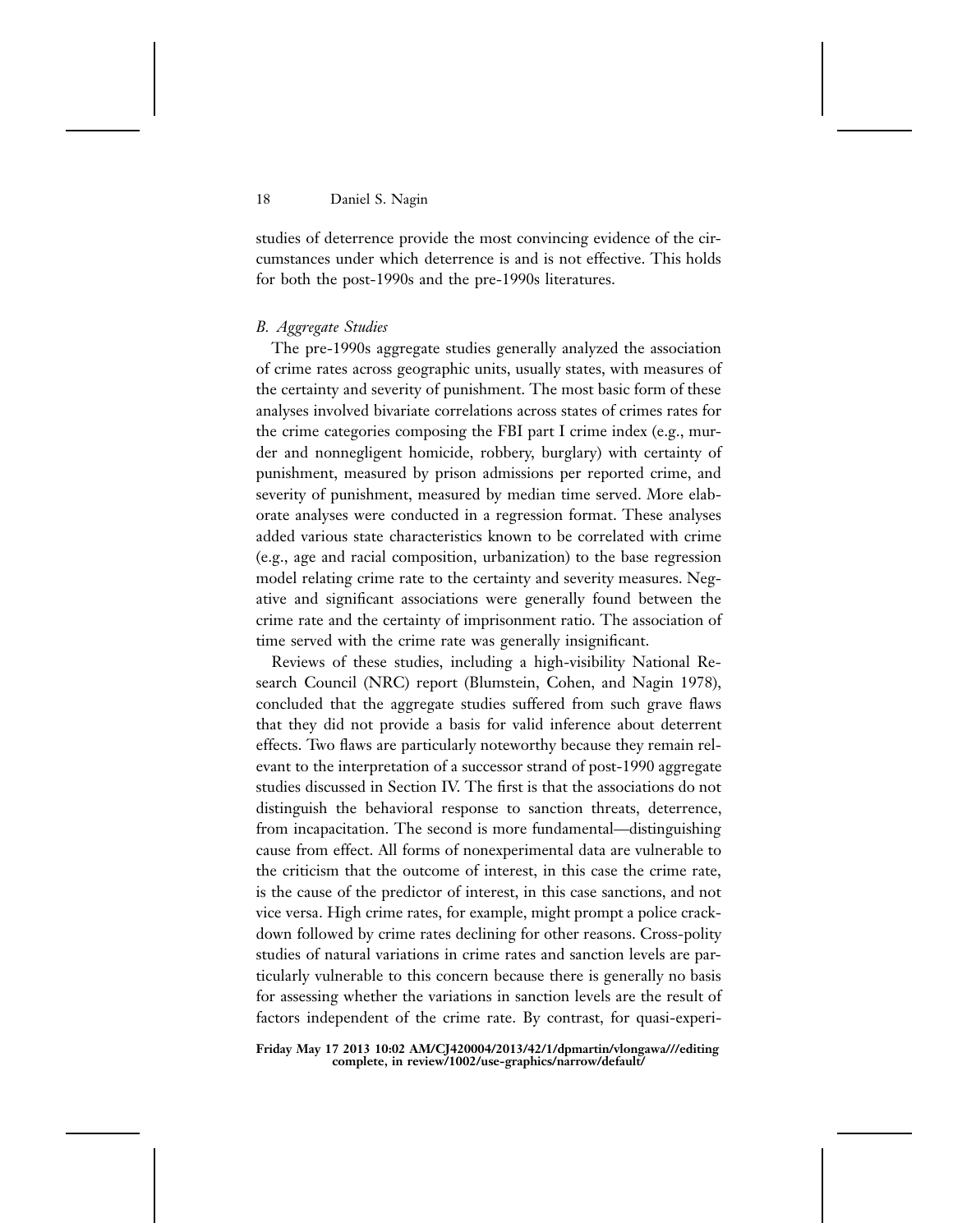studies of deterrence provide the most convincing evidence of the circumstances under which deterrence is and is not effective. This holds for both the post-1990s and the pre-1990s literatures.

### *B. Aggregate Studies*

The pre-1990s aggregate studies generally analyzed the association of crime rates across geographic units, usually states, with measures of the certainty and severity of punishment. The most basic form of these analyses involved bivariate correlations across states of crimes rates for the crime categories composing the FBI part I crime index (e.g., murder and nonnegligent homicide, robbery, burglary) with certainty of punishment, measured by prison admissions per reported crime, and severity of punishment, measured by median time served. More elaborate analyses were conducted in a regression format. These analyses added various state characteristics known to be correlated with crime (e.g., age and racial composition, urbanization) to the base regression model relating crime rate to the certainty and severity measures. Negative and significant associations were generally found between the crime rate and the certainty of imprisonment ratio. The association of time served with the crime rate was generally insignificant.

Reviews of these studies, including a high-visibility National Research Council (NRC) report (Blumstein, Cohen, and Nagin 1978), concluded that the aggregate studies suffered from such grave flaws that they did not provide a basis for valid inference about deterrent effects. Two flaws are particularly noteworthy because they remain relevant to the interpretation of a successor strand of post-1990 aggregate studies discussed in Section IV. The first is that the associations do not distinguish the behavioral response to sanction threats, deterrence, from incapacitation. The second is more fundamental—distinguishing cause from effect. All forms of nonexperimental data are vulnerable to the criticism that the outcome of interest, in this case the crime rate, is the cause of the predictor of interest, in this case sanctions, and not vice versa. High crime rates, for example, might prompt a police crackdown followed by crime rates declining for other reasons. Cross-polity studies of natural variations in crime rates and sanction levels are particularly vulnerable to this concern because there is generally no basis for assessing whether the variations in sanction levels are the result of factors independent of the crime rate. By contrast, for quasi-experi-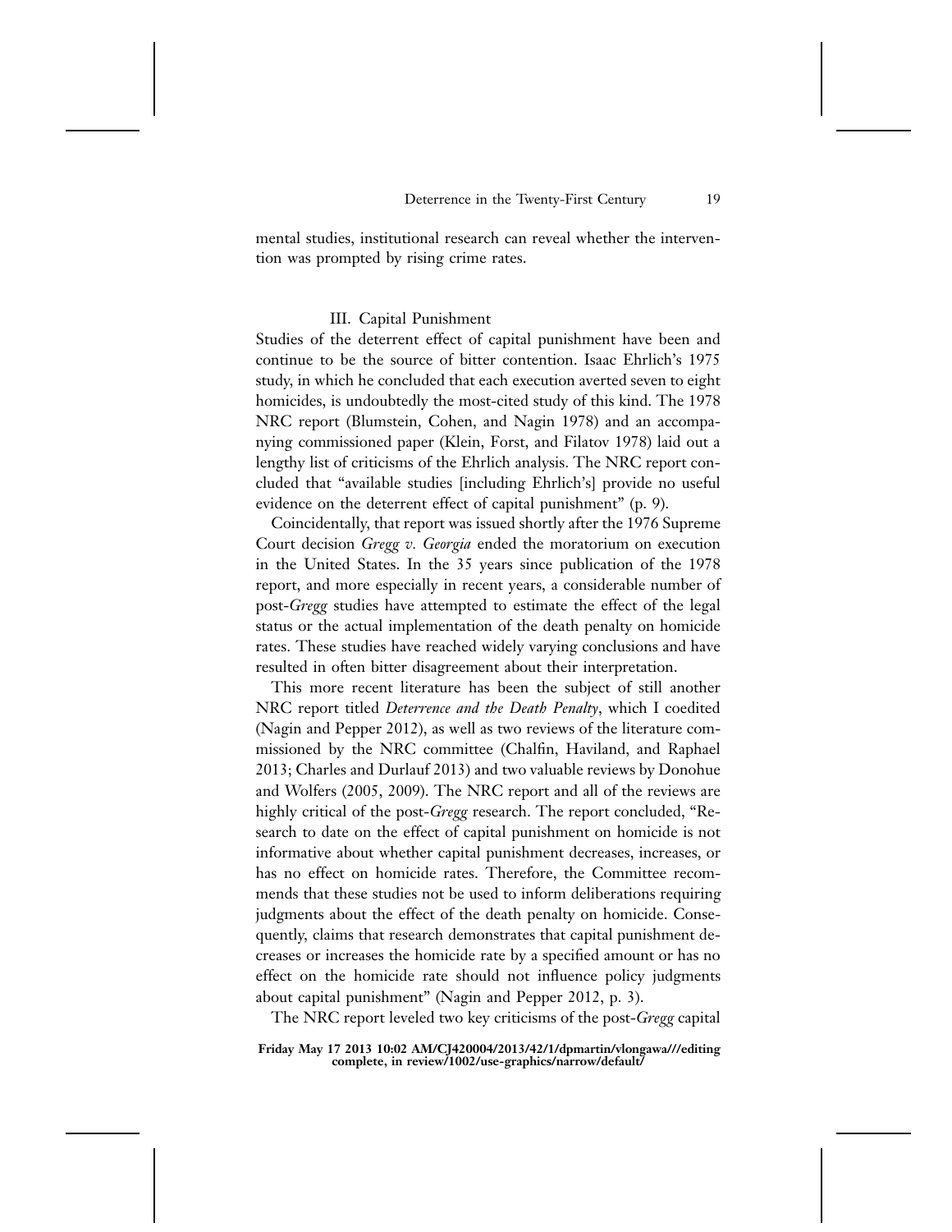mental studies, institutional research can reveal whether the intervention was prompted by rising crime rates.

## III. Capital Punishment

Studies of the deterrent effect of capital punishment have been and continue to be the source of bitter contention. Isaac Ehrlich's 1975 study, in which he concluded that each execution averted seven to eight homicides, is undoubtedly the most-cited study of this kind. The 1978 NRC report (Blumstein, Cohen, and Nagin 1978) and an accompanying commissioned paper (Klein, Forst, and Filatov 1978) laid out a lengthy list of criticisms of the Ehrlich analysis. The NRC report concluded that "available studies [including Ehrlich's] provide no useful evidence on the deterrent effect of capital punishment" (p. 9).

Coincidentally, that report was issued shortly after the 1976 Supreme Court decision *Gregg v. Georgia* ended the moratorium on execution in the United States. In the 35 years since publication of the 1978 report, and more especially in recent years, a considerable number of post-*Gregg* studies have attempted to estimate the effect of the legal status or the actual implementation of the death penalty on homicide rates. These studies have reached widely varying conclusions and have resulted in often bitter disagreement about their interpretation.

This more recent literature has been the subject of still another NRC report titled *Deterrence and the Death Penalty*, which I coedited (Nagin and Pepper 2012), as well as two reviews of the literature commissioned by the NRC committee (Chalfin, Haviland, and Raphael 2013; Charles and Durlauf 2013) and two valuable reviews by Donohue and Wolfers (2005, 2009). The NRC report and all of the reviews are highly critical of the post-*Gregg* research. The report concluded, "Research to date on the effect of capital punishment on homicide is not informative about whether capital punishment decreases, increases, or has no effect on homicide rates. Therefore, the Committee recommends that these studies not be used to inform deliberations requiring judgments about the effect of the death penalty on homicide. Consequently, claims that research demonstrates that capital punishment decreases or increases the homicide rate by a specified amount or has no effect on the homicide rate should not influence policy judgments about capital punishment" (Nagin and Pepper 2012, p. 3).

The NRC report leveled two key criticisms of the post-*Gregg* capital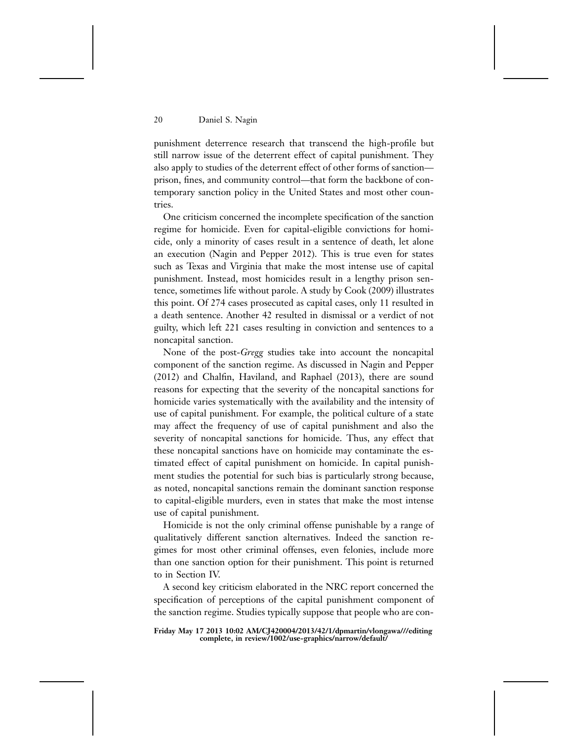punishment deterrence research that transcend the high-profile but still narrow issue of the deterrent effect of capital punishment. They also apply to studies of the deterrent effect of other forms of sanction—prison, fines, and community control—that form the backbone of contemporary sanction policy in the United States and most other countries.

One criticism concerned the incomplete specification of the sanction regime for homicide. Even for capital-eligible convictions for homicide, only a minority of cases result in a sentence of death, let alone an execution (Nagin and Pepper 2012). This is true even for states such as Texas and Virginia that make the most intense use of capital punishment. Instead, most homicides result in a lengthy prison sentence, sometimes life without parole. A study by Cook (2009) illustrates this point. Of 274 cases prosecuted as capital cases, only 11 resulted in a death sentence. Another 42 resulted in dismissal or a verdict of not guilty, which left 221 cases resulting in conviction and sentences to a noncapital sanction.

None of the post-*Gregg* studies take into account the noncapital component of the sanction regime. As discussed in Nagin and Pepper (2012) and Chalfin, Haviland, and Raphael (2013), there are sound reasons for expecting that the severity of the noncapital sanctions for homicide varies systematically with the availability and the intensity of use of capital punishment. For example, the political culture of a state may affect the frequency of use of capital punishment and also the severity of noncapital sanctions for homicide. Thus, any effect that these noncapital sanctions have on homicide may contaminate the estimated effect of capital punishment on homicide. In capital punishment studies the potential for such bias is particularly strong because, as noted, noncapital sanctions remain the dominant sanction response to capital-eligible murders, even in states that make the most intense use of capital punishment.

Homicide is not the only criminal offense punishable by a range of qualitatively different sanction alternatives. Indeed the sanction regimes for most other criminal offenses, even felonies, include more than one sanction option for their punishment. This point is returned to in Section IV.

A second key criticism elaborated in the NRC report concerned the specification of perceptions of the capital punishment component of the sanction regime. Studies typically suppose that people who are con-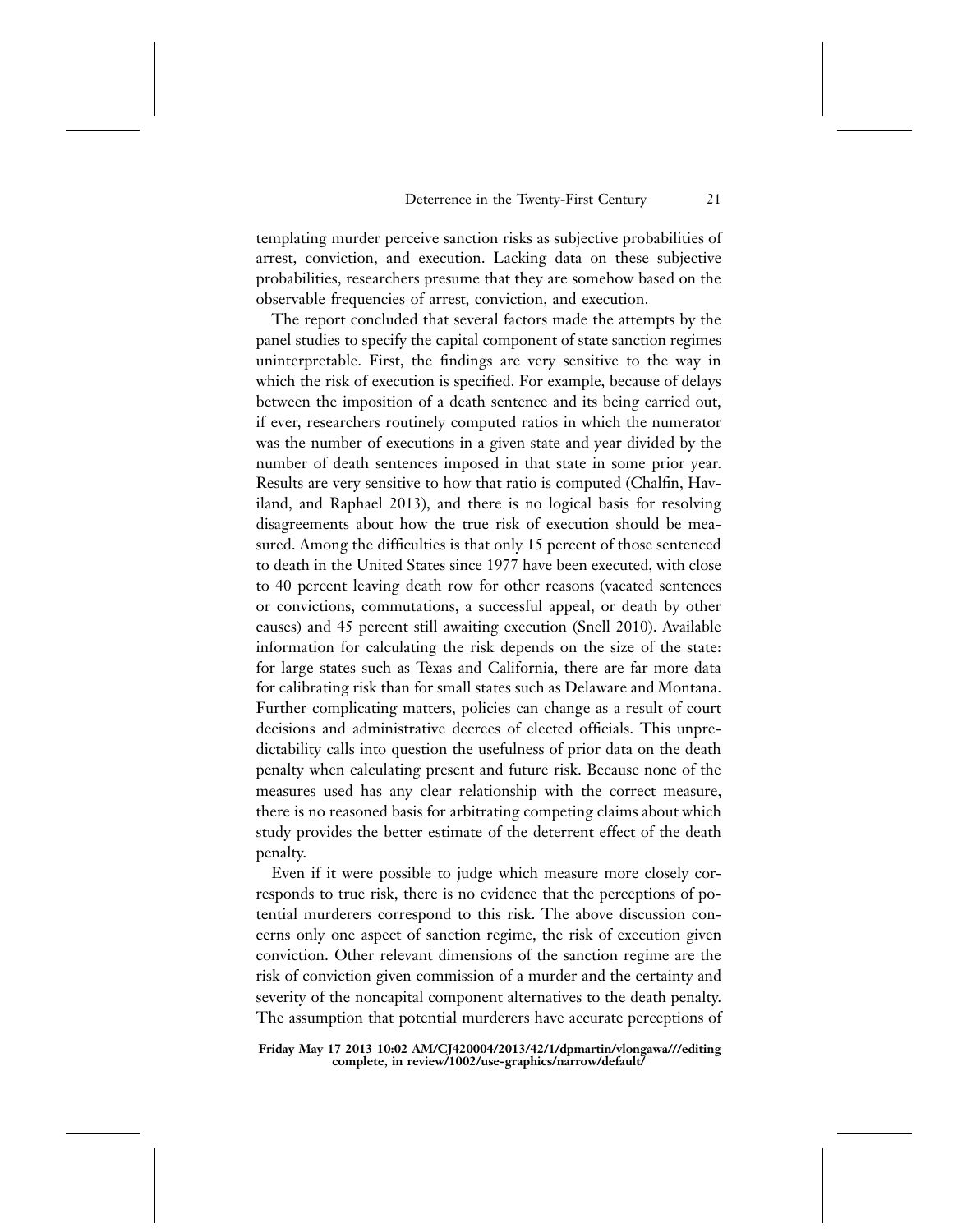templating murder perceive sanction risks as subjective probabilities of arrest, conviction, and execution. Lacking data on these subjective probabilities, researchers presume that they are somehow based on the observable frequencies of arrest, conviction, and execution.

The report concluded that several factors made the attempts by the panel studies to specify the capital component of state sanction regimes uninterpretable. First, the findings are very sensitive to the way in which the risk of execution is specified. For example, because of delays between the imposition of a death sentence and its being carried out, if ever, researchers routinely computed ratios in which the numerator was the number of executions in a given state and year divided by the number of death sentences imposed in that state in some prior year. Results are very sensitive to how that ratio is computed (Chalfin, Haviland, and Raphael 2013), and there is no logical basis for resolving disagreements about how the true risk of execution should be measured. Among the difficulties is that only 15 percent of those sentenced to death in the United States since 1977 have been executed, with close to 40 percent leaving death row for other reasons (vacated sentences or convictions, commutations, a successful appeal, or death by other causes) and 45 percent still awaiting execution (Snell 2010). Available information for calculating the risk depends on the size of the state: for large states such as Texas and California, there are far more data for calibrating risk than for small states such as Delaware and Montana. Further complicating matters, policies can change as a result of court decisions and administrative decrees of elected officials. This unpredictability calls into question the usefulness of prior data on the death penalty when calculating present and future risk. Because none of the measures used has any clear relationship with the correct measure, there is no reasoned basis for arbitrating competing claims about which study provides the better estimate of the deterrent effect of the death penalty.

Even if it were possible to judge which measure more closely corresponds to true risk, there is no evidence that the perceptions of potential murderers correspond to this risk. The above discussion concerns only one aspect of sanction regime, the risk of execution given conviction. Other relevant dimensions of the sanction regime are the risk of conviction given commission of a murder and the certainty and severity of the noncapital component alternatives to the death penalty. The assumption that potential murderers have accurate perceptions of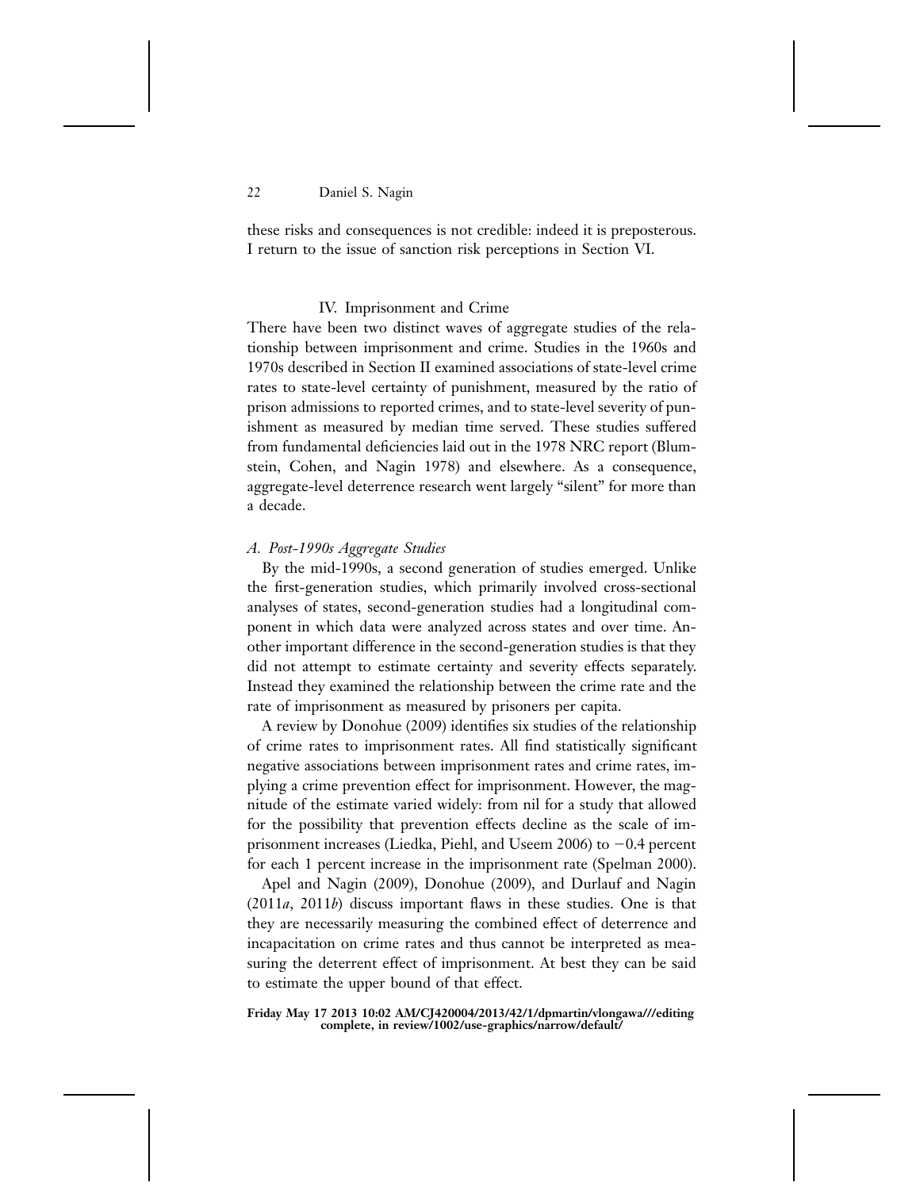these risks and consequences is not credible: indeed it is preposterous. I return to the issue of sanction risk perceptions in Section VI.

## IV. Imprisonment and Crime

There have been two distinct waves of aggregate studies of the relationship between imprisonment and crime. Studies in the 1960s and 1970s described in Section II examined associations of state-level crime rates to state-level certainty of punishment, measured by the ratio of prison admissions to reported crimes, and to state-level severity of punishment as measured by median time served. These studies suffered from fundamental deficiencies laid out in the 1978 NRC report (Blumstein, Cohen, and Nagin 1978) and elsewhere. As a consequence, aggregate-level deterrence research went largely "silent" for more than a decade.

### *A. Post-1990s Aggregate Studies*

By the mid-1990s, a second generation of studies emerged. Unlike the first-generation studies, which primarily involved cross-sectional analyses of states, second-generation studies had a longitudinal component in which data were analyzed across states and over time. Another important difference in the second-generation studies is that they did not attempt to estimate certainty and severity effects separately. Instead they examined the relationship between the crime rate and the rate of imprisonment as measured by prisoners per capita.

A review by Donohue (2009) identifies six studies of the relationship of crime rates to imprisonment rates. All find statistically significant negative associations between imprisonment rates and crime rates, implying a crime prevention effect for imprisonment. However, the magnitude of the estimate varied widely: from nil for a study that allowed for the possibility that prevention effects decline as the scale of imprisonment increases (Liedka, Piehl, and Useem 2006) to $-0.4$ percent for each 1 percent increase in the imprisonment rate (Spelman 2000).

Apel and Nagin (2009), Donohue (2009), and Durlauf and Nagin (2011*a*, 2011*b*) discuss important flaws in these studies. One is that they are necessarily measuring the combined effect of deterrence and incapacitation on crime rates and thus cannot be interpreted as measuring the deterrent effect of imprisonment. At best they can be said to estimate the upper bound of that effect.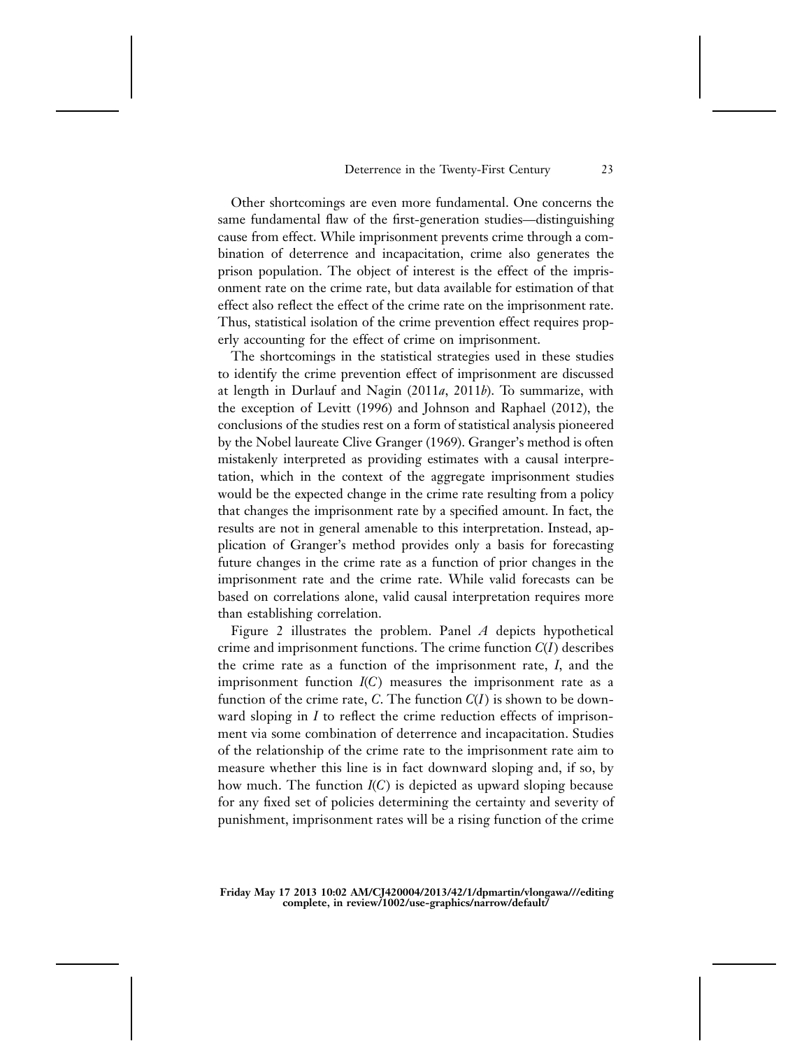Other shortcomings are even more fundamental. One concerns the same fundamental flaw of the first-generation studies—distinguishing cause from effect. While imprisonment prevents crime through a combination of deterrence and incapacitation, crime also generates the prison population. The object of interest is the effect of the imprisonment rate on the crime rate, but data available for estimation of that effect also reflect the effect of the crime rate on the imprisonment rate. Thus, statistical isolation of the crime prevention effect requires properly accounting for the effect of crime on imprisonment.

The shortcomings in the statistical strategies used in these studies to identify the crime prevention effect of imprisonment are discussed at length in Durlauf and Nagin (2011*a*, 2011*b*). To summarize, with the exception of Levitt (1996) and Johnson and Raphael (2012), the conclusions of the studies rest on a form of statistical analysis pioneered by the Nobel laureate Clive Granger (1969). Granger's method is often mistakenly interpreted as providing estimates with a causal interpretation, which in the context of the aggregate imprisonment studies would be the expected change in the crime rate resulting from a policy that changes the imprisonment rate by a specified amount. In fact, the results are not in general amenable to this interpretation. Instead, application of Granger's method provides only a basis for forecasting future changes in the crime rate as a function of prior changes in the imprisonment rate and the crime rate. While valid forecasts can be based on correlations alone, valid causal interpretation requires more than establishing correlation.

Figure 2 illustrates the problem. Panel *A* depicts hypothetical crime and imprisonment functions. The crime function $C(I)$ describes the crime rate as a function of the imprisonment rate, $I$, and the imprisonment function $I(C)$ measures the imprisonment rate as a function of the crime rate, $C$. The function $C(I)$ is shown to be downward sloping in $I$ to reflect the crime reduction effects of imprisonment via some combination of deterrence and incapacitation. Studies of the relationship of the crime rate to the imprisonment rate aim to measure whether this line is in fact downward sloping and, if so, by how much. The function $I(C)$ is depicted as upward sloping because for any fixed set of policies determining the certainty and severity of punishment, imprisonment rates will be a rising function of the crime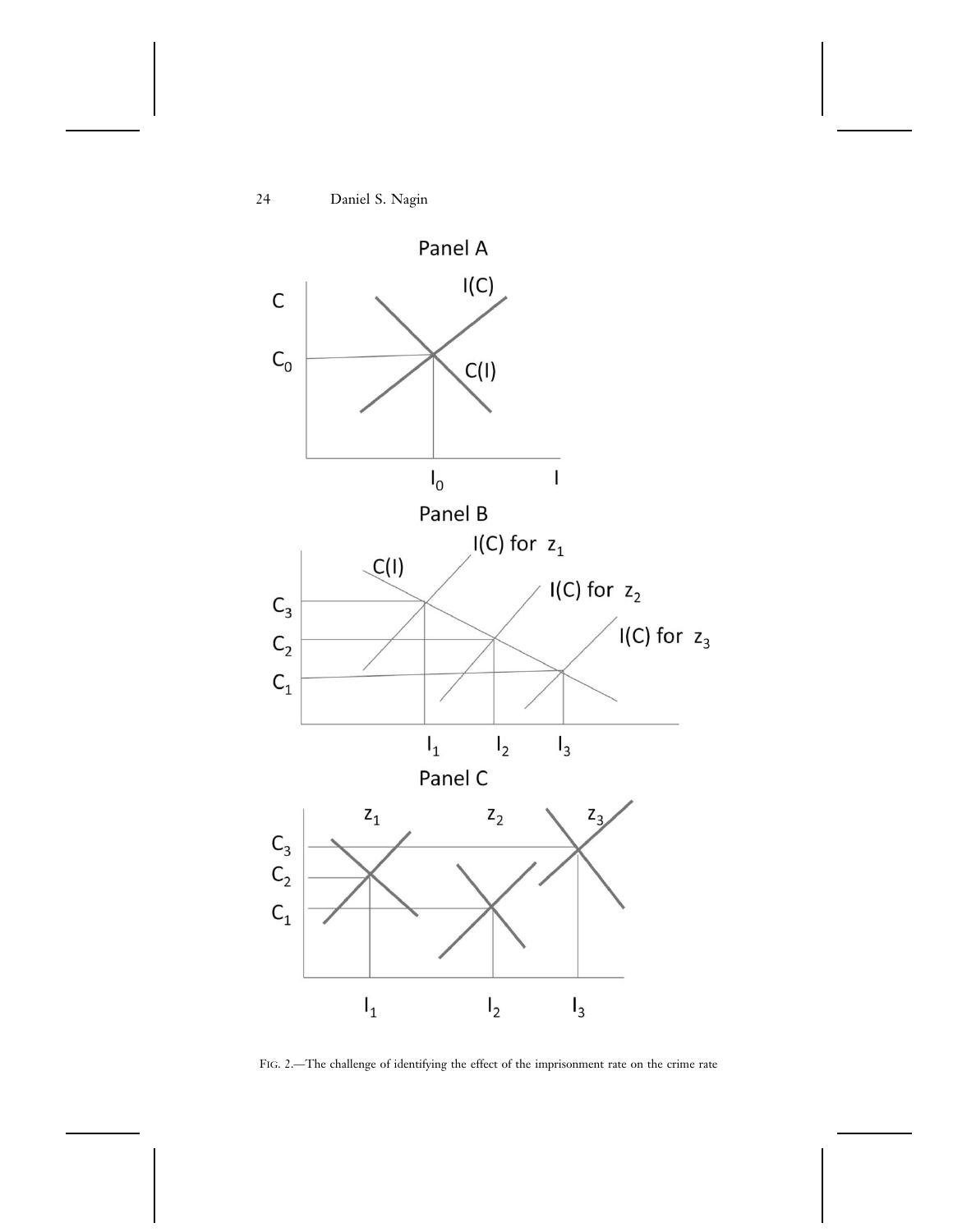FIG. 2.—The challenge of identifying the effect of the imprisonment rate on the crime rate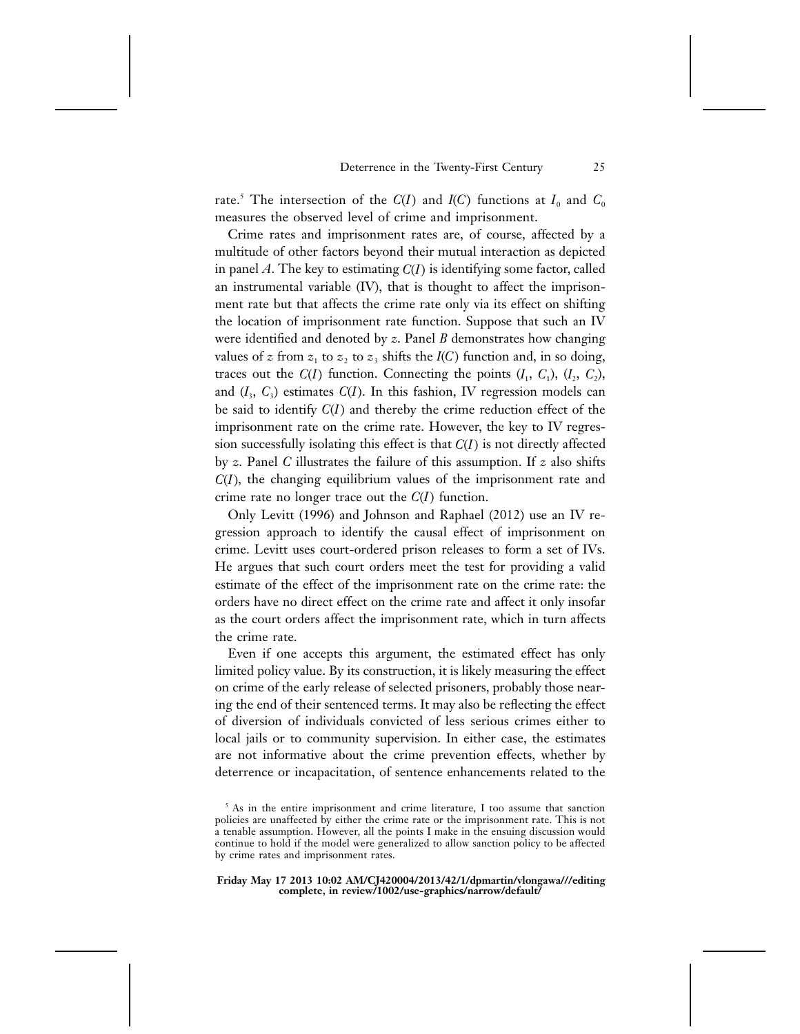rate.[5] The intersection of the $C(I)$ and $I(C)$ functions at $I_0$ and $C_0$ measures the observed level of crime and imprisonment.

Crime rates and imprisonment rates are, of course, affected by a multitude of other factors beyond their mutual interaction as depicted in panel *A*. The key to estimating $C(I)$ is identifying some factor, called an instrumental variable (IV), that is thought to affect the imprisonment rate but that affects the crime rate only via its effect on shifting the location of imprisonment rate function. Suppose that such an IV were identified and denoted by $z$. Panel *B* demonstrates how changing values of $z$ from $z_1$ to $z_2$ to $z_3$ shifts the $I(C)$ function and, in so doing, traces out the $C(I)$ function. Connecting the points $(I_1, C_1)$, $(I_2, C_2)$, and $(I_3, C_3)$ estimates $C(I)$. In this fashion, IV regression models can be said to identify $C(I)$ and thereby the crime reduction effect of the imprisonment rate on the crime rate. However, the key to IV regression successfully isolating this effect is that $C(I)$ is not directly affected by $z$. Panel *C* illustrates the failure of this assumption. If $z$ also shifts $C(I)$, the changing equilibrium values of the imprisonment rate and crime rate no longer trace out the $C(I)$ function.

Only Levitt (1996) and Johnson and Raphael (2012) use an IV regression approach to identify the causal effect of imprisonment on crime. Levitt uses court-ordered prison releases to form a set of IVs. He argues that such court orders meet the test for providing a valid estimate of the effect of the imprisonment rate on the crime rate: the orders have no direct effect on the crime rate and affect it only insofar as the court orders affect the imprisonment rate, which in turn affects the crime rate.

Even if one accepts this argument, the estimated effect has only limited policy value. By its construction, it is likely measuring the effect on crime of the early release of selected prisoners, probably those nearing the end of their sentenced terms. It may also be reflecting the effect of diversion of individuals convicted of less serious crimes either to local jails or to community supervision. In either case, the estimates are not informative about the crime prevention effects, whether by deterrence or incapacitation, of sentence enhancements related to the

[5] As in the entire imprisonment and crime literature, I too assume that sanction policies are unaffected by either the crime rate or the imprisonment rate. This is not a tenable assumption. However, all the points I make in the ensuing discussion would continue to hold if the model were generalized to allow sanction policy to be affected by crime rates and imprisonment rates.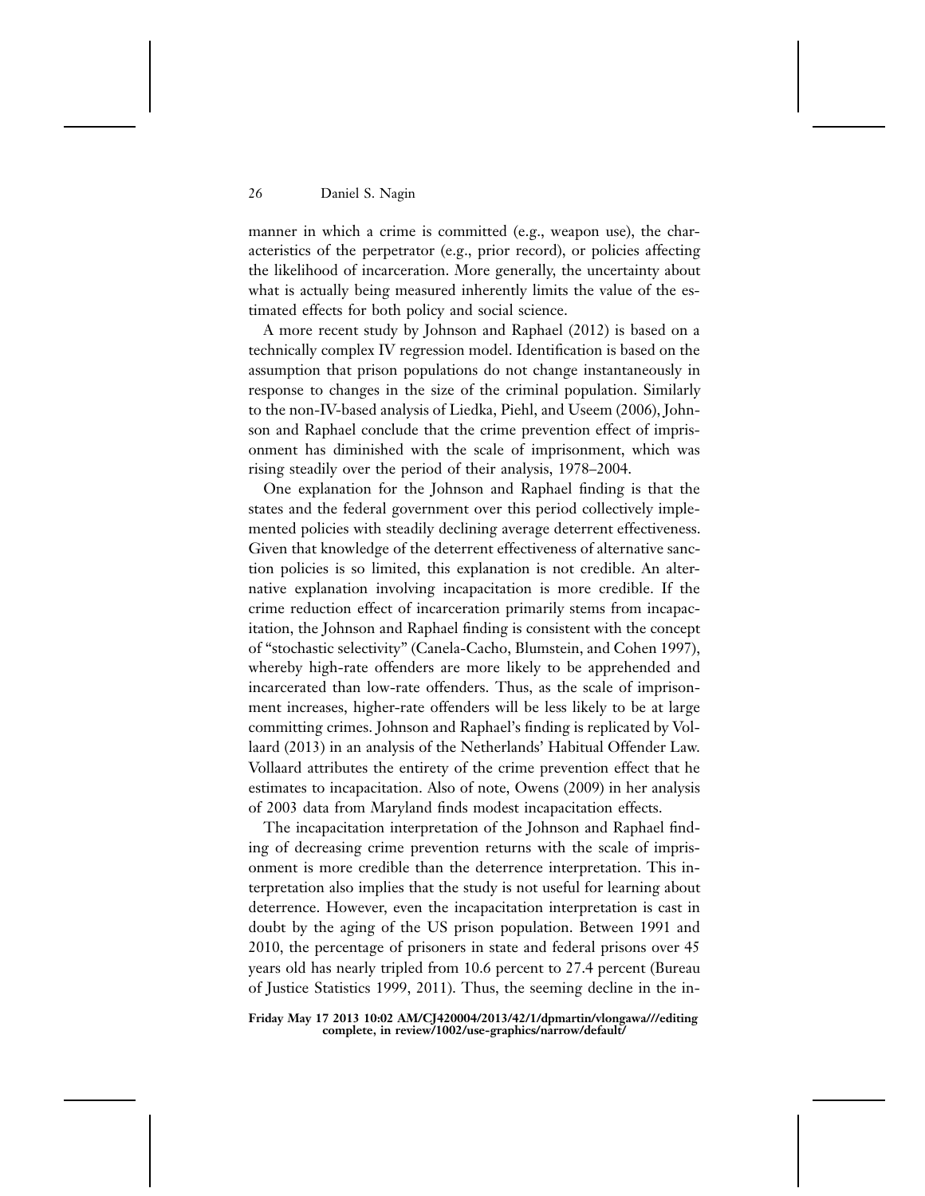manner in which a crime is committed (e.g., weapon use), the characteristics of the perpetrator (e.g., prior record), or policies affecting the likelihood of incarceration. More generally, the uncertainty about what is actually being measured inherently limits the value of the estimated effects for both policy and social science.

A more recent study by Johnson and Raphael (2012) is based on a technically complex IV regression model. Identification is based on the assumption that prison populations do not change instantaneously in response to changes in the size of the criminal population. Similarly to the non-IV-based analysis of Liedka, Piehl, and Useem (2006), Johnson and Raphael conclude that the crime prevention effect of imprisonment has diminished with the scale of imprisonment, which was rising steadily over the period of their analysis, 1978–2004.

One explanation for the Johnson and Raphael finding is that the states and the federal government over this period collectively implemented policies with steadily declining average deterrent effectiveness. Given that knowledge of the deterrent effectiveness of alternative sanction policies is so limited, this explanation is not credible. An alternative explanation involving incapacitation is more credible. If the crime reduction effect of incarceration primarily stems from incapacitation, the Johnson and Raphael finding is consistent with the concept of "stochastic selectivity" (Canela-Cacho, Blumstein, and Cohen 1997), whereby high-rate offenders are more likely to be apprehended and incarcerated than low-rate offenders. Thus, as the scale of imprisonment increases, higher-rate offenders will be less likely to be at large committing crimes. Johnson and Raphael's finding is replicated by Vollaard (2013) in an analysis of the Netherlands' Habitual Offender Law. Vollaard attributes the entirety of the crime prevention effect that he estimates to incapacitation. Also of note, Owens (2009) in her analysis of 2003 data from Maryland finds modest incapacitation effects.

The incapacitation interpretation of the Johnson and Raphael finding of decreasing crime prevention returns with the scale of imprisonment is more credible than the deterrence interpretation. This interpretation also implies that the study is not useful for learning about deterrence. However, even the incapacitation interpretation is cast in doubt by the aging of the US prison population. Between 1991 and 2010, the percentage of prisoners in state and federal prisons over 45 years old has nearly tripled from 10.6 percent to 27.4 percent (Bureau of Justice Statistics 1999, 2011). Thus, the seeming decline in the in-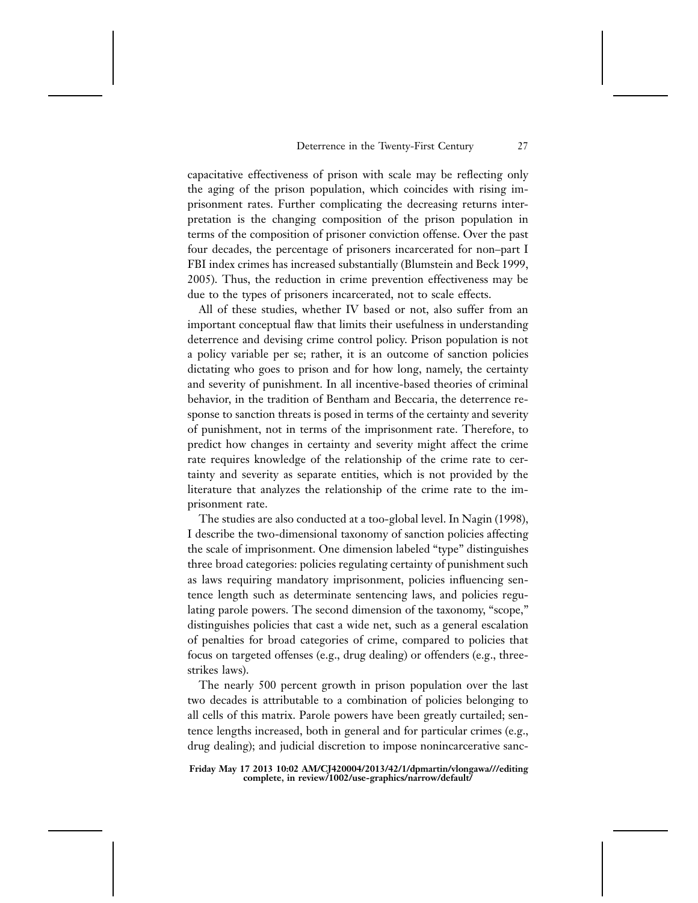capacitative effectiveness of prison with scale may be reflecting only the aging of the prison population, which coincides with rising imprisonment rates. Further complicating the decreasing returns interpretation is the changing composition of the prison population in terms of the composition of prisoner conviction offense. Over the past four decades, the percentage of prisoners incarcerated for non–part I FBI index crimes has increased substantially (Blumstein and Beck 1999, 2005). Thus, the reduction in crime prevention effectiveness may be due to the types of prisoners incarcerated, not to scale effects.

All of these studies, whether IV based or not, also suffer from an important conceptual flaw that limits their usefulness in understanding deterrence and devising crime control policy. Prison population is not a policy variable per se; rather, it is an outcome of sanction policies dictating who goes to prison and for how long, namely, the certainty and severity of punishment. In all incentive-based theories of criminal behavior, in the tradition of Bentham and Beccaria, the deterrence response to sanction threats is posed in terms of the certainty and severity of punishment, not in terms of the imprisonment rate. Therefore, to predict how changes in certainty and severity might affect the crime rate requires knowledge of the relationship of the crime rate to certainty and severity as separate entities, which is not provided by the literature that analyzes the relationship of the crime rate to the imprisonment rate.

The studies are also conducted at a too-global level. In Nagin (1998), I describe the two-dimensional taxonomy of sanction policies affecting the scale of imprisonment. One dimension labeled "type" distinguishes three broad categories: policies regulating certainty of punishment such as laws requiring mandatory imprisonment, policies influencing sentence length such as determinate sentencing laws, and policies regulating parole powers. The second dimension of the taxonomy, "scope," distinguishes policies that cast a wide net, such as a general escalation of penalties for broad categories of crime, compared to policies that focus on targeted offenses (e.g., drug dealing) or offenders (e.g., three-strikes laws).

The nearly 500 percent growth in prison population over the last two decades is attributable to a combination of policies belonging to all cells of this matrix. Parole powers have been greatly curtailed; sentence lengths increased, both in general and for particular crimes (e.g., drug dealing); and judicial discretion to impose nonincarcerative sanc-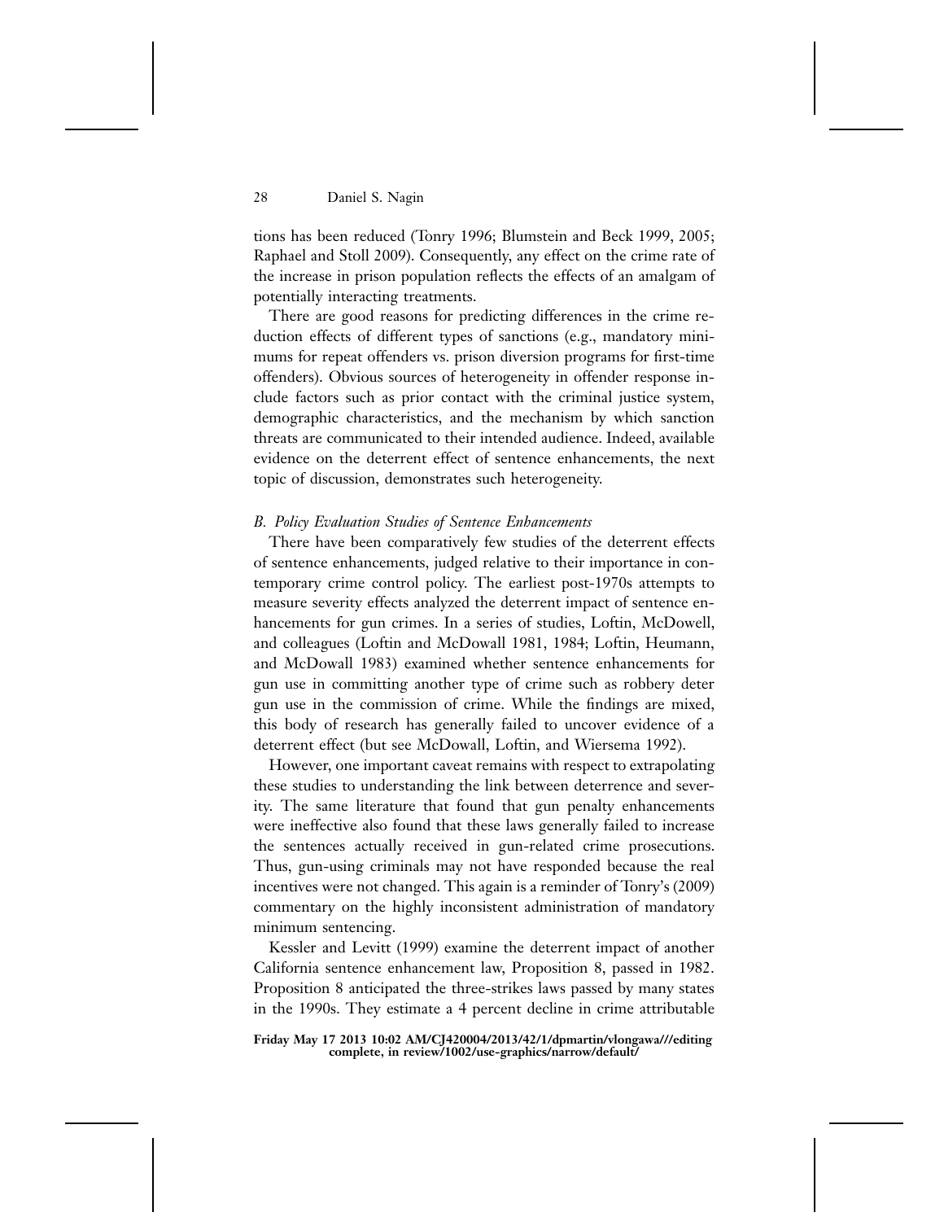tions has been reduced (Tonry 1996; Blumstein and Beck 1999, 2005; Raphael and Stoll 2009). Consequently, any effect on the crime rate of the increase in prison population reflects the effects of an amalgam of potentially interacting treatments.

There are good reasons for predicting differences in the crime reduction effects of different types of sanctions (e.g., mandatory minimums for repeat offenders vs. prison diversion programs for first-time offenders). Obvious sources of heterogeneity in offender response include factors such as prior contact with the criminal justice system, demographic characteristics, and the mechanism by which sanction threats are communicated to their intended audience. Indeed, available evidence on the deterrent effect of sentence enhancements, the next topic of discussion, demonstrates such heterogeneity.

### *B. Policy Evaluation Studies of Sentence Enhancements*

There have been comparatively few studies of the deterrent effects of sentence enhancements, judged relative to their importance in contemporary crime control policy. The earliest post-1970s attempts to measure severity effects analyzed the deterrent impact of sentence enhancements for gun crimes. In a series of studies, Loftin, McDowell, and colleagues (Loftin and McDowall 1981, 1984; Loftin, Heumann, and McDowall 1983) examined whether sentence enhancements for gun use in committing another type of crime such as robbery deter gun use in the commission of crime. While the findings are mixed, this body of research has generally failed to uncover evidence of a deterrent effect (but see McDowall, Loftin, and Wiersema 1992).

However, one important caveat remains with respect to extrapolating these studies to understanding the link between deterrence and severity. The same literature that found that gun penalty enhancements were ineffective also found that these laws generally failed to increase the sentences actually received in gun-related crime prosecutions. Thus, gun-using criminals may not have responded because the real incentives were not changed. This again is a reminder of Tonry's (2009) commentary on the highly inconsistent administration of mandatory minimum sentencing.

Kessler and Levitt (1999) examine the deterrent impact of another California sentence enhancement law, Proposition 8, passed in 1982. Proposition 8 anticipated the three-strikes laws passed by many states in the 1990s. They estimate a 4 percent decline in crime attributable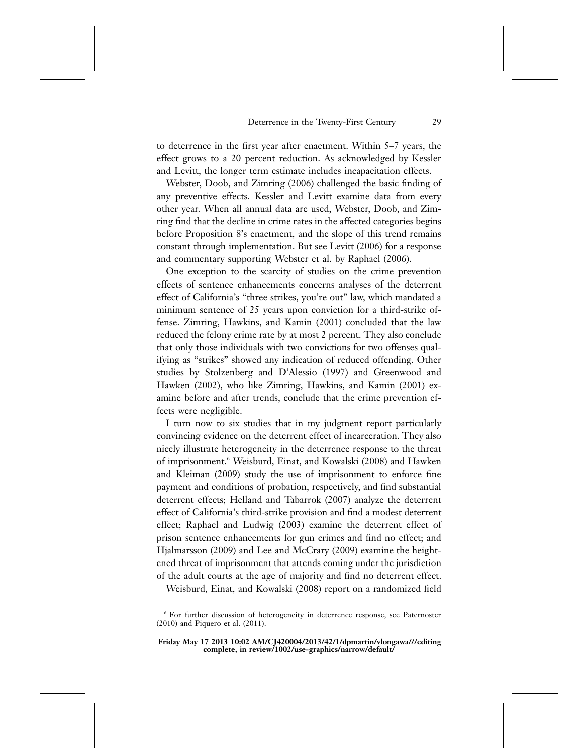to deterrence in the first year after enactment. Within 5–7 years, the effect grows to a 20 percent reduction. As acknowledged by Kessler and Levitt, the longer term estimate includes incapacitation effects.

Webster, Doob, and Zimring (2006) challenged the basic finding of any preventive effects. Kessler and Levitt examine data from every other year. When all annual data are used, Webster, Doob, and Zimring find that the decline in crime rates in the affected categories begins before Proposition 8's enactment, and the slope of this trend remains constant through implementation. But see Levitt (2006) for a response and commentary supporting Webster et al. by Raphael (2006).

One exception to the scarcity of studies on the crime prevention effects of sentence enhancements concerns analyses of the deterrent effect of California's "three strikes, you're out" law, which mandated a minimum sentence of 25 years upon conviction for a third-strike offense. Zimring, Hawkins, and Kamin (2001) concluded that the law reduced the felony crime rate by at most 2 percent. They also conclude that only those individuals with two convictions for two offenses qualifying as "strikes" showed any indication of reduced offending. Other studies by Stolzenberg and D'Alessio (1997) and Greenwood and Hawken (2002), who like Zimring, Hawkins, and Kamin (2001) examine before and after trends, conclude that the crime prevention effects were negligible.

I turn now to six studies that in my judgment report particularly convincing evidence on the deterrent effect of incarceration. They also nicely illustrate heterogeneity in the deterrence response to the threat of imprisonment.[6] Weisburd, Einat, and Kowalski (2008) and Hawken and Kleiman (2009) study the use of imprisonment to enforce fine payment and conditions of probation, respectively, and find substantial deterrent effects; Helland and Tabarrok (2007) analyze the deterrent effect of California's third-strike provision and find a modest deterrent effect; Raphael and Ludwig (2003) examine the deterrent effect of prison sentence enhancements for gun crimes and find no effect; and Hjalmarsson (2009) and Lee and McCrary (2009) examine the heightened threat of imprisonment that attends coming under the jurisdiction of the adult courts at the age of majority and find no deterrent effect.

Weisburd, Einat, and Kowalski (2008) report on a randomized field

[6] For further discussion of heterogeneity in deterrence response, see Paternoster (2010) and Piquero et al. (2011).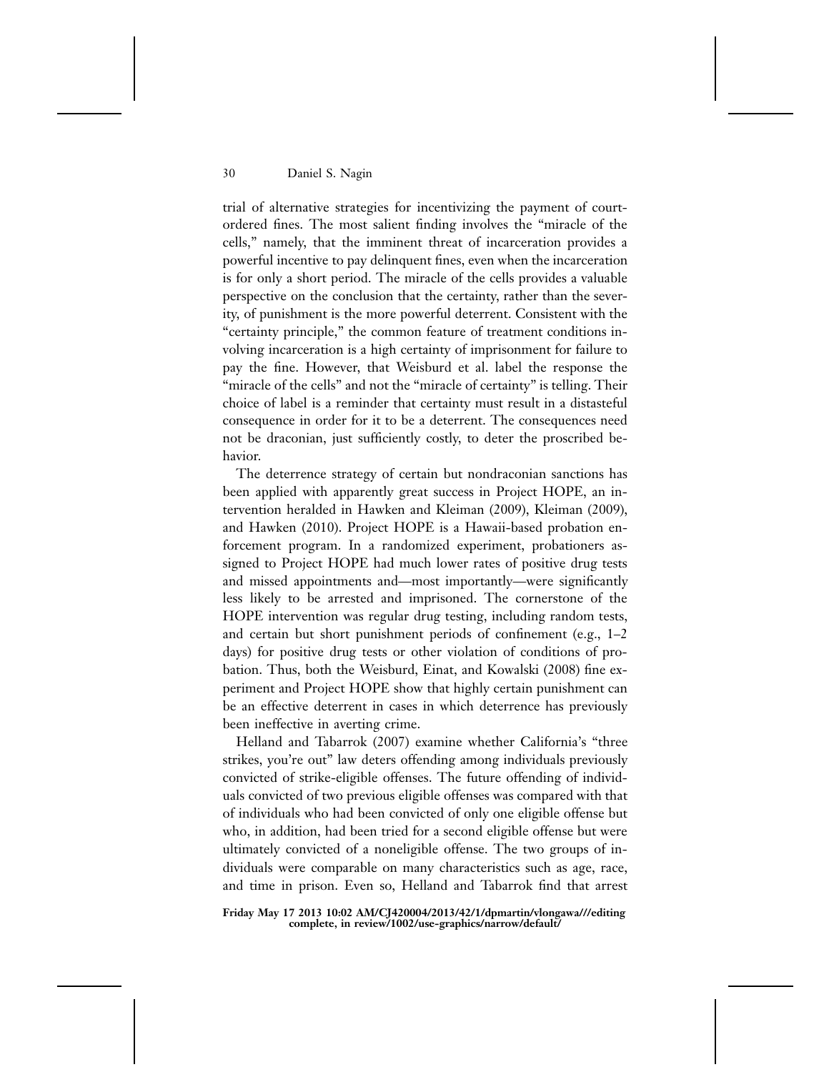trial of alternative strategies for incentivizing the payment of court-ordered fines. The most salient finding involves the "miracle of the cells," namely, that the imminent threat of incarceration provides a powerful incentive to pay delinquent fines, even when the incarceration is for only a short period. The miracle of the cells provides a valuable perspective on the conclusion that the certainty, rather than the severity, of punishment is the more powerful deterrent. Consistent with the "certainty principle," the common feature of treatment conditions involving incarceration is a high certainty of imprisonment for failure to pay the fine. However, that Weisburd et al. label the response the "miracle of the cells" and not the "miracle of certainty" is telling. Their choice of label is a reminder that certainty must result in a distasteful consequence in order for it to be a deterrent. The consequences need not be draconian, just sufficiently costly, to deter the proscribed behavior.

The deterrence strategy of certain but nondraconian sanctions has been applied with apparently great success in Project HOPE, an intervention heralded in Hawken and Kleiman (2009), Kleiman (2009), and Hawken (2010). Project HOPE is a Hawaii-based probation enforcement program. In a randomized experiment, probationers assigned to Project HOPE had much lower rates of positive drug tests and missed appointments and—most importantly—were significantly less likely to be arrested and imprisoned. The cornerstone of the HOPE intervention was regular drug testing, including random tests, and certain but short punishment periods of confinement (e.g., 1–2 days) for positive drug tests or other violation of conditions of probation. Thus, both the Weisburd, Einat, and Kowalski (2008) fine experiment and Project HOPE show that highly certain punishment can be an effective deterrent in cases in which deterrence has previously been ineffective in averting crime.

Helland and Tabarrok (2007) examine whether California's "three strikes, you're out" law deters offending among individuals previously convicted of strike-eligible offenses. The future offending of individuals convicted of two previous eligible offenses was compared with that of individuals who had been convicted of only one eligible offense but who, in addition, had been tried for a second eligible offense but were ultimately convicted of a noneligible offense. The two groups of individuals were comparable on many characteristics such as age, race, and time in prison. Even so, Helland and Tabarrok find that arrest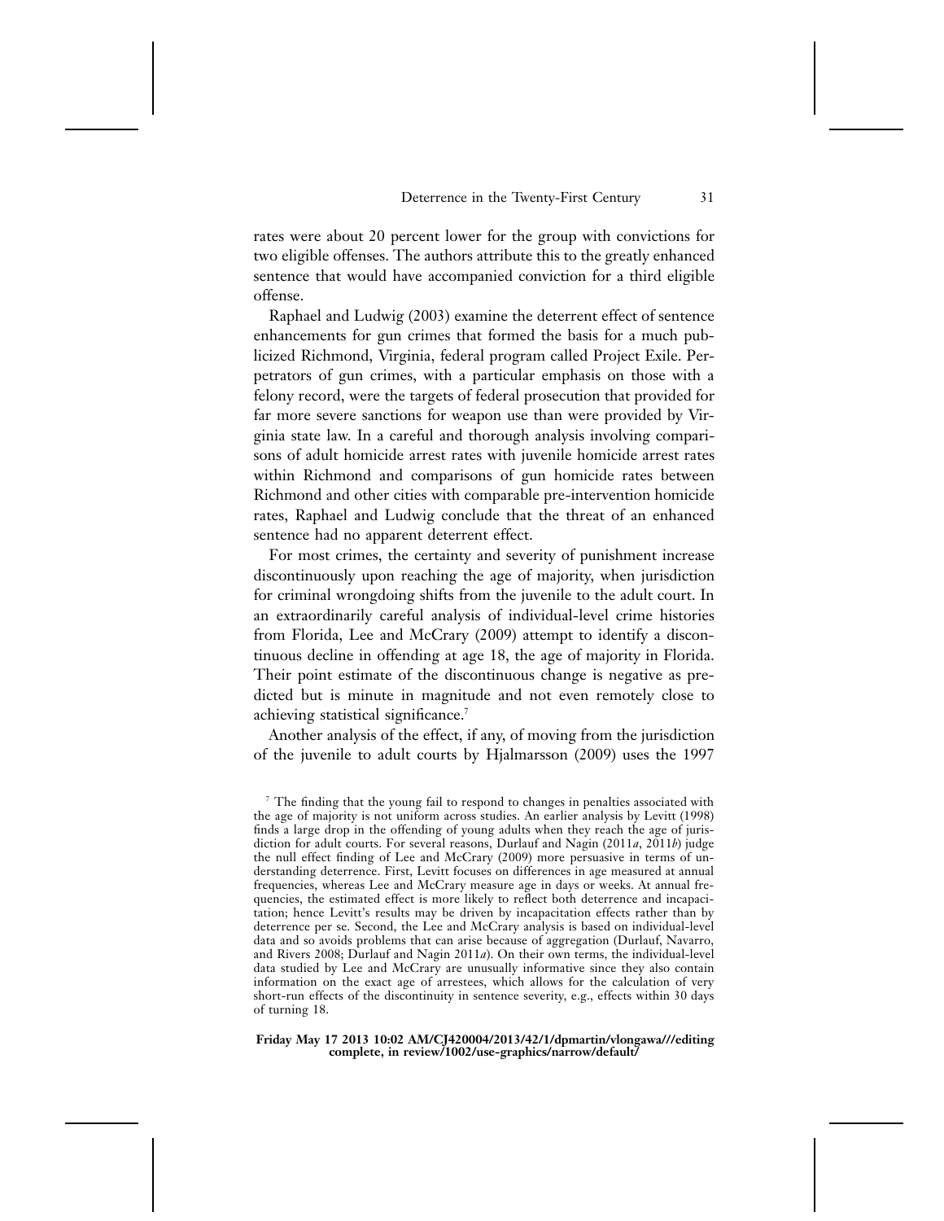rates were about 20 percent lower for the group with convictions for two eligible offenses. The authors attribute this to the greatly enhanced sentence that would have accompanied conviction for a third eligible offense.

Raphael and Ludwig (2003) examine the deterrent effect of sentence enhancements for gun crimes that formed the basis for a much publicized Richmond, Virginia, federal program called Project Exile. Perpetrators of gun crimes, with a particular emphasis on those with a felony record, were the targets of federal prosecution that provided for far more severe sanctions for weapon use than were provided by Virginia state law. In a careful and thorough analysis involving comparisons of adult homicide arrest rates with juvenile homicide arrest rates within Richmond and comparisons of gun homicide rates between Richmond and other cities with comparable pre-intervention homicide rates, Raphael and Ludwig conclude that the threat of an enhanced sentence had no apparent deterrent effect.

For most crimes, the certainty and severity of punishment increase discontinuously upon reaching the age of majority, when jurisdiction for criminal wrongdoing shifts from the juvenile to the adult court. In an extraordinarily careful analysis of individual-level crime histories from Florida, Lee and McCrary (2009) attempt to identify a discontinuous decline in offending at age 18, the age of majority in Florida. Their point estimate of the discontinuous change is negative as predicted but is minute in magnitude and not even remotely close to achieving statistical significance.[7]

Another analysis of the effect, if any, of moving from the jurisdiction of the juvenile to adult courts by Hjalmarsson (2009) uses the 1997

[7] The finding that the young fail to respond to changes in penalties associated with the age of majority is not uniform across studies. An earlier analysis by Levitt (1998) finds a large drop in the offending of young adults when they reach the age of jurisdiction for adult courts. For several reasons, Durlauf and Nagin (2011*a*, 2011*b*) judge the null effect finding of Lee and McCrary (2009) more persuasive in terms of understanding deterrence. First, Levitt focuses on differences in age measured at annual frequencies, whereas Lee and McCrary measure age in days or weeks. At annual frequencies, the estimated effect is more likely to reflect both deterrence and incapacitation; hence Levitt's results may be driven by incapacitation effects rather than by deterrence per se. Second, the Lee and McCrary analysis is based on individual-level data and so avoids problems that can arise because of aggregation (Durlauf, Navarro, and Rivers 2008; Durlauf and Nagin 2011*a*). On their own terms, the individual-level data studied by Lee and McCrary are unusually informative since they also contain information on the exact age of arrestees, which allows for the calculation of very short-run effects of the discontinuity in sentence severity, e.g., effects within 30 days of turning 18.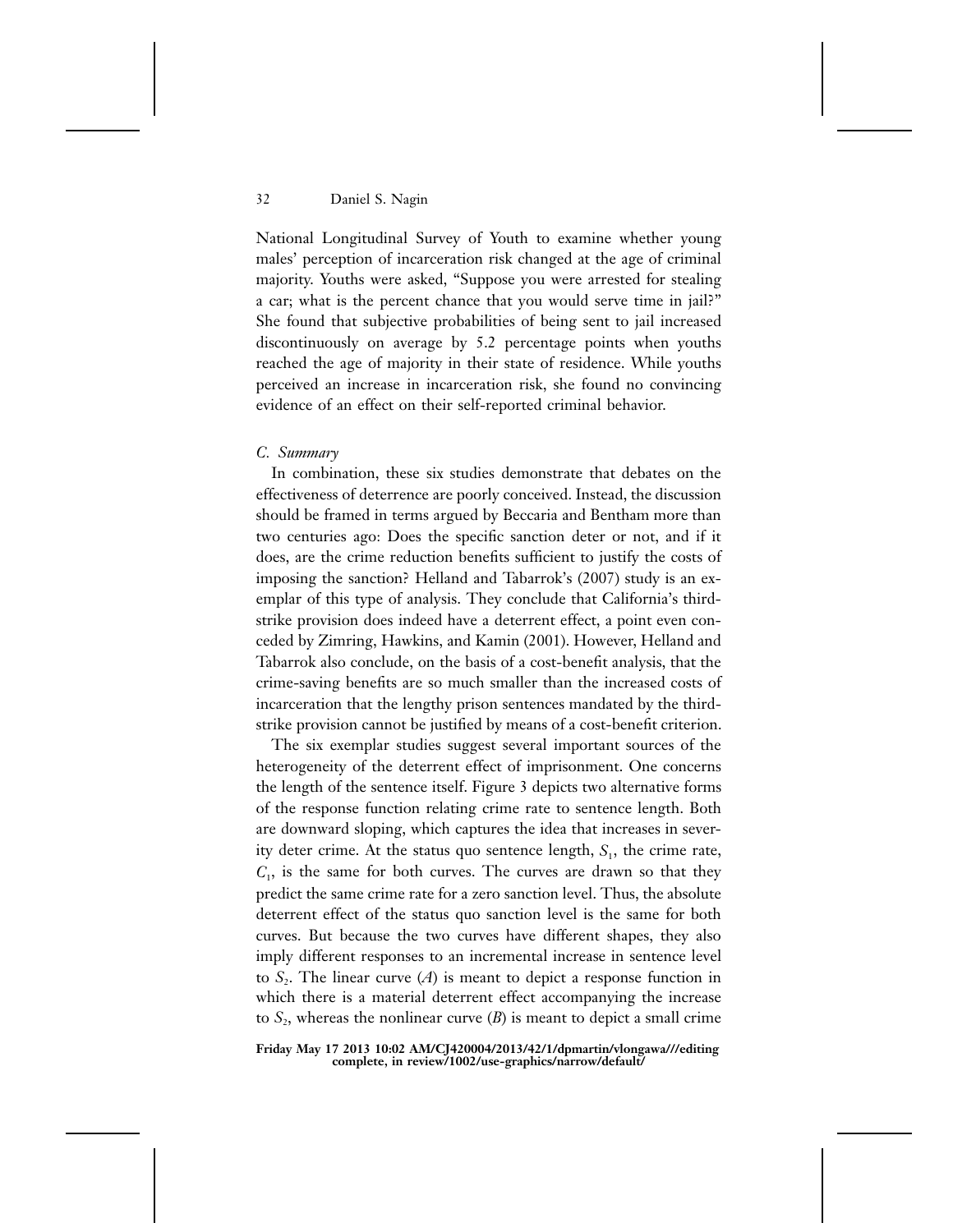National Longitudinal Survey of Youth to examine whether young males' perception of incarceration risk changed at the age of criminal majority. Youths were asked, "Suppose you were arrested for stealing a car; what is the percent chance that you would serve time in jail?" She found that subjective probabilities of being sent to jail increased discontinuously on average by 5.2 percentage points when youths reached the age of majority in their state of residence. While youths perceived an increase in incarceration risk, she found no convincing evidence of an effect on their self-reported criminal behavior.

### *C. Summary*

In combination, these six studies demonstrate that debates on the effectiveness of deterrence are poorly conceived. Instead, the discussion should be framed in terms argued by Beccaria and Bentham more than two centuries ago: Does the specific sanction deter or not, and if it does, are the crime reduction benefits sufficient to justify the costs of imposing the sanction? Helland and Tabarrok's (2007) study is an exemplar of this type of analysis. They conclude that California's third-strike provision does indeed have a deterrent effect, a point even conceded by Zimring, Hawkins, and Kamin (2001). However, Helland and Tabarrok also conclude, on the basis of a cost-benefit analysis, that the crime-saving benefits are so much smaller than the increased costs of incarceration that the lengthy prison sentences mandated by the third-strike provision cannot be justified by means of a cost-benefit criterion.

The six exemplar studies suggest several important sources of the heterogeneity of the deterrent effect of imprisonment. One concerns the length of the sentence itself. Figure 3 depicts two alternative forms of the response function relating crime rate to sentence length. Both are downward sloping, which captures the idea that increases in severity deter crime. At the status quo sentence length, $S_1$, the crime rate, $C_1$, is the same for both curves. The curves are drawn so that they predict the same crime rate for a zero sanction level. Thus, the absolute deterrent effect of the status quo sanction level is the same for both curves. But because the two curves have different shapes, they also imply different responses to an incremental increase in sentence level to $S_2$. The linear curve ($A$) is meant to depict a response function in which there is a material deterrent effect accompanying the increase to $S_2$, whereas the nonlinear curve ($B$) is meant to depict a small crime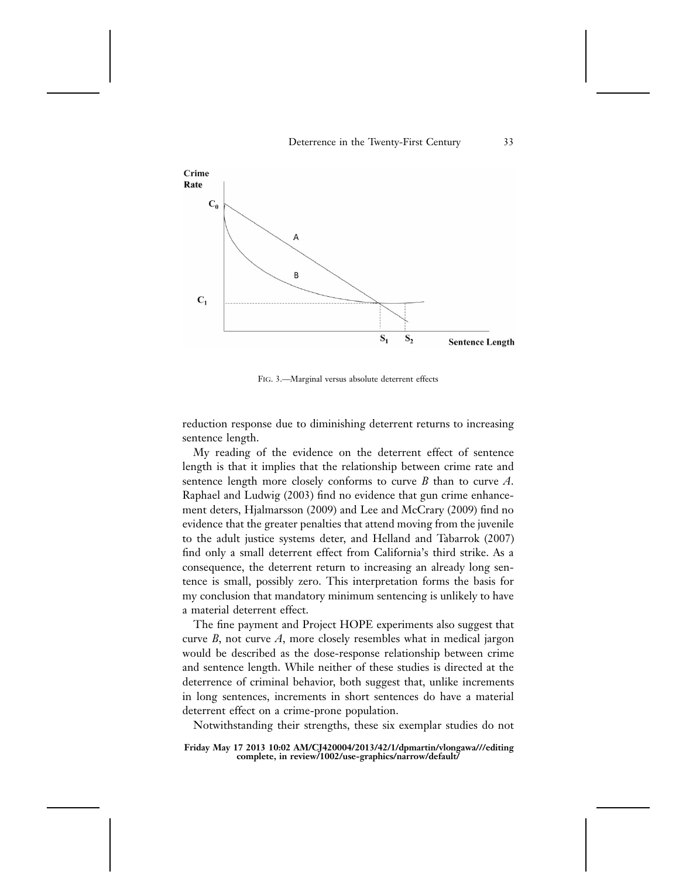FIG. 3.—Marginal versus absolute deterrent effects

reduction response due to diminishing deterrent returns to increasing sentence length.

My reading of the evidence on the deterrent effect of sentence length is that it implies that the relationship between crime rate and sentence length more closely conforms to curve *B* than to curve *A*. Raphael and Ludwig (2003) find no evidence that gun crime enhancement deters, Hjalmarsson (2009) and Lee and McCrary (2009) find no evidence that the greater penalties that attend moving from the juvenile to the adult justice systems deter, and Helland and Tabarrok (2007) find only a small deterrent effect from California's third strike. As a consequence, the deterrent return to increasing an already long sentence is small, possibly zero. This interpretation forms the basis for my conclusion that mandatory minimum sentencing is unlikely to have a material deterrent effect.

The fine payment and Project HOPE experiments also suggest that curve *B*, not curve *A*, more closely resembles what in medical jargon would be described as the dose-response relationship between crime and sentence length. While neither of these studies is directed at the deterrence of criminal behavior, both suggest that, unlike increments in long sentences, increments in short sentences do have a material deterrent effect on a crime-prone population.

Notwithstanding their strengths, these six exemplar studies do not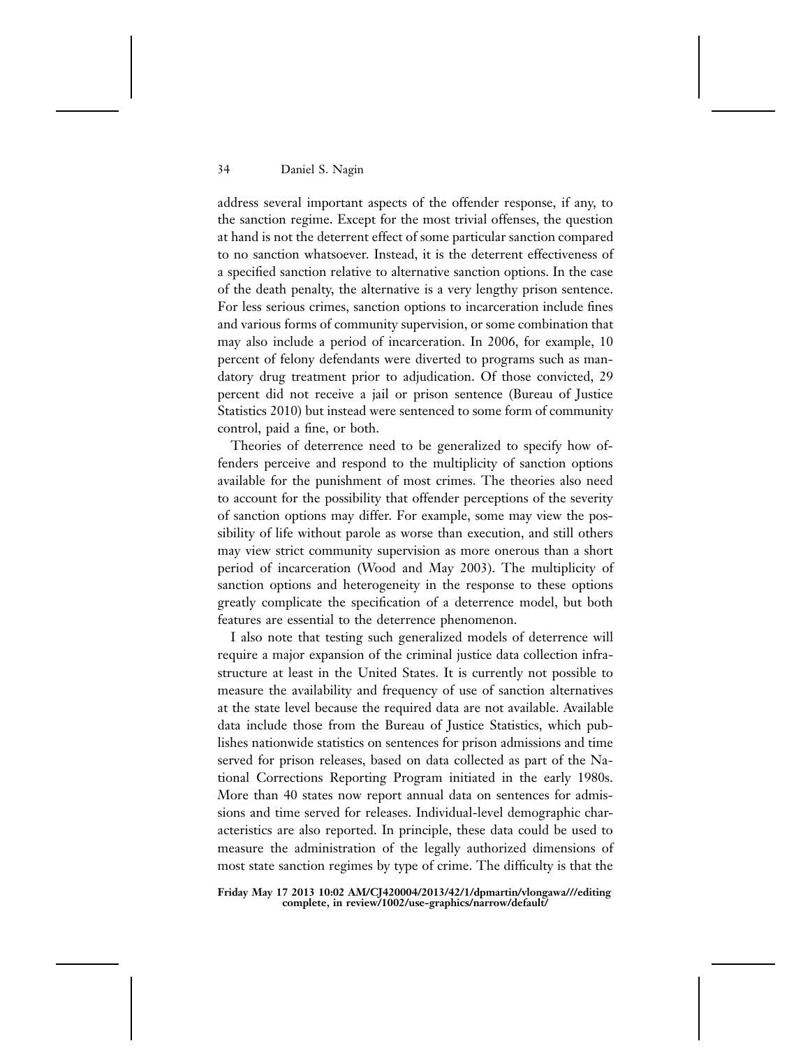address several important aspects of the offender response, if any, to the sanction regime. Except for the most trivial offenses, the question at hand is not the deterrent effect of some particular sanction compared to no sanction whatsoever. Instead, it is the deterrent effectiveness of a specified sanction relative to alternative sanction options. In the case of the death penalty, the alternative is a very lengthy prison sentence. For less serious crimes, sanction options to incarceration include fines and various forms of community supervision, or some combination that may also include a period of incarceration. In 2006, for example, 10 percent of felony defendants were diverted to programs such as mandatory drug treatment prior to adjudication. Of those convicted, 29 percent did not receive a jail or prison sentence (Bureau of Justice Statistics 2010) but instead were sentenced to some form of community control, paid a fine, or both.

Theories of deterrence need to be generalized to specify how offenders perceive and respond to the multiplicity of sanction options available for the punishment of most crimes. The theories also need to account for the possibility that offender perceptions of the severity of sanction options may differ. For example, some may view the possibility of life without parole as worse than execution, and still others may view strict community supervision as more onerous than a short period of incarceration (Wood and May 2003). The multiplicity of sanction options and heterogeneity in the response to these options greatly complicate the specification of a deterrence model, but both features are essential to the deterrence phenomenon.

I also note that testing such generalized models of deterrence will require a major expansion of the criminal justice data collection infrastructure at least in the United States. It is currently not possible to measure the availability and frequency of use of sanction alternatives at the state level because the required data are not available. Available data include those from the Bureau of Justice Statistics, which publishes nationwide statistics on sentences for prison admissions and time served for prison releases, based on data collected as part of the National Corrections Reporting Program initiated in the early 1980s. More than 40 states now report annual data on sentences for admissions and time served for releases. Individual-level demographic characteristics are also reported. In principle, these data could be used to measure the administration of the legally authorized dimensions of most state sanction regimes by type of crime. The difficulty is that the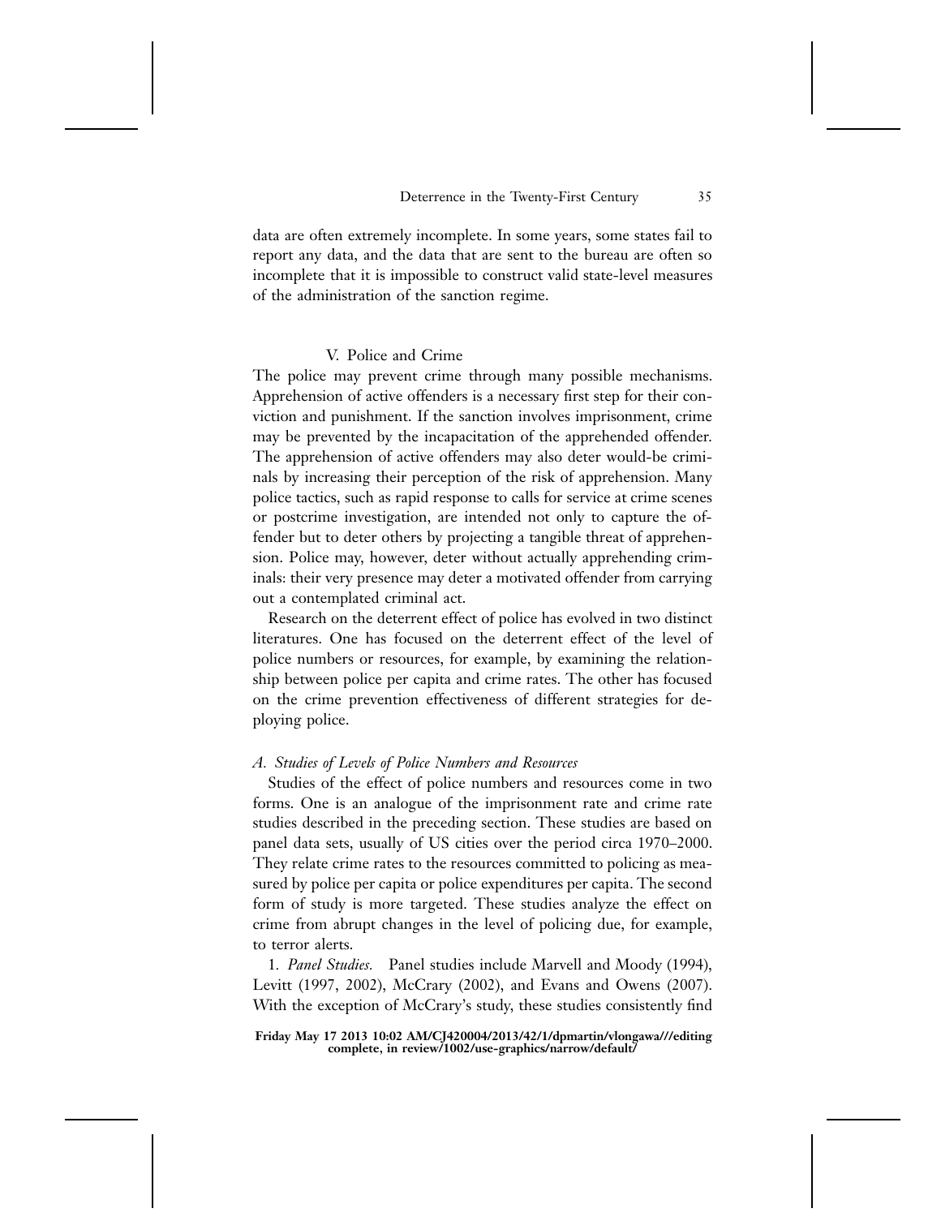data are often extremely incomplete. In some years, some states fail to report any data, and the data that are sent to the bureau are often so incomplete that it is impossible to construct valid state-level measures of the administration of the sanction regime.

## V. Police and Crime

The police may prevent crime through many possible mechanisms. Apprehension of active offenders is a necessary first step for their conviction and punishment. If the sanction involves imprisonment, crime may be prevented by the incapacitation of the apprehended offender. The apprehension of active offenders may also deter would-be criminals by increasing their perception of the risk of apprehension. Many police tactics, such as rapid response to calls for service at crime scenes or postcrime investigation, are intended not only to capture the offender but to deter others by projecting a tangible threat of apprehension. Police may, however, deter without actually apprehending criminals: their very presence may deter a motivated offender from carrying out a contemplated criminal act.

Research on the deterrent effect of police has evolved in two distinct literatures. One has focused on the deterrent effect of the level of police numbers or resources, for example, by examining the relationship between police per capita and crime rates. The other has focused on the crime prevention effectiveness of different strategies for deploying police.

### *A. Studies of Levels of Police Numbers and Resources*

Studies of the effect of police numbers and resources come in two forms. One is an analogue of the imprisonment rate and crime rate studies described in the preceding section. These studies are based on panel data sets, usually of US cities over the period circa 1970–2000. They relate crime rates to the resources committed to policing as measured by police per capita or police expenditures per capita. The second form of study is more targeted. These studies analyze the effect on crime from abrupt changes in the level of policing due, for example, to terror alerts.

1. *Panel Studies.* Panel studies include Marvell and Moody (1994), Levitt (1997, 2002), McCrary (2002), and Evans and Owens (2007). With the exception of McCrary's study, these studies consistently find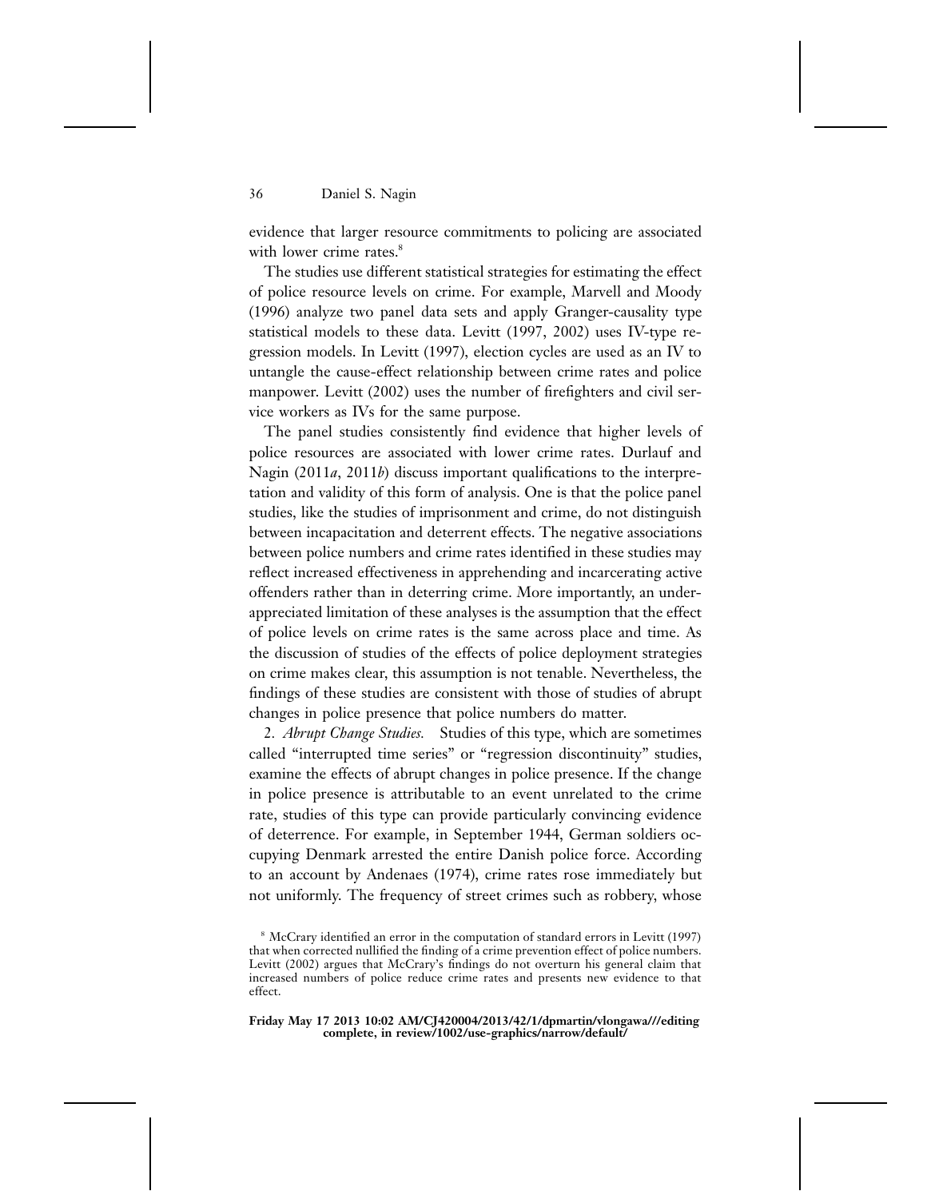evidence that larger resource commitments to policing are associated with lower crime rates.[8]

The studies use different statistical strategies for estimating the effect of police resource levels on crime. For example, Marvell and Moody (1996) analyze two panel data sets and apply Granger-causality type statistical models to these data. Levitt (1997, 2002) uses IV-type regression models. In Levitt (1997), election cycles are used as an IV to untangle the cause-effect relationship between crime rates and police manpower. Levitt (2002) uses the number of firefighters and civil service workers as IVs for the same purpose.

The panel studies consistently find evidence that higher levels of police resources are associated with lower crime rates. Durlauf and Nagin (2011*a*, 2011*b*) discuss important qualifications to the interpretation and validity of this form of analysis. One is that the police panel studies, like the studies of imprisonment and crime, do not distinguish between incapacitation and deterrent effects. The negative associations between police numbers and crime rates identified in these studies may reflect increased effectiveness in apprehending and incarcerating active offenders rather than in deterring crime. More importantly, an underappreciated limitation of these analyses is the assumption that the effect of police levels on crime rates is the same across place and time. As the discussion of studies of the effects of police deployment strategies on crime makes clear, this assumption is not tenable. Nevertheless, the findings of these studies are consistent with those of studies of abrupt changes in police presence that police numbers do matter.

2. *Abrupt Change Studies.* Studies of this type, which are sometimes called "interrupted time series" or "regression discontinuity" studies, examine the effects of abrupt changes in police presence. If the change in police presence is attributable to an event unrelated to the crime rate, studies of this type can provide particularly convincing evidence of deterrence. For example, in September 1944, German soldiers occupying Denmark arrested the entire Danish police force. According to an account by Andenaes (1974), crime rates rose immediately but not uniformly. The frequency of street crimes such as robbery, whose

[8] McCrary identified an error in the computation of standard errors in Levitt (1997) that when corrected nullified the finding of a crime prevention effect of police numbers. Levitt (2002) argues that McCrary's findings do not overturn his general claim that increased numbers of police reduce crime rates and presents new evidence to that effect.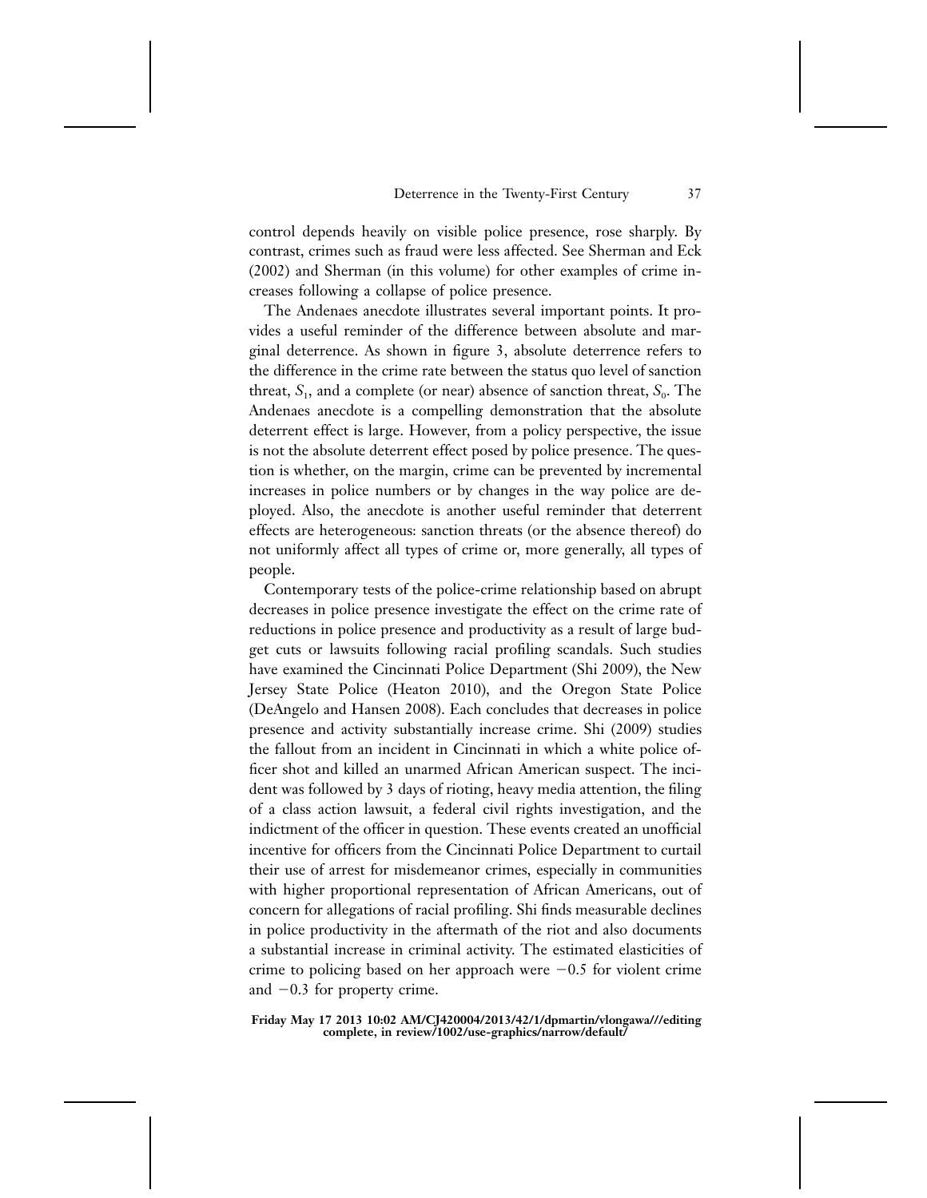control depends heavily on visible police presence, rose sharply. By contrast, crimes such as fraud were less affected. See Sherman and Eck (2002) and Sherman (in this volume) for other examples of crime increases following a collapse of police presence.

The Andenaes anecdote illustrates several important points. It provides a useful reminder of the difference between absolute and marginal deterrence. As shown in figure 3, absolute deterrence refers to the difference in the crime rate between the status quo level of sanction threat, $S_1$, and a complete (or near) absence of sanction threat, $S_0$. The Andenaes anecdote is a compelling demonstration that the absolute deterrent effect is large. However, from a policy perspective, the issue is not the absolute deterrent effect posed by police presence. The question is whether, on the margin, crime can be prevented by incremental increases in police numbers or by changes in the way police are deployed. Also, the anecdote is another useful reminder that deterrent effects are heterogeneous: sanction threats (or the absence thereof) do not uniformly affect all types of crime or, more generally, all types of people.

Contemporary tests of the police-crime relationship based on abrupt decreases in police presence investigate the effect on the crime rate of reductions in police presence and productivity as a result of large budget cuts or lawsuits following racial profiling scandals. Such studies have examined the Cincinnati Police Department (Shi 2009), the New Jersey State Police (Heaton 2010), and the Oregon State Police (DeAngelo and Hansen 2008). Each concludes that decreases in police presence and activity substantially increase crime. Shi (2009) studies the fallout from an incident in Cincinnati in which a white police officer shot and killed an unarmed African American suspect. The incident was followed by 3 days of rioting, heavy media attention, the filing of a class action lawsuit, a federal civil rights investigation, and the indictment of the officer in question. These events created an unofficial incentive for officers from the Cincinnati Police Department to curtail their use of arrest for misdemeanor crimes, especially in communities with higher proportional representation of African Americans, out of concern for allegations of racial profiling. Shi finds measurable declines in police productivity in the aftermath of the riot and also documents a substantial increase in criminal activity. The estimated elasticities of crime to policing based on her approach were $-0.5$ for violent crime and $-0.3$ for property crime.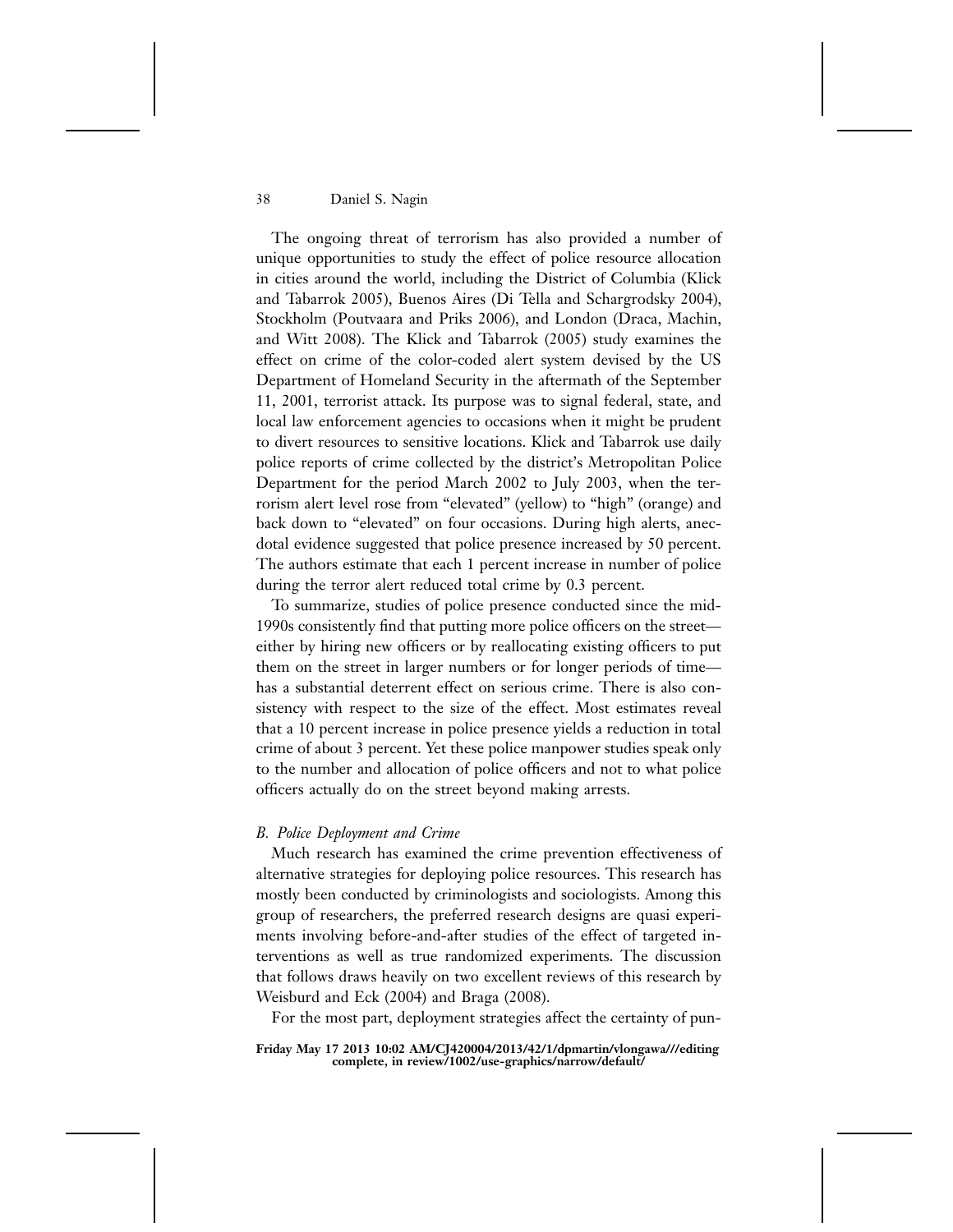The ongoing threat of terrorism has also provided a number of unique opportunities to study the effect of police resource allocation in cities around the world, including the District of Columbia (Klick and Tabarrok 2005), Buenos Aires (Di Tella and Schargrodsky 2004), Stockholm (Poutvaara and Priks 2006), and London (Draca, Machin, and Witt 2008). The Klick and Tabarrok (2005) study examines the effect on crime of the color-coded alert system devised by the US Department of Homeland Security in the aftermath of the September 11, 2001, terrorist attack. Its purpose was to signal federal, state, and local law enforcement agencies to occasions when it might be prudent to divert resources to sensitive locations. Klick and Tabarrok use daily police reports of crime collected by the district's Metropolitan Police Department for the period March 2002 to July 2003, when the terrorism alert level rose from "elevated" (yellow) to "high" (orange) and back down to "elevated" on four occasions. During high alerts, anecdotal evidence suggested that police presence increased by 50 percent. The authors estimate that each 1 percent increase in number of police during the terror alert reduced total crime by 0.3 percent.

To summarize, studies of police presence conducted since the mid-1990s consistently find that putting more police officers on the street—either by hiring new officers or by reallocating existing officers to put them on the street in larger numbers or for longer periods of time—has a substantial deterrent effect on serious crime. There is also consistency with respect to the size of the effect. Most estimates reveal that a 10 percent increase in police presence yields a reduction in total crime of about 3 percent. Yet these police manpower studies speak only to the number and allocation of police officers and not to what police officers actually do on the street beyond making arrests.

### *B. Police Deployment and Crime*

Much research has examined the crime prevention effectiveness of alternative strategies for deploying police resources. This research has mostly been conducted by criminologists and sociologists. Among this group of researchers, the preferred research designs are quasi experiments involving before-and-after studies of the effect of targeted interventions as well as true randomized experiments. The discussion that follows draws heavily on two excellent reviews of this research by Weisburd and Eck (2004) and Braga (2008).

For the most part, deployment strategies affect the certainty of pun-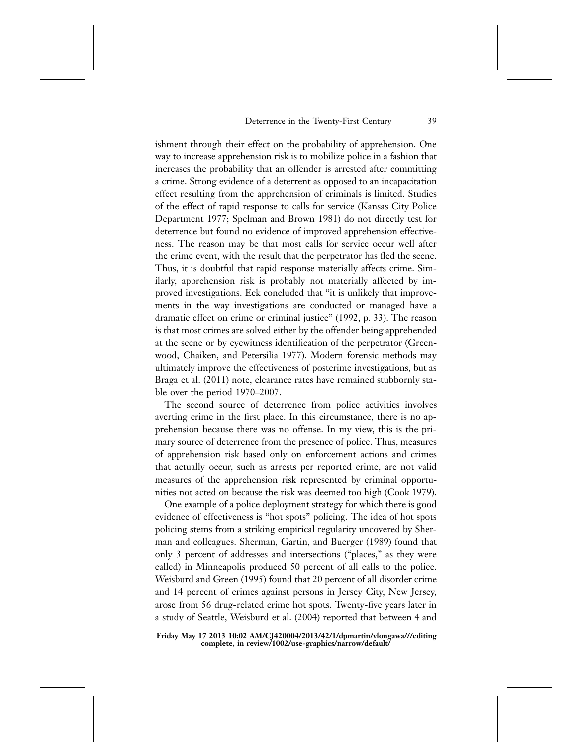ishment through their effect on the probability of apprehension. One way to increase apprehension risk is to mobilize police in a fashion that increases the probability that an offender is arrested after committing a crime. Strong evidence of a deterrent as opposed to an incapacitation effect resulting from the apprehension of criminals is limited. Studies of the effect of rapid response to calls for service (Kansas City Police Department 1977; Spelman and Brown 1981) do not directly test for deterrence but found no evidence of improved apprehension effectiveness. The reason may be that most calls for service occur well after the crime event, with the result that the perpetrator has fled the scene. Thus, it is doubtful that rapid response materially affects crime. Similarly, apprehension risk is probably not materially affected by improved investigations. Eck concluded that "it is unlikely that improvements in the way investigations are conducted or managed have a dramatic effect on crime or criminal justice" (1992, p. 33). The reason is that most crimes are solved either by the offender being apprehended at the scene or by eyewitness identification of the perpetrator (Greenwood, Chaiken, and Petersilia 1977). Modern forensic methods may ultimately improve the effectiveness of postcrime investigations, but as Braga et al. (2011) note, clearance rates have remained stubbornly stable over the period 1970–2007.

The second source of deterrence from police activities involves averting crime in the first place. In this circumstance, there is no apprehension because there was no offense. In my view, this is the primary source of deterrence from the presence of police. Thus, measures of apprehension risk based only on enforcement actions and crimes that actually occur, such as arrests per reported crime, are not valid measures of the apprehension risk represented by criminal opportunities not acted on because the risk was deemed too high (Cook 1979).

One example of a police deployment strategy for which there is good evidence of effectiveness is "hot spots" policing. The idea of hot spots policing stems from a striking empirical regularity uncovered by Sherman and colleagues. Sherman, Gartin, and Buerger (1989) found that only 3 percent of addresses and intersections ("places," as they were called) in Minneapolis produced 50 percent of all calls to the police. Weisburd and Green (1995) found that 20 percent of all disorder crime and 14 percent of crimes against persons in Jersey City, New Jersey, arose from 56 drug-related crime hot spots. Twenty-five years later in a study of Seattle, Weisburd et al. (2004) reported that between 4 and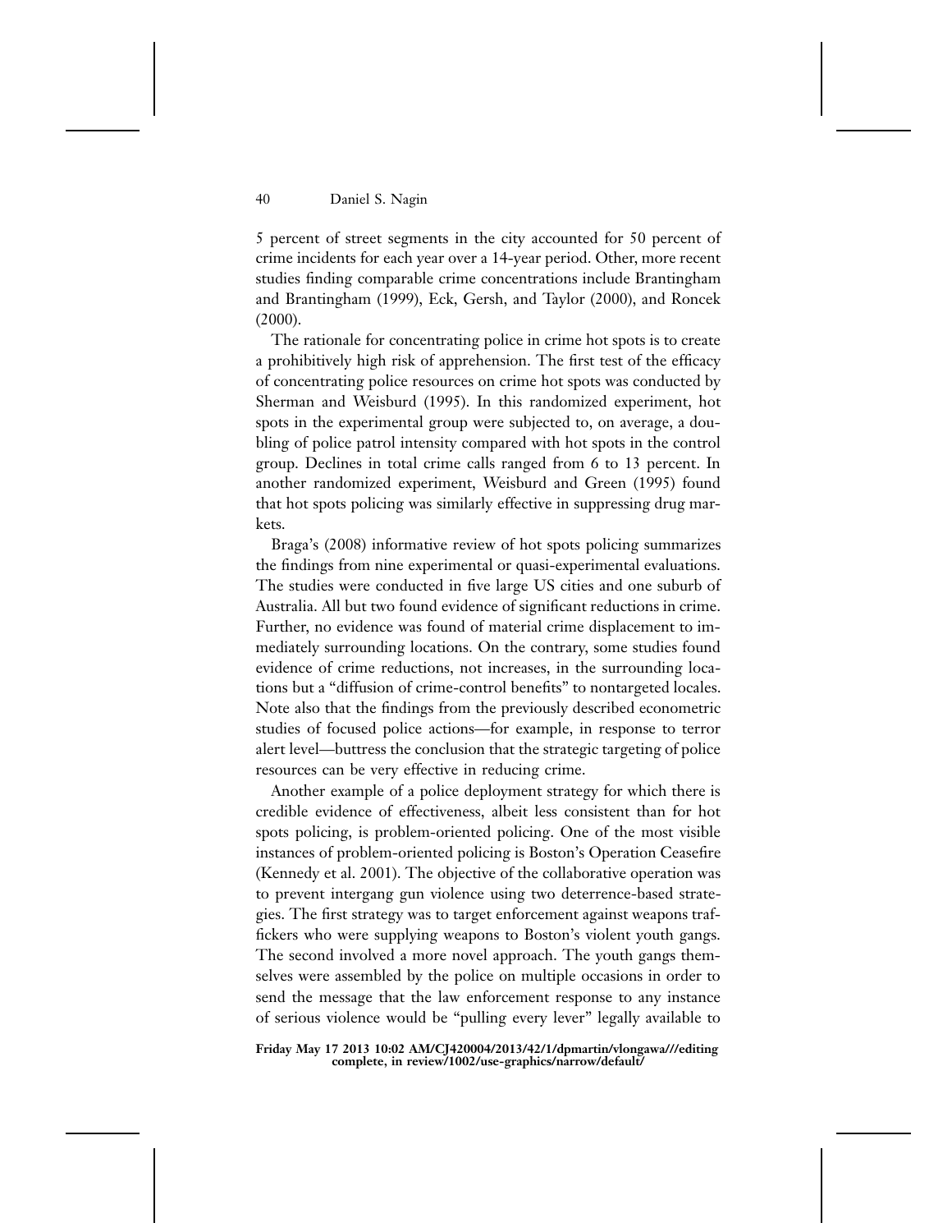5 percent of street segments in the city accounted for 50 percent of crime incidents for each year over a 14-year period. Other, more recent studies finding comparable crime concentrations include Brantingham and Brantingham (1999), Eck, Gersh, and Taylor (2000), and Roncek (2000).

The rationale for concentrating police in crime hot spots is to create a prohibitively high risk of apprehension. The first test of the efficacy of concentrating police resources on crime hot spots was conducted by Sherman and Weisburd (1995). In this randomized experiment, hot spots in the experimental group were subjected to, on average, a doubling of police patrol intensity compared with hot spots in the control group. Declines in total crime calls ranged from 6 to 13 percent. In another randomized experiment, Weisburd and Green (1995) found that hot spots policing was similarly effective in suppressing drug markets.

Braga's (2008) informative review of hot spots policing summarizes the findings from nine experimental or quasi-experimental evaluations. The studies were conducted in five large US cities and one suburb of Australia. All but two found evidence of significant reductions in crime. Further, no evidence was found of material crime displacement to immediately surrounding locations. On the contrary, some studies found evidence of crime reductions, not increases, in the surrounding locations but a "diffusion of crime-control benefits" to nontargeted locales. Note also that the findings from the previously described econometric studies of focused police actions—for example, in response to terror alert level—buttress the conclusion that the strategic targeting of police resources can be very effective in reducing crime.

Another example of a police deployment strategy for which there is credible evidence of effectiveness, albeit less consistent than for hot spots policing, is problem-oriented policing. One of the most visible instances of problem-oriented policing is Boston's Operation Ceasefire (Kennedy et al. 2001). The objective of the collaborative operation was to prevent intergang gun violence using two deterrence-based strategies. The first strategy was to target enforcement against weapons traffickers who were supplying weapons to Boston's violent youth gangs. The second involved a more novel approach. The youth gangs themselves were assembled by the police on multiple occasions in order to send the message that the law enforcement response to any instance of serious violence would be "pulling every lever" legally available to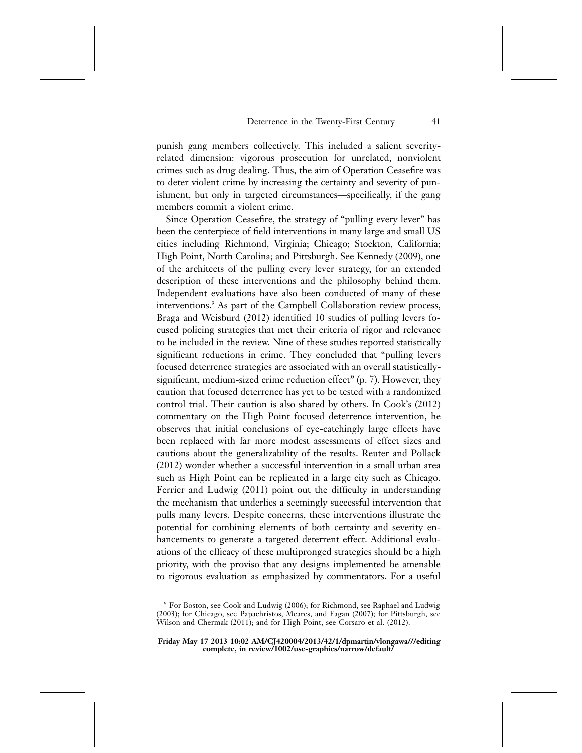punish gang members collectively. This included a salient severity-related dimension: vigorous prosecution for unrelated, nonviolent crimes such as drug dealing. Thus, the aim of Operation Ceasefire was to deter violent crime by increasing the certainty and severity of punishment, but only in targeted circumstances—specifically, if the gang members commit a violent crime.

Since Operation Ceasefire, the strategy of "pulling every lever" has been the centerpiece of field interventions in many large and small US cities including Richmond, Virginia; Chicago; Stockton, California; High Point, North Carolina; and Pittsburgh. See Kennedy (2009), one of the architects of the pulling every lever strategy, for an extended description of these interventions and the philosophy behind them. Independent evaluations have also been conducted of many of these interventions.[9] As part of the Campbell Collaboration review process, Braga and Weisburd (2012) identified 10 studies of pulling levers focused policing strategies that met their criteria of rigor and relevance to be included in the review. Nine of these studies reported statistically significant reductions in crime. They concluded that "pulling levers focused deterrence strategies are associated with an overall statistically-significant, medium-sized crime reduction effect" (p. 7). However, they caution that focused deterrence has yet to be tested with a randomized control trial. Their caution is also shared by others. In Cook's (2012) commentary on the High Point focused deterrence intervention, he observes that initial conclusions of eye-catchingly large effects have been replaced with far more modest assessments of effect sizes and cautions about the generalizability of the results. Reuter and Pollack (2012) wonder whether a successful intervention in a small urban area such as High Point can be replicated in a large city such as Chicago. Ferrier and Ludwig (2011) point out the difficulty in understanding the mechanism that underlies a seemingly successful intervention that pulls many levers. Despite concerns, these interventions illustrate the potential for combining elements of both certainty and severity enhancements to generate a targeted deterrent effect. Additional evaluations of the efficacy of these multipronged strategies should be a high priority, with the proviso that any designs implemented be amenable to rigorous evaluation as emphasized by commentators. For a useful

[9] For Boston, see Cook and Ludwig (2006); for Richmond, see Raphael and Ludwig (2003); for Chicago, see Papachristos, Meares, and Fagan (2007); for Pittsburgh, see Wilson and Chermak (2011); and for High Point, see Corsaro et al. (2012).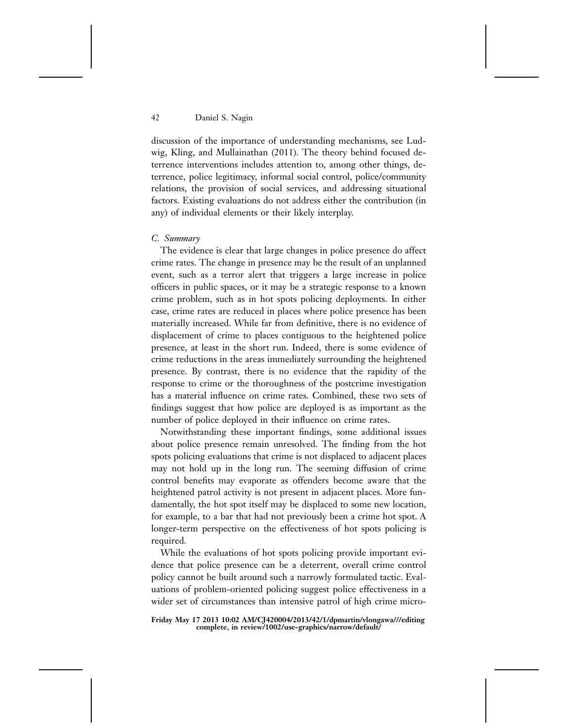discussion of the importance of understanding mechanisms, see Ludwig, Kling, and Mullainathan (2011). The theory behind focused deterrence interventions includes attention to, among other things, deterrence, police legitimacy, informal social control, police/community relations, the provision of social services, and addressing situational factors. Existing evaluations do not address either the contribution (in any) of individual elements or their likely interplay.

### *C. Summary*

The evidence is clear that large changes in police presence do affect crime rates. The change in presence may be the result of an unplanned event, such as a terror alert that triggers a large increase in police officers in public spaces, or it may be a strategic response to a known crime problem, such as in hot spots policing deployments. In either case, crime rates are reduced in places where police presence has been materially increased. While far from definitive, there is no evidence of displacement of crime to places contiguous to the heightened police presence, at least in the short run. Indeed, there is some evidence of crime reductions in the areas immediately surrounding the heightened presence. By contrast, there is no evidence that the rapidity of the response to crime or the thoroughness of the postcrime investigation has a material influence on crime rates. Combined, these two sets of findings suggest that how police are deployed is as important as the number of police deployed in their influence on crime rates.

Notwithstanding these important findings, some additional issues about police presence remain unresolved. The finding from the hot spots policing evaluations that crime is not displaced to adjacent places may not hold up in the long run. The seeming diffusion of crime control benefits may evaporate as offenders become aware that the heightened patrol activity is not present in adjacent places. More fundamentally, the hot spot itself may be displaced to some new location, for example, to a bar that had not previously been a crime hot spot. A longer-term perspective on the effectiveness of hot spots policing is required.

While the evaluations of hot spots policing provide important evidence that police presence can be a deterrent, overall crime control policy cannot be built around such a narrowly formulated tactic. Evaluations of problem-oriented policing suggest police effectiveness in a wider set of circumstances than intensive patrol of high crime micro-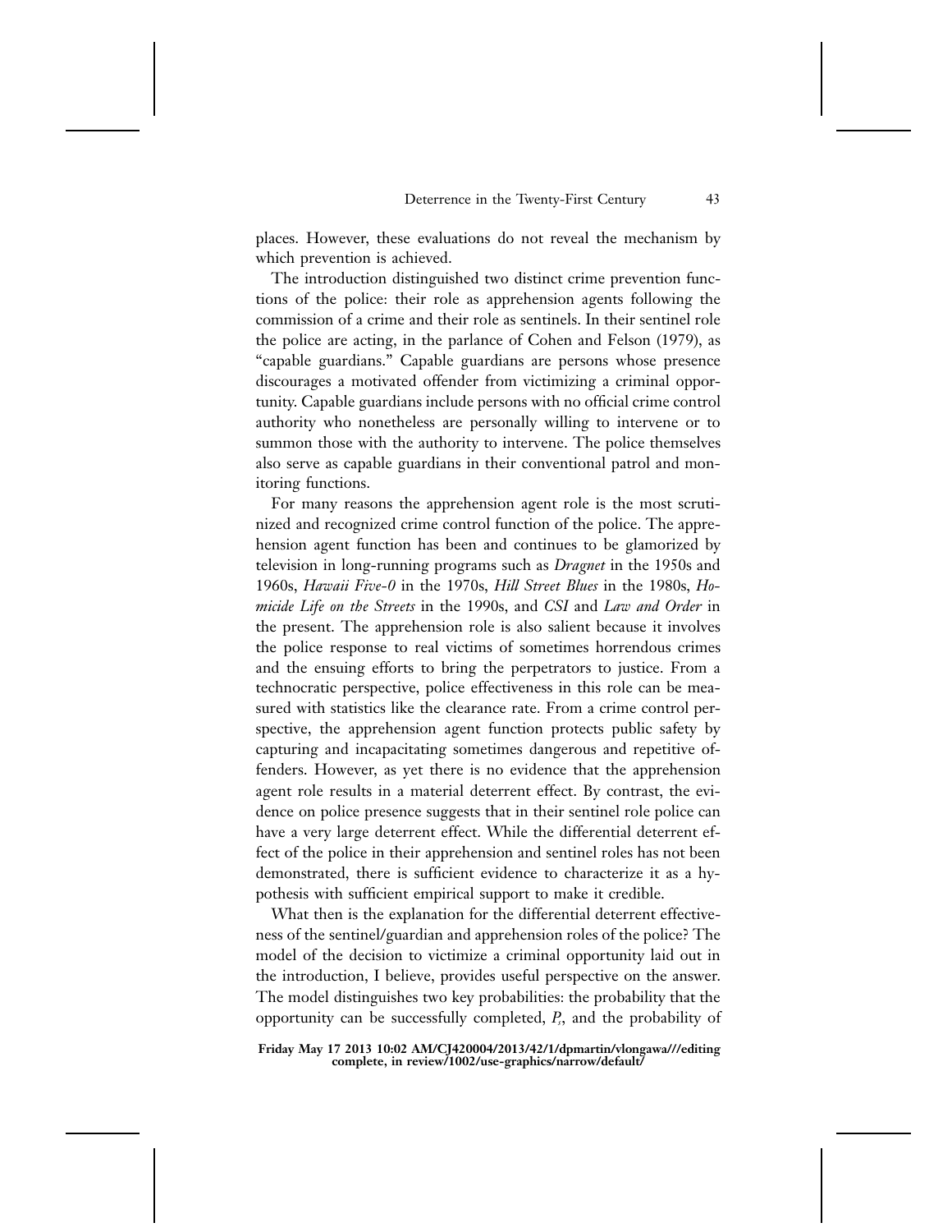places. However, these evaluations do not reveal the mechanism by which prevention is achieved.

The introduction distinguished two distinct crime prevention functions of the police: their role as apprehension agents following the commission of a crime and their role as sentinels. In their sentinel role the police are acting, in the parlance of Cohen and Felson (1979), as "capable guardians." Capable guardians are persons whose presence discourages a motivated offender from victimizing a criminal opportunity. Capable guardians include persons with no official crime control authority who nonetheless are personally willing to intervene or to summon those with the authority to intervene. The police themselves also serve as capable guardians in their conventional patrol and monitoring functions.

For many reasons the apprehension agent role is the most scrutinized and recognized crime control function of the police. The apprehension agent function has been and continues to be glamorized by television in long-running programs such as *Dragnet* in the 1950s and 1960s, *Hawaii Five-0* in the 1970s, *Hill Street Blues* in the 1980s, *Homicide Life on the Streets* in the 1990s, and *CSI* and *Law and Order* in the present. The apprehension role is also salient because it involves the police response to real victims of sometimes horrendous crimes and the ensuing efforts to bring the perpetrators to justice. From a technocratic perspective, police effectiveness in this role can be measured with statistics like the clearance rate. From a crime control perspective, the apprehension agent function protects public safety by capturing and incapacitating sometimes dangerous and repetitive offenders. However, as yet there is no evidence that the apprehension agent role results in a material deterrent effect. By contrast, the evidence on police presence suggests that in their sentinel role police can have a very large deterrent effect. While the differential deterrent effect of the police in their apprehension and sentinel roles has not been demonstrated, there is sufficient evidence to characterize it as a hypothesis with sufficient empirical support to make it credible.

What then is the explanation for the differential deterrent effectiveness of the sentinel/guardian and apprehension roles of the police? The model of the decision to victimize a criminal opportunity laid out in the introduction, I believe, provides useful perspective on the answer. The model distinguishes two key probabilities: the probability that the opportunity can be successfully completed, $P_s$, and the probability of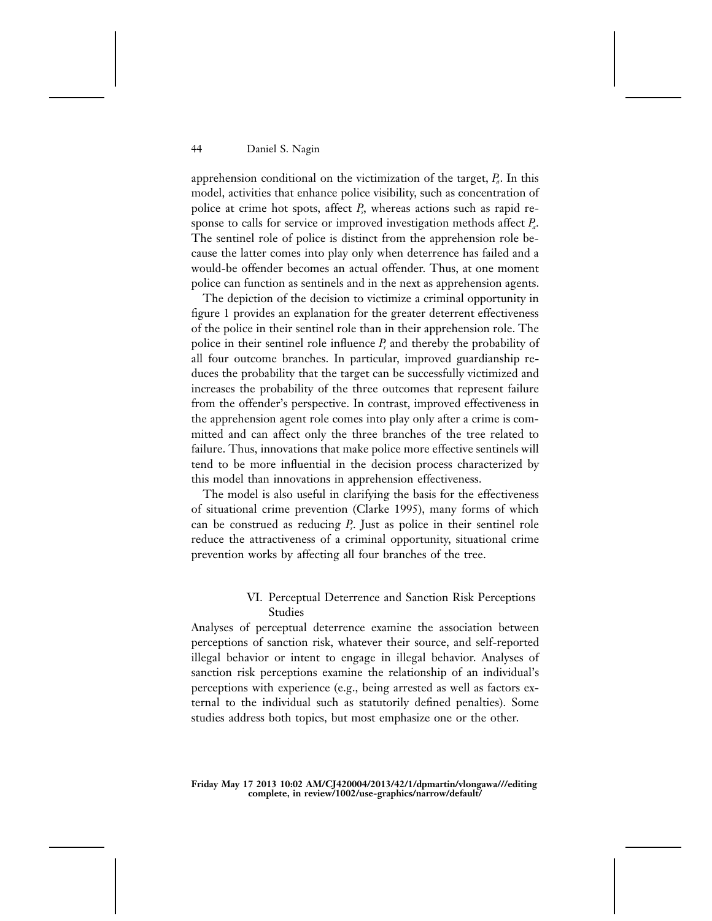apprehension conditional on the victimization of the target, $P_a$. In this model, activities that enhance police visibility, such as concentration of police at crime hot spots, affect $P_s$, whereas actions such as rapid response to calls for service or improved investigation methods affect $P_a$. The sentinel role of police is distinct from the apprehension role because the latter comes into play only when deterrence has failed and a would-be offender becomes an actual offender. Thus, at one moment police can function as sentinels and in the next as apprehension agents.

The depiction of the decision to victimize a criminal opportunity in figure 1 provides an explanation for the greater deterrent effectiveness of the police in their sentinel role than in their apprehension role. The police in their sentinel role influence $P_s$ and thereby the probability of all four outcome branches. In particular, improved guardianship reduces the probability that the target can be successfully victimized and increases the probability of the three outcomes that represent failure from the offender's perspective. In contrast, improved effectiveness in the apprehension agent role comes into play only after a crime is committed and can affect only the three branches of the tree related to failure. Thus, innovations that make police more effective sentinels will tend to be more influential in the decision process characterized by this model than innovations in apprehension effectiveness.

The model is also useful in clarifying the basis for the effectiveness of situational crime prevention (Clarke 1995), many forms of which can be construed as reducing $P_s$. Just as police in their sentinel role reduce the attractiveness of a criminal opportunity, situational crime prevention works by affecting all four branches of the tree.

## VI. Perceptual Deterrence and Sanction Risk Perceptions Studies

Analyses of perceptual deterrence examine the association between perceptions of sanction risk, whatever their source, and self-reported illegal behavior or intent to engage in illegal behavior. Analyses of sanction risk perceptions examine the relationship of an individual's perceptions with experience (e.g., being arrested as well as factors external to the individual such as statutorily defined penalties). Some studies address both topics, but most emphasize one or the other.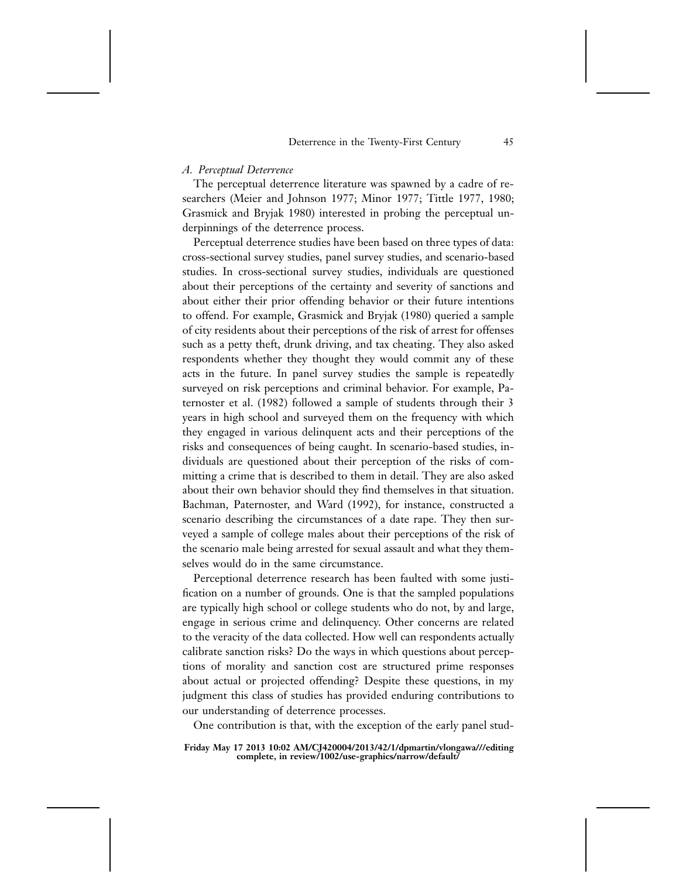### *A. Perceptual Deterrence*

The perceptual deterrence literature was spawned by a cadre of researchers (Meier and Johnson 1977; Minor 1977; Tittle 1977, 1980; Grasmick and Bryjak 1980) interested in probing the perceptual underpinnings of the deterrence process.

Perceptual deterrence studies have been based on three types of data: cross-sectional survey studies, panel survey studies, and scenario-based studies. In cross-sectional survey studies, individuals are questioned about their perceptions of the certainty and severity of sanctions and about either their prior offending behavior or their future intentions to offend. For example, Grasmick and Bryjak (1980) queried a sample of city residents about their perceptions of the risk of arrest for offenses such as a petty theft, drunk driving, and tax cheating. They also asked respondents whether they thought they would commit any of these acts in the future. In panel survey studies the sample is repeatedly surveyed on risk perceptions and criminal behavior. For example, Paternoster et al. (1982) followed a sample of students through their 3 years in high school and surveyed them on the frequency with which they engaged in various delinquent acts and their perceptions of the risks and consequences of being caught. In scenario-based studies, individuals are questioned about their perception of the risks of committing a crime that is described to them in detail. They are also asked about their own behavior should they find themselves in that situation. Bachman, Paternoster, and Ward (1992), for instance, constructed a scenario describing the circumstances of a date rape. They then surveyed a sample of college males about their perceptions of the risk of the scenario male being arrested for sexual assault and what they themselves would do in the same circumstance.

Perceptional deterrence research has been faulted with some justification on a number of grounds. One is that the sampled populations are typically high school or college students who do not, by and large, engage in serious crime and delinquency. Other concerns are related to the veracity of the data collected. How well can respondents actually calibrate sanction risks? Do the ways in which questions about perceptions of morality and sanction cost are structured prime responses about actual or projected offending? Despite these questions, in my judgment this class of studies has provided enduring contributions to our understanding of deterrence processes.

One contribution is that, with the exception of the early panel stud-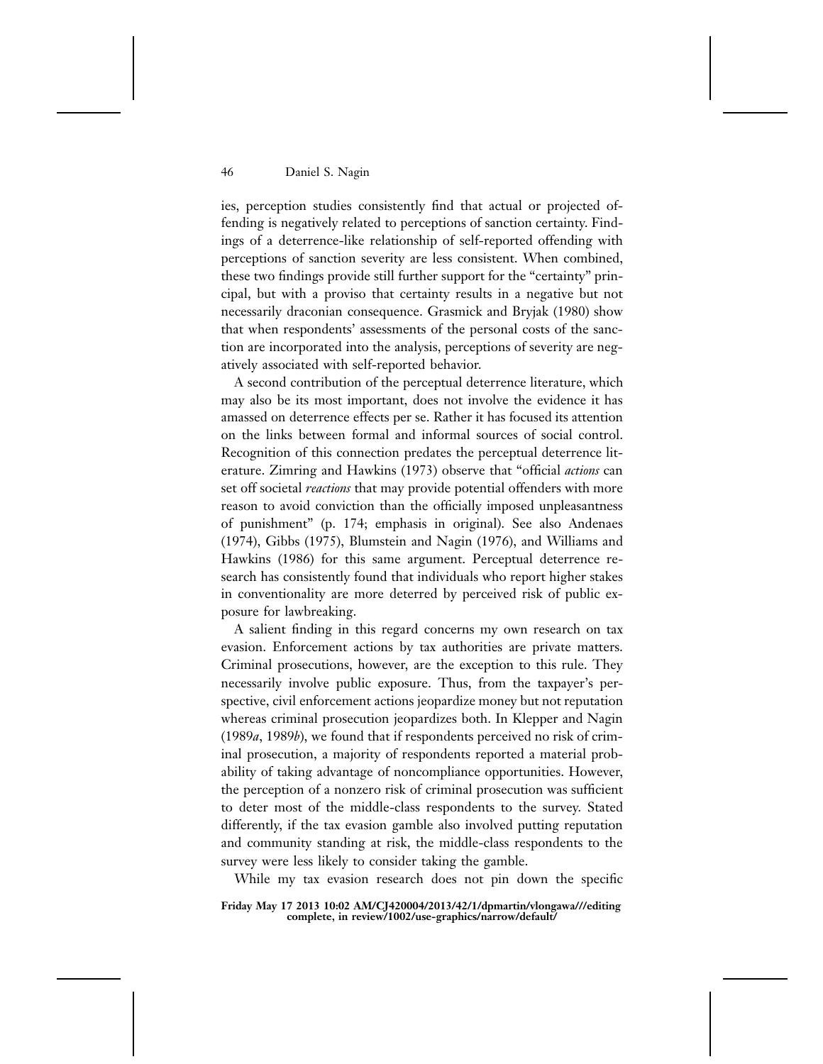ies, perception studies consistently find that actual or projected offending is negatively related to perceptions of sanction certainty. Findings of a deterrence-like relationship of self-reported offending with perceptions of sanction severity are less consistent. When combined, these two findings provide still further support for the "certainty" principal, but with a proviso that certainty results in a negative but not necessarily draconian consequence. Grasmick and Bryjak (1980) show that when respondents' assessments of the personal costs of the sanction are incorporated into the analysis, perceptions of severity are negatively associated with self-reported behavior.

A second contribution of the perceptual deterrence literature, which may also be its most important, does not involve the evidence it has amassed on deterrence effects per se. Rather it has focused its attention on the links between formal and informal sources of social control. Recognition of this connection predates the perceptual deterrence literature. Zimring and Hawkins (1973) observe that "official *actions* can set off societal *reactions* that may provide potential offenders with more reason to avoid conviction than the officially imposed unpleasantness of punishment" (p. 174; emphasis in original). See also Andenaes (1974), Gibbs (1975), Blumstein and Nagin (1976), and Williams and Hawkins (1986) for this same argument. Perceptual deterrence research has consistently found that individuals who report higher stakes in conventionality are more deterred by perceived risk of public exposure for lawbreaking.

A salient finding in this regard concerns my own research on tax evasion. Enforcement actions by tax authorities are private matters. Criminal prosecutions, however, are the exception to this rule. They necessarily involve public exposure. Thus, from the taxpayer's perspective, civil enforcement actions jeopardize money but not reputation whereas criminal prosecution jeopardizes both. In Klepper and Nagin (1989*a*, 1989*b*), we found that if respondents perceived no risk of criminal prosecution, a majority of respondents reported a material probability of taking advantage of noncompliance opportunities. However, the perception of a nonzero risk of criminal prosecution was sufficient to deter most of the middle-class respondents to the survey. Stated differently, if the tax evasion gamble also involved putting reputation and community standing at risk, the middle-class respondents to the survey were less likely to consider taking the gamble.

While my tax evasion research does not pin down the specific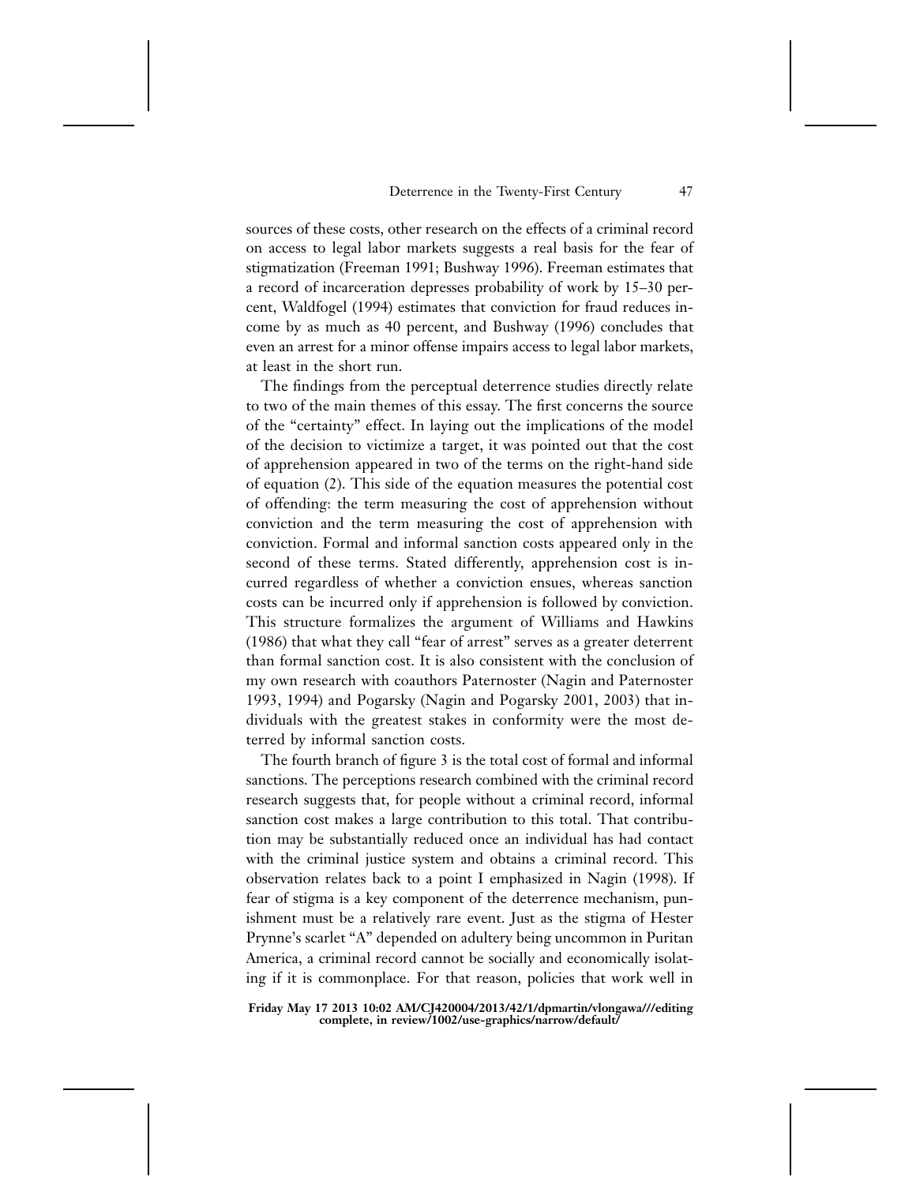sources of these costs, other research on the effects of a criminal record on access to legal labor markets suggests a real basis for the fear of stigmatization (Freeman 1991; Bushway 1996). Freeman estimates that a record of incarceration depresses probability of work by 15–30 percent, Waldfogel (1994) estimates that conviction for fraud reduces income by as much as 40 percent, and Bushway (1996) concludes that even an arrest for a minor offense impairs access to legal labor markets, at least in the short run.

The findings from the perceptual deterrence studies directly relate to two of the main themes of this essay. The first concerns the source of the "certainty" effect. In laying out the implications of the model of the decision to victimize a target, it was pointed out that the cost of apprehension appeared in two of the terms on the right-hand side of equation (2). This side of the equation measures the potential cost of offending: the term measuring the cost of apprehension without conviction and the term measuring the cost of apprehension with conviction. Formal and informal sanction costs appeared only in the second of these terms. Stated differently, apprehension cost is incurred regardless of whether a conviction ensues, whereas sanction costs can be incurred only if apprehension is followed by conviction. This structure formalizes the argument of Williams and Hawkins (1986) that what they call "fear of arrest" serves as a greater deterrent than formal sanction cost. It is also consistent with the conclusion of my own research with coauthors Paternoster (Nagin and Paternoster 1993, 1994) and Pogarsky (Nagin and Pogarsky 2001, 2003) that individuals with the greatest stakes in conformity were the most deterred by informal sanction costs.

The fourth branch of figure 3 is the total cost of formal and informal sanctions. The perceptions research combined with the criminal record research suggests that, for people without a criminal record, informal sanction cost makes a large contribution to this total. That contribution may be substantially reduced once an individual has had contact with the criminal justice system and obtains a criminal record. This observation relates back to a point I emphasized in Nagin (1998). If fear of stigma is a key component of the deterrence mechanism, punishment must be a relatively rare event. Just as the stigma of Hester Prynne's scarlet "A" depended on adultery being uncommon in Puritan America, a criminal record cannot be socially and economically isolating if it is commonplace. For that reason, policies that work well in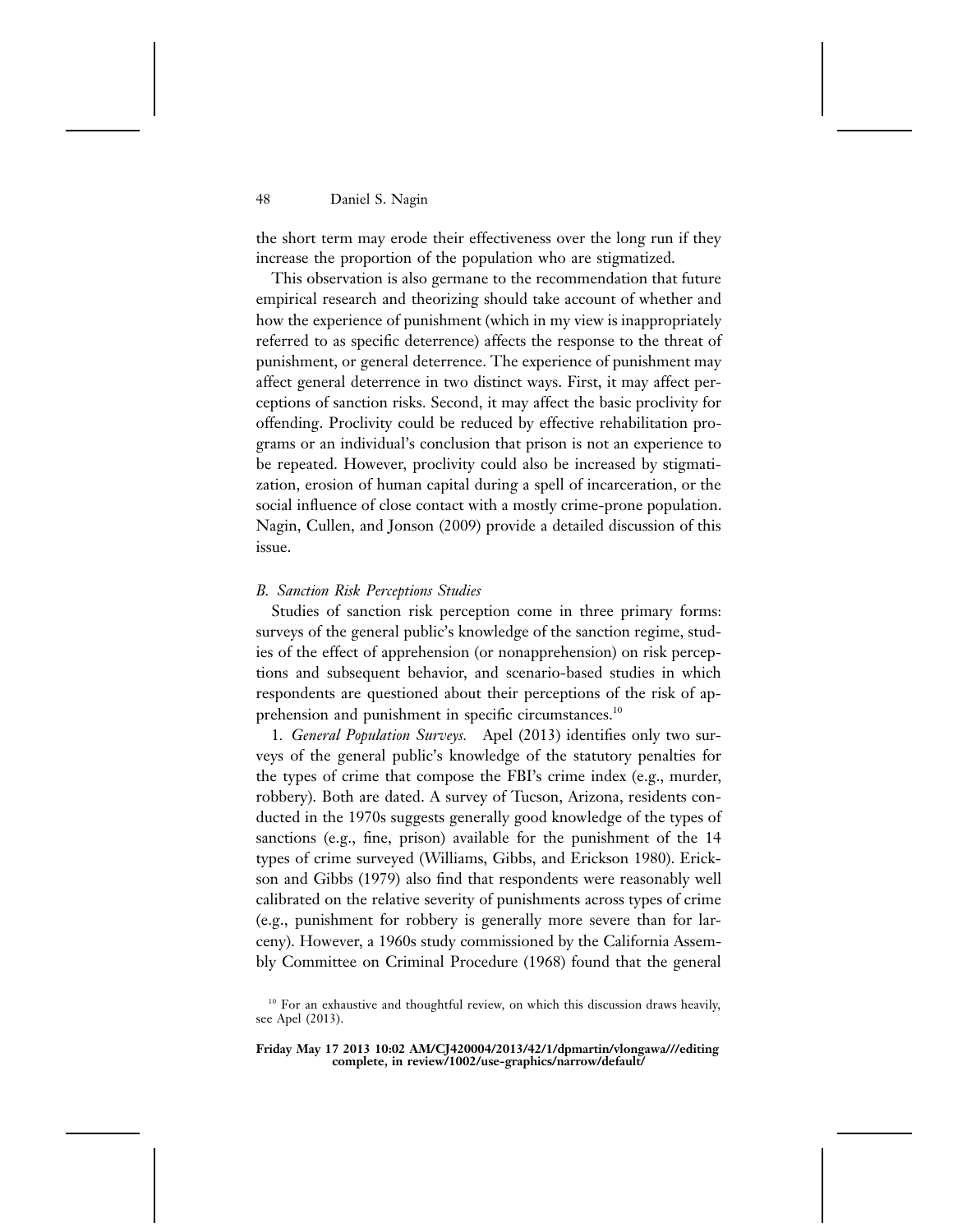the short term may erode their effectiveness over the long run if they increase the proportion of the population who are stigmatized.

This observation is also germane to the recommendation that future empirical research and theorizing should take account of whether and how the experience of punishment (which in my view is inappropriately referred to as specific deterrence) affects the response to the threat of punishment, or general deterrence. The experience of punishment may affect general deterrence in two distinct ways. First, it may affect perceptions of sanction risks. Second, it may affect the basic proclivity for offending. Proclivity could be reduced by effective rehabilitation programs or an individual's conclusion that prison is not an experience to be repeated. However, proclivity could also be increased by stigmatization, erosion of human capital during a spell of incarceration, or the social influence of close contact with a mostly crime-prone population. Nagin, Cullen, and Jonson (2009) provide a detailed discussion of this issue.

### *B. Sanction Risk Perceptions Studies*

Studies of sanction risk perception come in three primary forms: surveys of the general public's knowledge of the sanction regime, studies of the effect of apprehension (or nonapprehension) on risk perceptions and subsequent behavior, and scenario-based studies in which respondents are questioned about their perceptions of the risk of apprehension and punishment in specific circumstances.[10]

1. *General Population Surveys.* Apel (2013) identifies only two surveys of the general public's knowledge of the statutory penalties for the types of crime that compose the FBI's crime index (e.g., murder, robbery). Both are dated. A survey of Tucson, Arizona, residents conducted in the 1970s suggests generally good knowledge of the types of sanctions (e.g., fine, prison) available for the punishment of the 14 types of crime surveyed (Williams, Gibbs, and Erickson 1980). Erickson and Gibbs (1979) also find that respondents were reasonably well calibrated on the relative severity of punishments across types of crime (e.g., punishment for robbery is generally more severe than for larceny). However, a 1960s study commissioned by the California Assembly Committee on Criminal Procedure (1968) found that the general

[10] For an exhaustive and thoughtful review, on which this discussion draws heavily, see Apel (2013).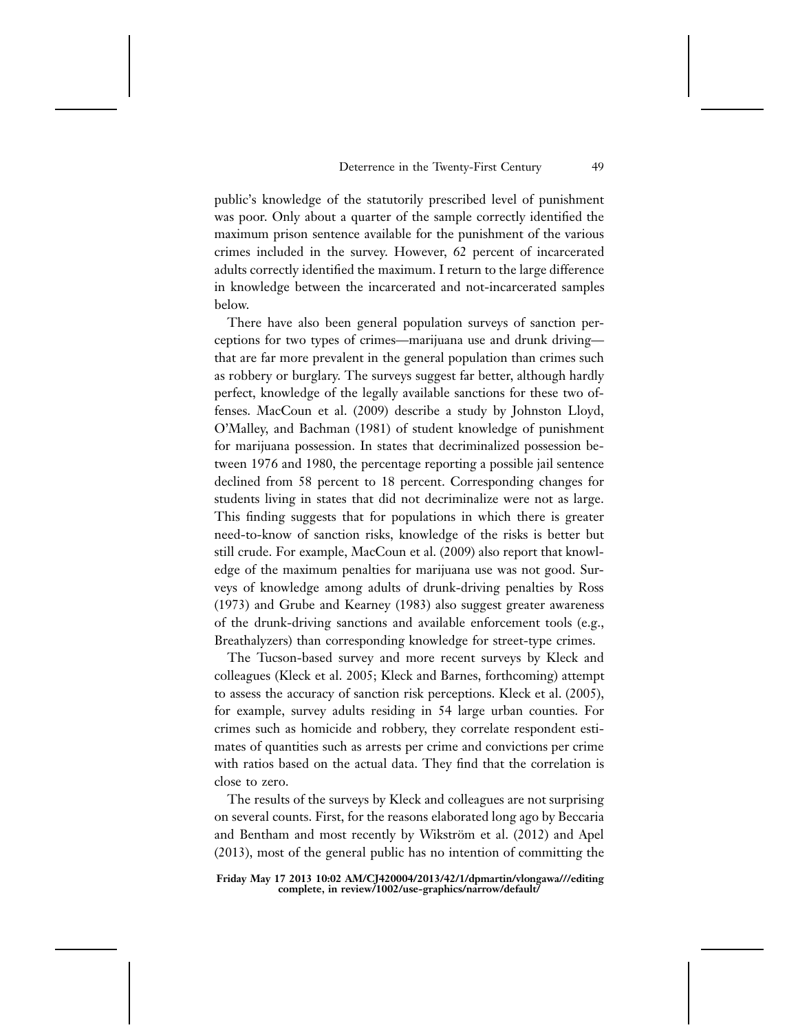public's knowledge of the statutorily prescribed level of punishment was poor. Only about a quarter of the sample correctly identified the maximum prison sentence available for the punishment of the various crimes included in the survey. However, 62 percent of incarcerated adults correctly identified the maximum. I return to the large difference in knowledge between the incarcerated and not-incarcerated samples below.

There have also been general population surveys of sanction perceptions for two types of crimes—marijuana use and drunk driving—that are far more prevalent in the general population than crimes such as robbery or burglary. The surveys suggest far better, although hardly perfect, knowledge of the legally available sanctions for these two offenses. MacCoun et al. (2009) describe a study by Johnston Lloyd, O'Malley, and Bachman (1981) of student knowledge of punishment for marijuana possession. In states that decriminalized possession between 1976 and 1980, the percentage reporting a possible jail sentence declined from 58 percent to 18 percent. Corresponding changes for students living in states that did not decriminalize were not as large. This finding suggests that for populations in which there is greater need-to-know of sanction risks, knowledge of the risks is better but still crude. For example, MacCoun et al. (2009) also report that knowledge of the maximum penalties for marijuana use was not good. Surveys of knowledge among adults of drunk-driving penalties by Ross (1973) and Grube and Kearney (1983) also suggest greater awareness of the drunk-driving sanctions and available enforcement tools (e.g., Breathalyzers) than corresponding knowledge for street-type crimes.

The Tucson-based survey and more recent surveys by Kleck and colleagues (Kleck et al. 2005; Kleck and Barnes, forthcoming) attempt to assess the accuracy of sanction risk perceptions. Kleck et al. (2005), for example, survey adults residing in 54 large urban counties. For crimes such as homicide and robbery, they correlate respondent estimates of quantities such as arrests per crime and convictions per crime with ratios based on the actual data. They find that the correlation is close to zero.

The results of the surveys by Kleck and colleagues are not surprising on several counts. First, for the reasons elaborated long ago by Beccaria and Bentham and most recently by Wikström et al. (2012) and Apel (2013), most of the general public has no intention of committing the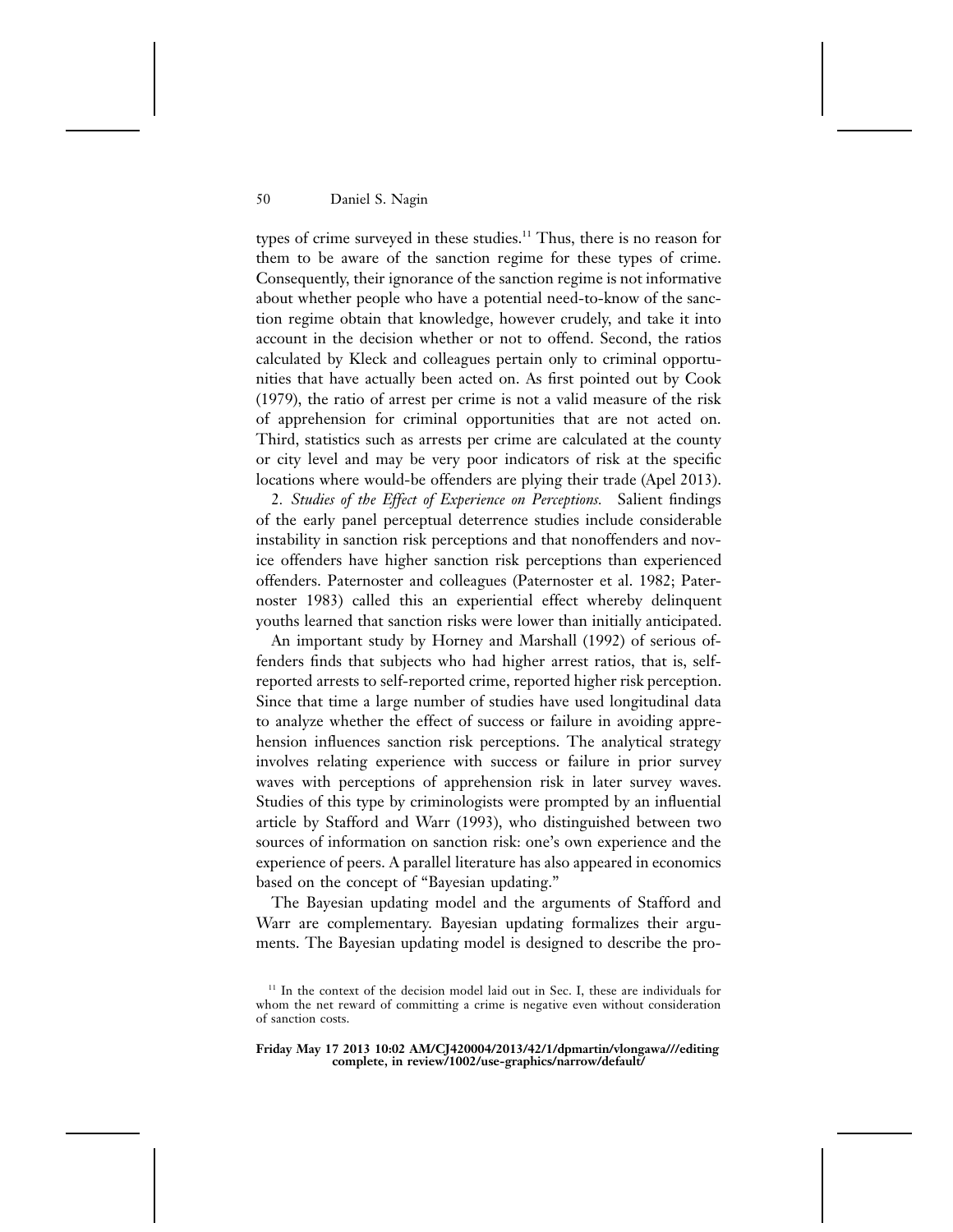types of crime surveyed in these studies.[11] Thus, there is no reason for them to be aware of the sanction regime for these types of crime. Consequently, their ignorance of the sanction regime is not informative about whether people who have a potential need-to-know of the sanction regime obtain that knowledge, however crudely, and take it into account in the decision whether or not to offend. Second, the ratios calculated by Kleck and colleagues pertain only to criminal opportunities that have actually been acted on. As first pointed out by Cook (1979), the ratio of arrest per crime is not a valid measure of the risk of apprehension for criminal opportunities that are not acted on. Third, statistics such as arrests per crime are calculated at the county or city level and may be very poor indicators of risk at the specific locations where would-be offenders are plying their trade (Apel 2013).

2. *Studies of the Effect of Experience on Perceptions.* Salient findings of the early panel perceptual deterrence studies include considerable instability in sanction risk perceptions and that nonoffenders and novice offenders have higher sanction risk perceptions than experienced offenders. Paternoster and colleagues (Paternoster et al. 1982; Paternoster 1983) called this an experiential effect whereby delinquent youths learned that sanction risks were lower than initially anticipated.

An important study by Horney and Marshall (1992) of serious offenders finds that subjects who had higher arrest ratios, that is, self-reported arrests to self-reported crime, reported higher risk perception. Since that time a large number of studies have used longitudinal data to analyze whether the effect of success or failure in avoiding apprehension influences sanction risk perceptions. The analytical strategy involves relating experience with success or failure in prior survey waves with perceptions of apprehension risk in later survey waves. Studies of this type by criminologists were prompted by an influential article by Stafford and Warr (1993), who distinguished between two sources of information on sanction risk: one's own experience and the experience of peers. A parallel literature has also appeared in economics based on the concept of "Bayesian updating."

The Bayesian updating model and the arguments of Stafford and Warr are complementary. Bayesian updating formalizes their arguments. The Bayesian updating model is designed to describe the pro-

[11] In the context of the decision model laid out in Sec. I, these are individuals for whom the net reward of committing a crime is negative even without consideration of sanction costs.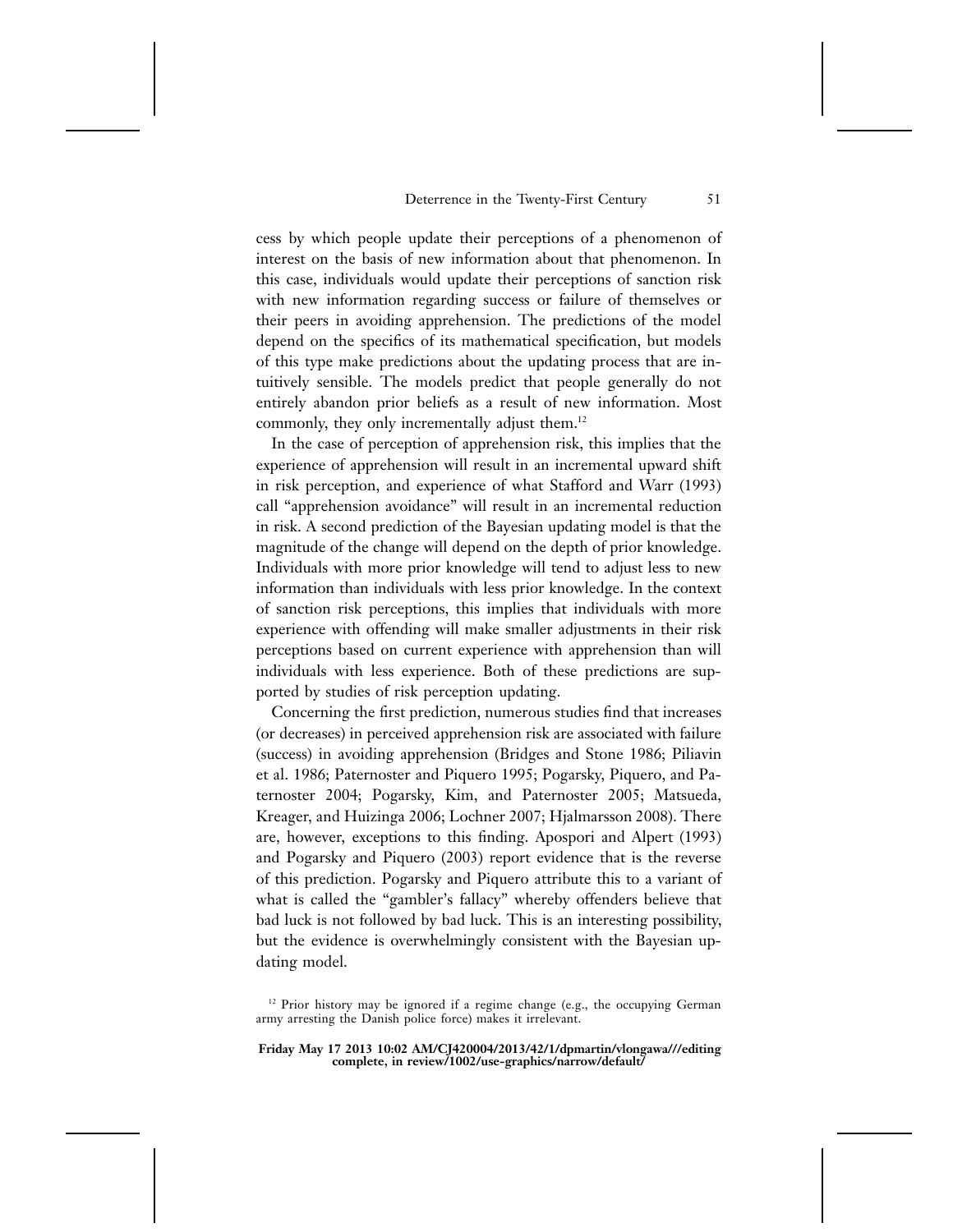cess by which people update their perceptions of a phenomenon of interest on the basis of new information about that phenomenon. In this case, individuals would update their perceptions of sanction risk with new information regarding success or failure of themselves or their peers in avoiding apprehension. The predictions of the model depend on the specifics of its mathematical specification, but models of this type make predictions about the updating process that are intuitively sensible. The models predict that people generally do not entirely abandon prior beliefs as a result of new information. Most commonly, they only incrementally adjust them.[12]

In the case of perception of apprehension risk, this implies that the experience of apprehension will result in an incremental upward shift in risk perception, and experience of what Stafford and Warr (1993) call "apprehension avoidance" will result in an incremental reduction in risk. A second prediction of the Bayesian updating model is that the magnitude of the change will depend on the depth of prior knowledge. Individuals with more prior knowledge will tend to adjust less to new information than individuals with less prior knowledge. In the context of sanction risk perceptions, this implies that individuals with more experience with offending will make smaller adjustments in their risk perceptions based on current experience with apprehension than will individuals with less experience. Both of these predictions are supported by studies of risk perception updating.

Concerning the first prediction, numerous studies find that increases (or decreases) in perceived apprehension risk are associated with failure (success) in avoiding apprehension (Bridges and Stone 1986; Piliavin et al. 1986; Paternoster and Piquero 1995; Pogarsky, Piquero, and Paternoster 2004; Pogarsky, Kim, and Paternoster 2005; Matsueda, Kreager, and Huizinga 2006; Lochner 2007; Hjalmarsson 2008). There are, however, exceptions to this finding. Apospori and Alpert (1993) and Pogarsky and Piquero (2003) report evidence that is the reverse of this prediction. Pogarsky and Piquero attribute this to a variant of what is called the "gambler's fallacy" whereby offenders believe that bad luck is not followed by bad luck. This is an interesting possibility, but the evidence is overwhelmingly consistent with the Bayesian updating model.

[12] Prior history may be ignored if a regime change (e.g., the occupying German army arresting the Danish police force) makes it irrelevant.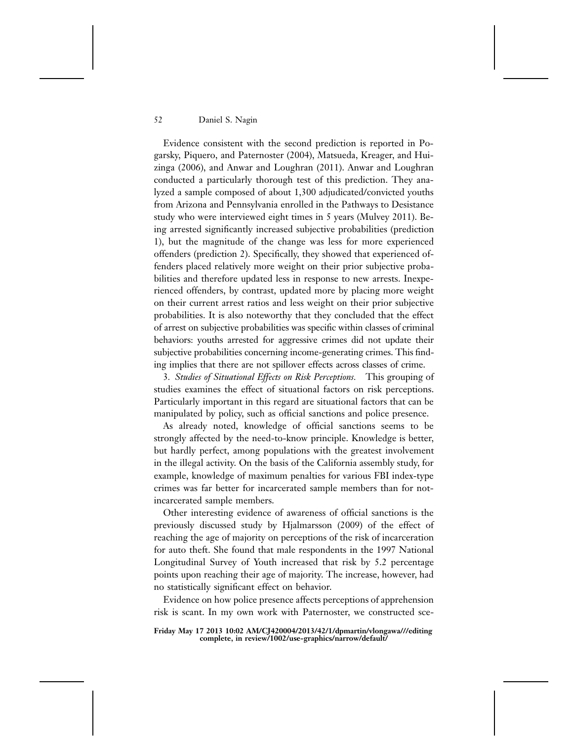Evidence consistent with the second prediction is reported in Pogarsky, Piquero, and Paternoster (2004), Matsueda, Kreager, and Huizinga (2006), and Anwar and Loughran (2011). Anwar and Loughran conducted a particularly thorough test of this prediction. They analyzed a sample composed of about 1,300 adjudicated/convicted youths from Arizona and Pennsylvania enrolled in the Pathways to Desistance study who were interviewed eight times in 5 years (Mulvey 2011). Being arrested significantly increased subjective probabilities (prediction 1), but the magnitude of the change was less for more experienced offenders (prediction 2). Specifically, they showed that experienced offenders placed relatively more weight on their prior subjective probabilities and therefore updated less in response to new arrests. Inexperienced offenders, by contrast, updated more by placing more weight on their current arrest ratios and less weight on their prior subjective probabilities. It is also noteworthy that they concluded that the effect of arrest on subjective probabilities was specific within classes of criminal behaviors: youths arrested for aggressive crimes did not update their subjective probabilities concerning income-generating crimes. This finding implies that there are not spillover effects across classes of crime.

3. *Studies of Situational Effects on Risk Perceptions.* This grouping of studies examines the effect of situational factors on risk perceptions. Particularly important in this regard are situational factors that can be manipulated by policy, such as official sanctions and police presence.

As already noted, knowledge of official sanctions seems to be strongly affected by the need-to-know principle. Knowledge is better, but hardly perfect, among populations with the greatest involvement in the illegal activity. On the basis of the California assembly study, for example, knowledge of maximum penalties for various FBI index-type crimes was far better for incarcerated sample members than for not-incarcerated sample members.

Other interesting evidence of awareness of official sanctions is the previously discussed study by Hjalmarsson (2009) of the effect of reaching the age of majority on perceptions of the risk of incarceration for auto theft. She found that male respondents in the 1997 National Longitudinal Survey of Youth increased that risk by 5.2 percentage points upon reaching their age of majority. The increase, however, had no statistically significant effect on behavior.

Evidence on how police presence affects perceptions of apprehension risk is scant. In my own work with Paternoster, we constructed sce-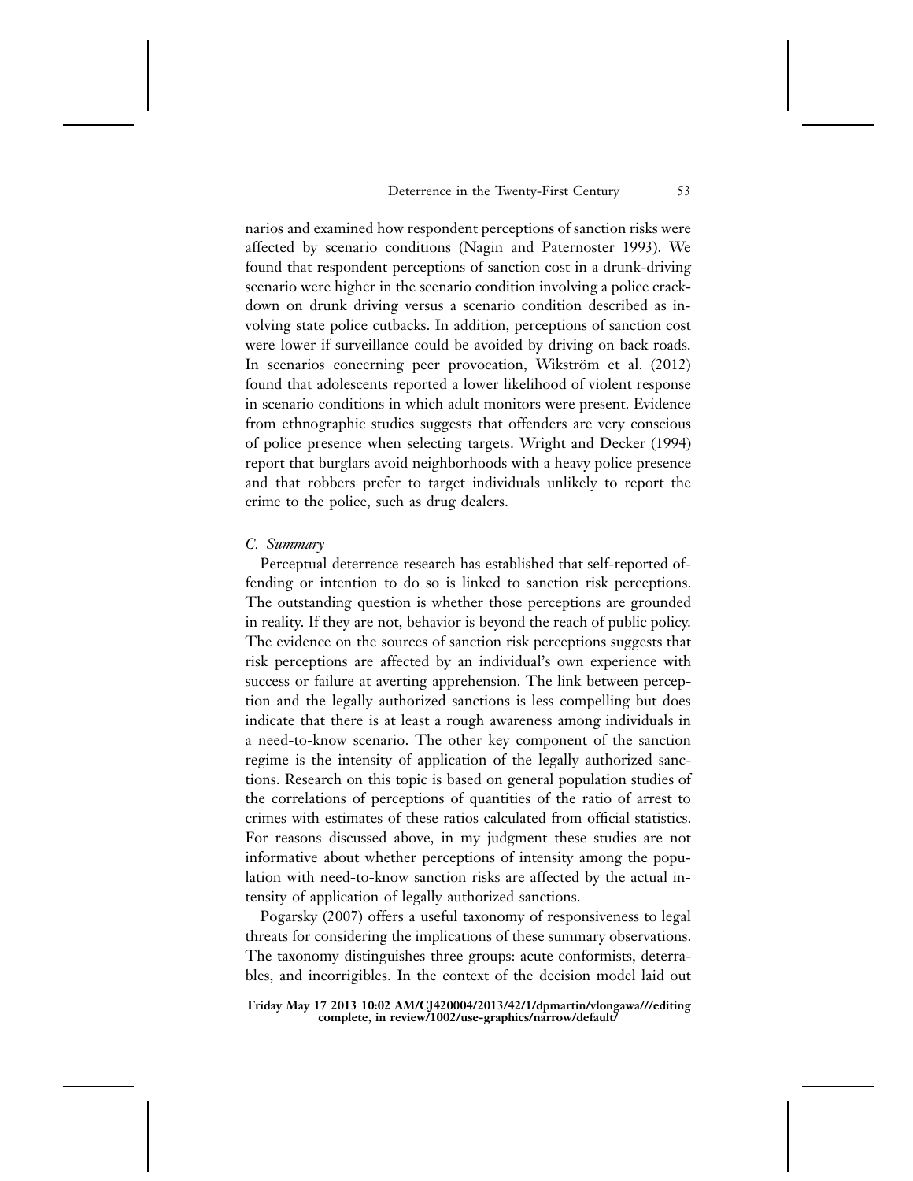narios and examined how respondent perceptions of sanction risks were affected by scenario conditions (Nagin and Paternoster 1993). We found that respondent perceptions of sanction cost in a drunk-driving scenario were higher in the scenario condition involving a police crackdown on drunk driving versus a scenario condition described as involving state police cutbacks. In addition, perceptions of sanction cost were lower if surveillance could be avoided by driving on back roads. In scenarios concerning peer provocation, Wikström et al. (2012) found that adolescents reported a lower likelihood of violent response in scenario conditions in which adult monitors were present. Evidence from ethnographic studies suggests that offenders are very conscious of police presence when selecting targets. Wright and Decker (1994) report that burglars avoid neighborhoods with a heavy police presence and that robbers prefer to target individuals unlikely to report the crime to the police, such as drug dealers.

### *C. Summary*

Perceptual deterrence research has established that self-reported offending or intention to do so is linked to sanction risk perceptions. The outstanding question is whether those perceptions are grounded in reality. If they are not, behavior is beyond the reach of public policy. The evidence on the sources of sanction risk perceptions suggests that risk perceptions are affected by an individual's own experience with success or failure at averting apprehension. The link between perception and the legally authorized sanctions is less compelling but does indicate that there is at least a rough awareness among individuals in a need-to-know scenario. The other key component of the sanction regime is the intensity of application of the legally authorized sanctions. Research on this topic is based on general population studies of the correlations of perceptions of quantities of the ratio of arrest to crimes with estimates of these ratios calculated from official statistics. For reasons discussed above, in my judgment these studies are not informative about whether perceptions of intensity among the population with need-to-know sanction risks are affected by the actual intensity of application of legally authorized sanctions.

Pogarsky (2007) offers a useful taxonomy of responsiveness to legal threats for considering the implications of these summary observations. The taxonomy distinguishes three groups: acute conformists, deterrables, and incorrigibles. In the context of the decision model laid out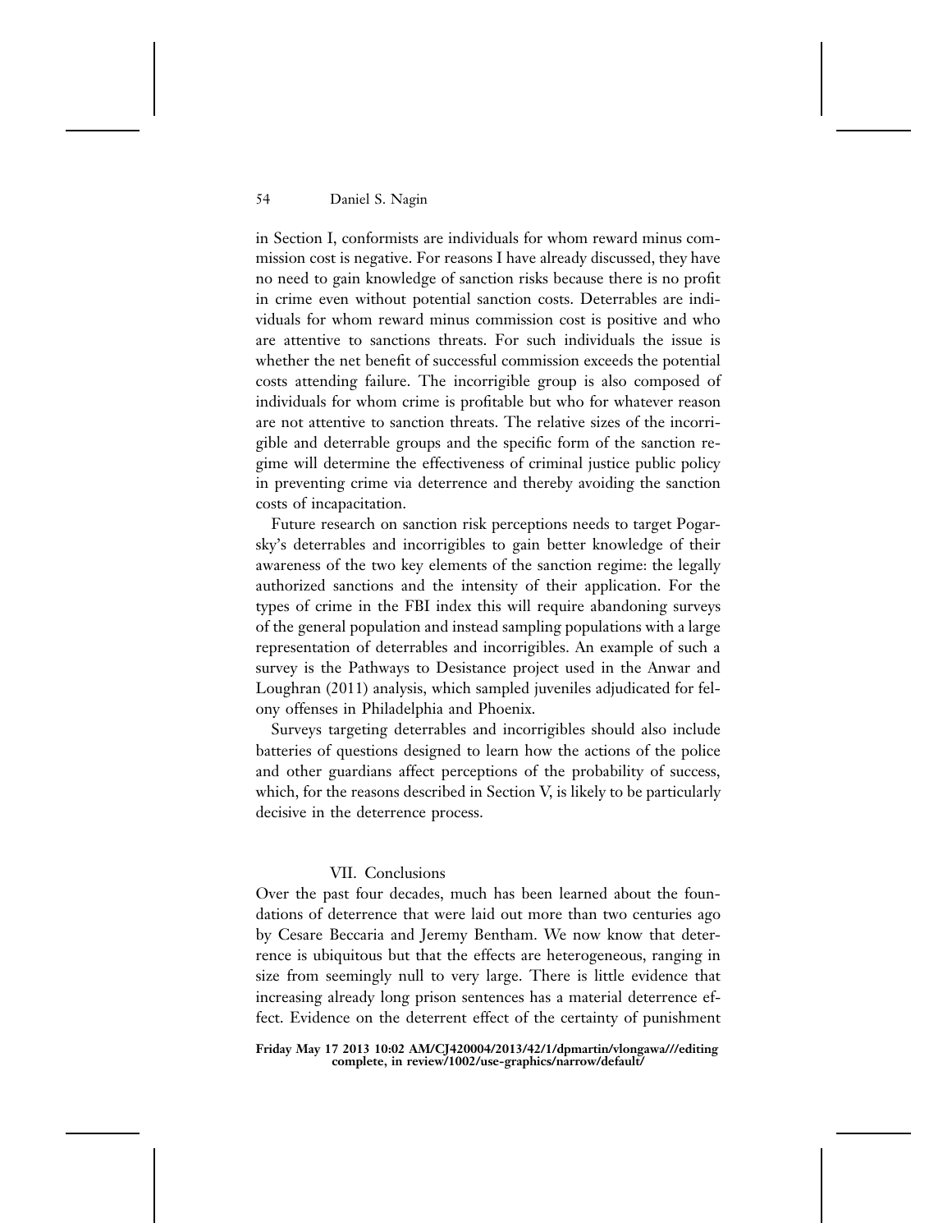in Section I, conformists are individuals for whom reward minus commission cost is negative. For reasons I have already discussed, they have no need to gain knowledge of sanction risks because there is no profit in crime even without potential sanction costs. Deterrables are individuals for whom reward minus commission cost is positive and who are attentive to sanctions threats. For such individuals the issue is whether the net benefit of successful commission exceeds the potential costs attending failure. The incorrigible group is also composed of individuals for whom crime is profitable but who for whatever reason are not attentive to sanction threats. The relative sizes of the incorrigible and deterrable groups and the specific form of the sanction regime will determine the effectiveness of criminal justice public policy in preventing crime via deterrence and thereby avoiding the sanction costs of incapacitation.

Future research on sanction risk perceptions needs to target Pogarsky's deterrables and incorrigibles to gain better knowledge of their awareness of the two key elements of the sanction regime: the legally authorized sanctions and the intensity of their application. For the types of crime in the FBI index this will require abandoning surveys of the general population and instead sampling populations with a large representation of deterrables and incorrigibles. An example of such a survey is the Pathways to Desistance project used in the Anwar and Loughran (2011) analysis, which sampled juveniles adjudicated for felony offenses in Philadelphia and Phoenix.

Surveys targeting deterrables and incorrigibles should also include batteries of questions designed to learn how the actions of the police and other guardians affect perceptions of the probability of success, which, for the reasons described in Section V, is likely to be particularly decisive in the deterrence process.

## VII. Conclusions

Over the past four decades, much has been learned about the foundations of deterrence that were laid out more than two centuries ago by Cesare Beccaria and Jeremy Bentham. We now know that deterrence is ubiquitous but that the effects are heterogeneous, ranging in size from seemingly null to very large. There is little evidence that increasing already long prison sentences has a material deterrence effect. Evidence on the deterrent effect of the certainty of punishment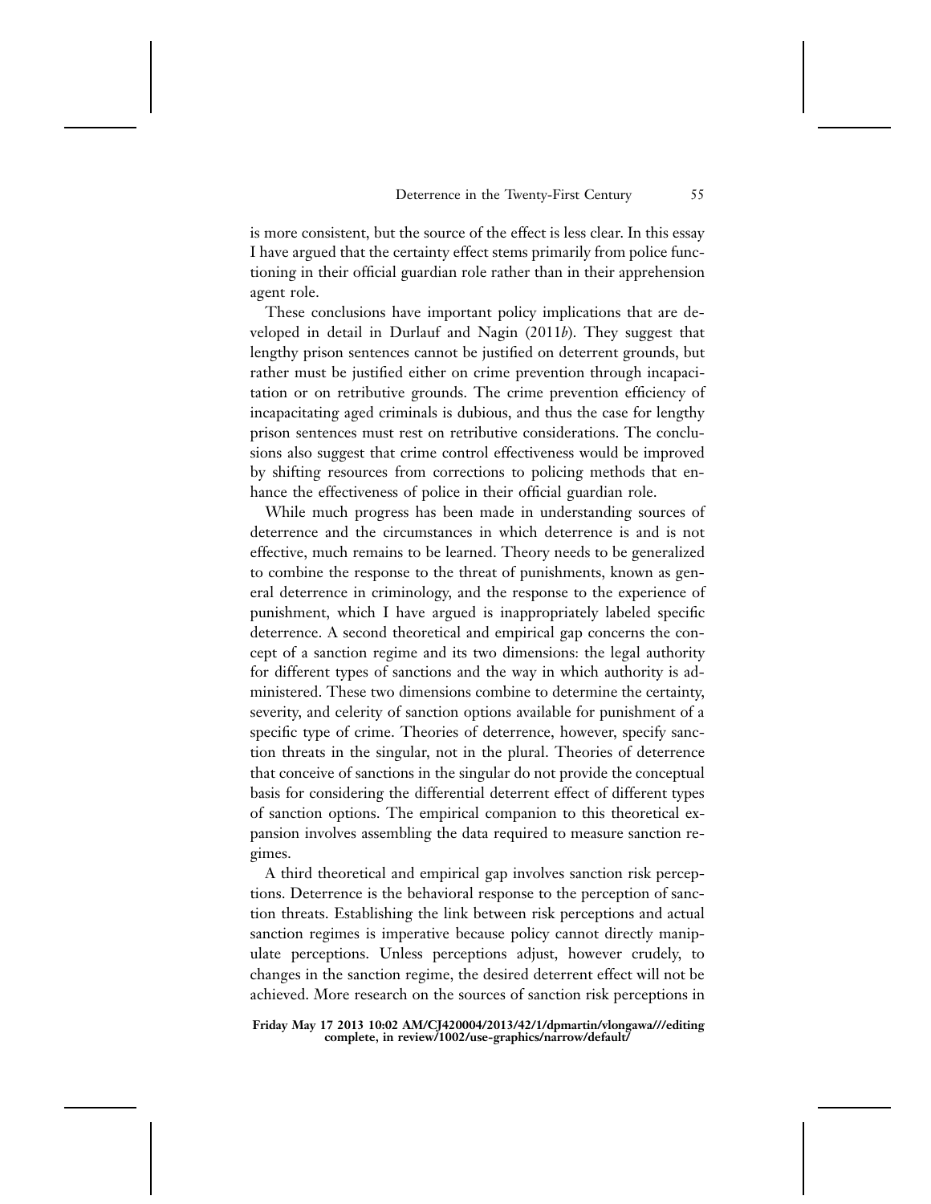is more consistent, but the source of the effect is less clear. In this essay I have argued that the certainty effect stems primarily from police functioning in their official guardian role rather than in their apprehension agent role.

These conclusions have important policy implications that are developed in detail in Durlauf and Nagin (2011*b*). They suggest that lengthy prison sentences cannot be justified on deterrent grounds, but rather must be justified either on crime prevention through incapacitation or on retributive grounds. The crime prevention efficiency of incapacitating aged criminals is dubious, and thus the case for lengthy prison sentences must rest on retributive considerations. The conclusions also suggest that crime control effectiveness would be improved by shifting resources from corrections to policing methods that enhance the effectiveness of police in their official guardian role.

While much progress has been made in understanding sources of deterrence and the circumstances in which deterrence is and is not effective, much remains to be learned. Theory needs to be generalized to combine the response to the threat of punishments, known as general deterrence in criminology, and the response to the experience of punishment, which I have argued is inappropriately labeled specific deterrence. A second theoretical and empirical gap concerns the concept of a sanction regime and its two dimensions: the legal authority for different types of sanctions and the way in which authority is administered. These two dimensions combine to determine the certainty, severity, and celerity of sanction options available for punishment of a specific type of crime. Theories of deterrence, however, specify sanction threats in the singular, not in the plural. Theories of deterrence that conceive of sanctions in the singular do not provide the conceptual basis for considering the differential deterrent effect of different types of sanction options. The empirical companion to this theoretical expansion involves assembling the data required to measure sanction regimes.

A third theoretical and empirical gap involves sanction risk perceptions. Deterrence is the behavioral response to the perception of sanction threats. Establishing the link between risk perceptions and actual sanction regimes is imperative because policy cannot directly manipulate perceptions. Unless perceptions adjust, however crudely, to changes in the sanction regime, the desired deterrent effect will not be achieved. More research on the sources of sanction risk perceptions in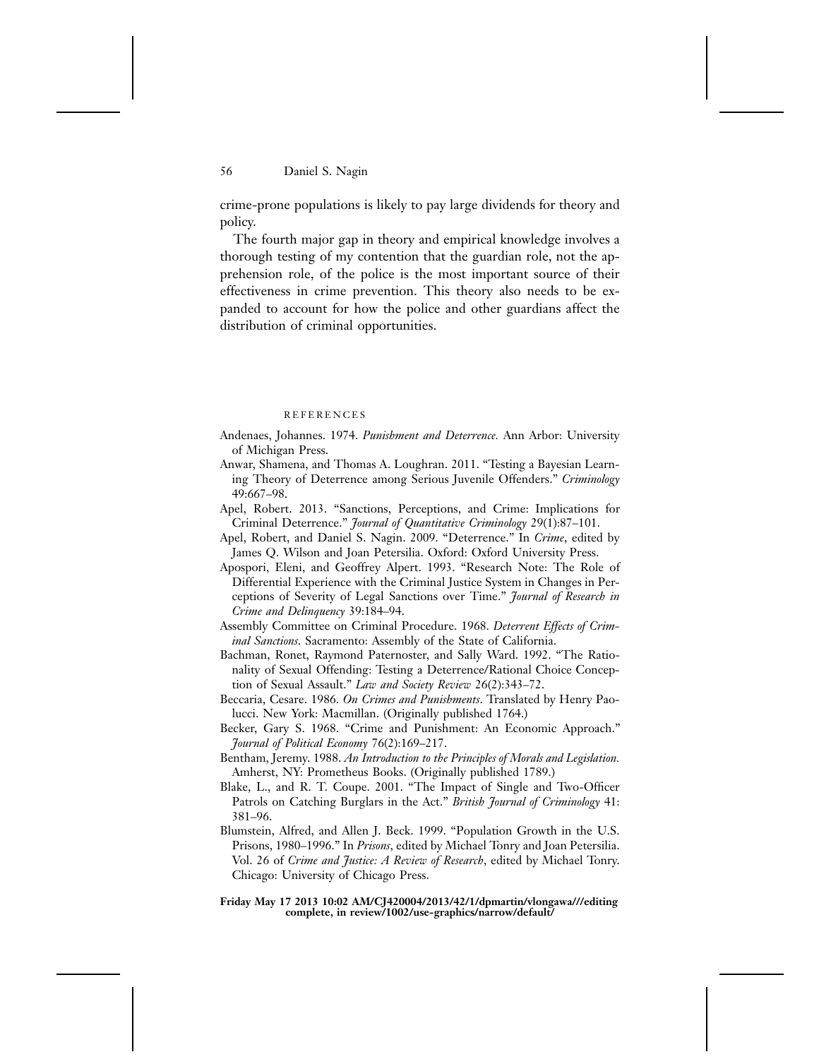crime-prone populations is likely to pay large dividends for theory and policy.

The fourth major gap in theory and empirical knowledge involves a thorough testing of my contention that the guardian role, not the apprehension role, of the police is the most important source of their effectiveness in crime prevention. This theory also needs to be expanded to account for how the police and other guardians affect the distribution of criminal opportunities.

## REFERENCES

Andenaes, Johannes. 1974. *Punishment and Deterrence.* Ann Arbor: University of Michigan Press.

Anwar, Shamena, and Thomas A. Loughran. 2011. "Testing a Bayesian Learning Theory of Deterrence among Serious Juvenile Offenders." *Criminology* 49:667–98.

Apel, Robert. 2013. "Sanctions, Perceptions, and Crime: Implications for Criminal Deterrence." *Journal of Quantitative Criminology* 29(1):87–101.

Apel, Robert, and Daniel S. Nagin. 2009. "Deterrence." In *Crime*, edited by James Q. Wilson and Joan Petersilia. Oxford: Oxford University Press.

Apospori, Eleni, and Geoffrey Alpert. 1993. "Research Note: The Role of Differential Experience with the Criminal Justice System in Changes in Perceptions of Severity of Legal Sanctions over Time." *Journal of Research in Crime and Delinquency* 39:184–94.

Assembly Committee on Criminal Procedure. 1968. *Deterrent Effects of Criminal Sanctions*. Sacramento: Assembly of the State of California.

Bachman, Ronet, Raymond Paternoster, and Sally Ward. 1992. "The Rationality of Sexual Offending: Testing a Deterrence/Rational Choice Conception of Sexual Assault." *Law and Society Review* 26(2):343–72.

Beccaria, Cesare. 1986. *On Crimes and Punishments*. Translated by Henry Paolucci. New York: Macmillan. (Originally published 1764.)

Becker, Gary S. 1968. "Crime and Punishment: An Economic Approach." *Journal of Political Economy* 76(2):169–217.

Bentham, Jeremy. 1988. *An Introduction to the Principles of Morals and Legislation.* Amherst, NY: Prometheus Books. (Originally published 1789.)

Blake, L., and R. T. Coupe. 2001. "The Impact of Single and Two-Officer Patrols on Catching Burglars in the Act." *British Journal of Criminology* 41: 381–96.

Blumstein, Alfred, and Allen J. Beck. 1999. "Population Growth in the U.S. Prisons, 1980–1996." In *Prisons*, edited by Michael Tonry and Joan Petersilia. Vol. 26 of *Crime and Justice: A Review of Research*, edited by Michael Tonry. Chicago: University of Chicago Press.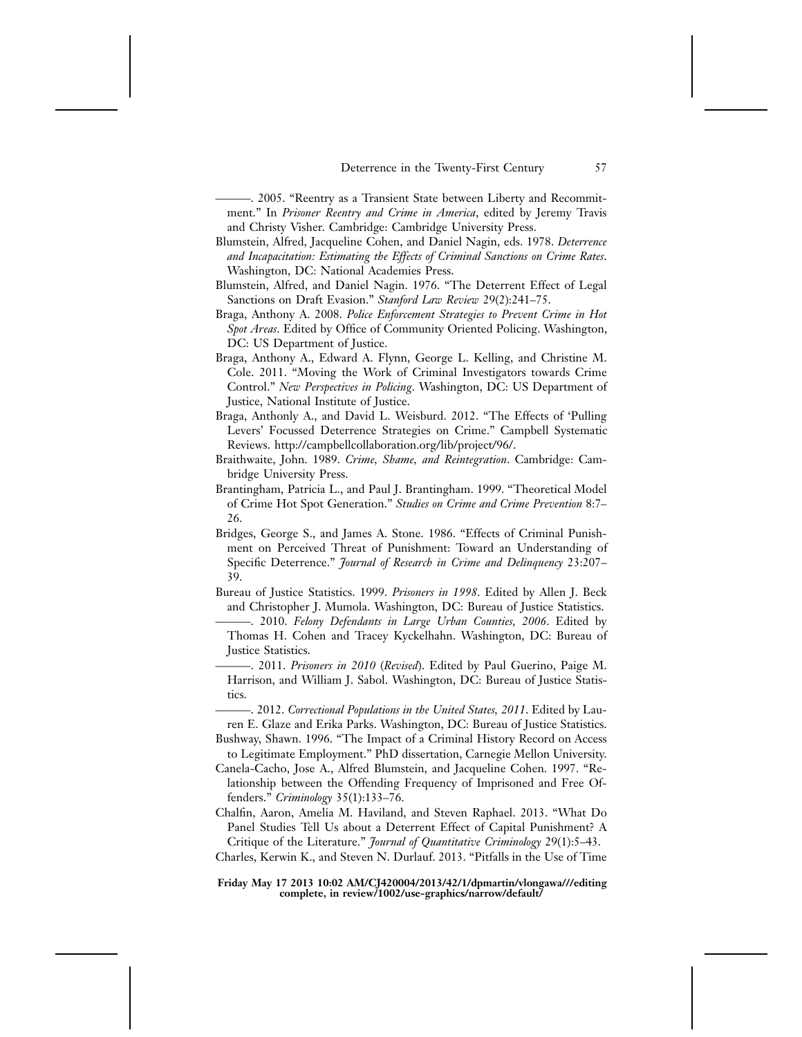———. 2005. "Reentry as a Transient State between Liberty and Recommitment." In *Prisoner Reentry and Crime in America*, edited by Jeremy Travis and Christy Visher. Cambridge: Cambridge University Press.

Blumstein, Alfred, Jacqueline Cohen, and Daniel Nagin, eds. 1978. *Deterrence and Incapacitation: Estimating the Effects of Criminal Sanctions on Crime Rates*. Washington, DC: National Academies Press.

Blumstein, Alfred, and Daniel Nagin. 1976. "The Deterrent Effect of Legal Sanctions on Draft Evasion." *Stanford Law Review* 29(2):241–75.

Braga, Anthony A. 2008. *Police Enforcement Strategies to Prevent Crime in Hot Spot Areas*. Edited by Office of Community Oriented Policing. Washington, DC: US Department of Justice.

Braga, Anthony A., Edward A. Flynn, George L. Kelling, and Christine M. Cole. 2011. "Moving the Work of Criminal Investigators towards Crime Control." *New Perspectives in Policing*. Washington, DC: US Department of Justice, National Institute of Justice.

Braga, Anthonly A., and David L. Weisburd. 2012. "The Effects of 'Pulling Levers' Focussed Deterrence Strategies on Crime." Campbell Systematic Reviews. http://campbellcollaboration.org/lib/project/96/.

Braithwaite, John. 1989. *Crime, Shame, and Reintegration*. Cambridge: Cambridge University Press.

Brantingham, Patricia L., and Paul J. Brantingham. 1999. "Theoretical Model of Crime Hot Spot Generation." *Studies on Crime and Crime Prevention* 8:7–26.

Bridges, George S., and James A. Stone. 1986. "Effects of Criminal Punishment on Perceived Threat of Punishment: Toward an Understanding of Specific Deterrence." *Journal of Research in Crime and Delinquency* 23:207–39.

Bureau of Justice Statistics. 1999. *Prisoners in 1998*. Edited by Allen J. Beck and Christopher J. Mumola. Washington, DC: Bureau of Justice Statistics.

———. 2010. *Felony Defendants in Large Urban Counties, 2006*. Edited by Thomas H. Cohen and Tracey Kyckelhahn. Washington, DC: Bureau of Justice Statistics.

———. 2011. *Prisoners in 2010 (Revised)*. Edited by Paul Guerino, Paige M. Harrison, and William J. Sabol. Washington, DC: Bureau of Justice Statistics.

———. 2012. *Correctional Populations in the United States, 2011*. Edited by Lauren E. Glaze and Erika Parks. Washington, DC: Bureau of Justice Statistics.

Bushway, Shawn. 1996. "The Impact of a Criminal History Record on Access to Legitimate Employment." PhD dissertation, Carnegie Mellon University.

Canela-Cacho, Jose A., Alfred Blumstein, and Jacqueline Cohen. 1997. "Relationship between the Offending Frequency of Imprisoned and Free Offenders." *Criminology* 35(1):133–76.

Chalfin, Aaron, Amelia M. Haviland, and Steven Raphael. 2013. "What Do Panel Studies Tell Us about a Deterrent Effect of Capital Punishment? A Critique of the Literature." *Journal of Quantitative Criminology* 29(1):5–43.

Charles, Kerwin K., and Steven N. Durlauf. 2013. "Pitfalls in the Use of Time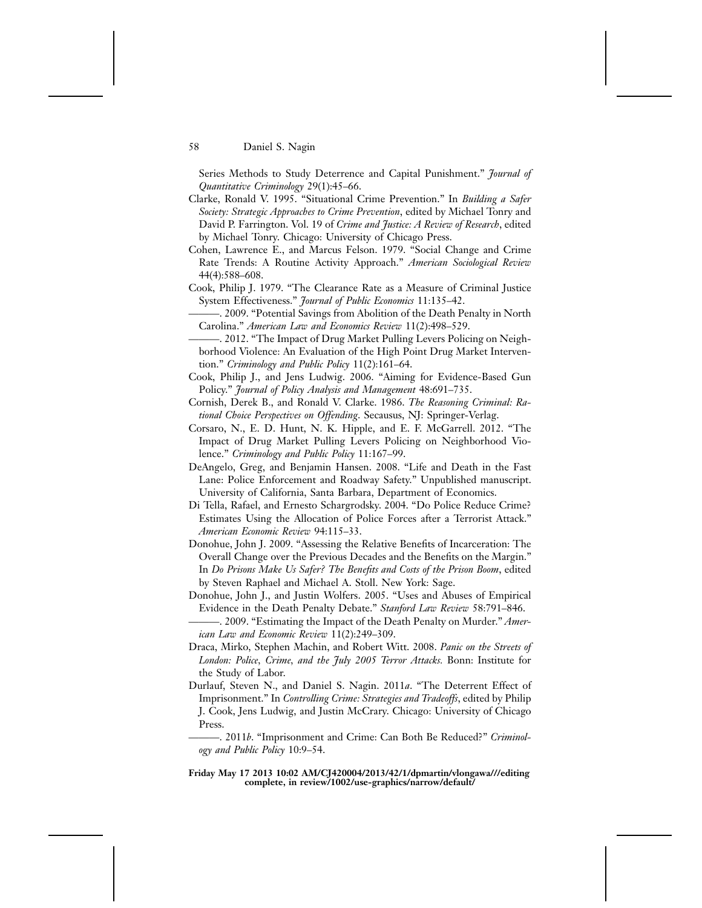Series Methods to Study Deterrence and Capital Punishment." *Journal of Quantitative Criminology* 29(1):45–66.

Clarke, Ronald V. 1995. "Situational Crime Prevention." In *Building a Safer Society: Strategic Approaches to Crime Prevention*, edited by Michael Tonry and David P. Farrington. Vol. 19 of *Crime and Justice: A Review of Research*, edited by Michael Tonry. Chicago: University of Chicago Press.

Cohen, Lawrence E., and Marcus Felson. 1979. "Social Change and Crime Rate Trends: A Routine Activity Approach." *American Sociological Review* 44(4):588–608.

Cook, Philip J. 1979. "The Clearance Rate as a Measure of Criminal Justice System Effectiveness." *Journal of Public Economics* 11:135–42.

———. 2009. "Potential Savings from Abolition of the Death Penalty in North Carolina." *American Law and Economics Review* 11(2):498–529.

———. 2012. "The Impact of Drug Market Pulling Levers Policing on Neighborhood Violence: An Evaluation of the High Point Drug Market Intervention." *Criminology and Public Policy* 11(2):161–64.

Cook, Philip J., and Jens Ludwig. 2006. "Aiming for Evidence-Based Gun Policy." *Journal of Policy Analysis and Management* 48:691–735.

Cornish, Derek B., and Ronald V. Clarke. 1986. *The Reasoning Criminal: Rational Choice Perspectives on Offending*. Secausus, NJ: Springer-Verlag.

Corsaro, N., E. D. Hunt, N. K. Hipple, and E. F. McGarrell. 2012. "The Impact of Drug Market Pulling Levers Policing on Neighborhood Violence." *Criminology and Public Policy* 11:167–99.

DeAngelo, Greg, and Benjamin Hansen. 2008. "Life and Death in the Fast Lane: Police Enforcement and Roadway Safety." Unpublished manuscript. University of California, Santa Barbara, Department of Economics.

Di Tella, Rafael, and Ernesto Schargrodsky. 2004. "Do Police Reduce Crime? Estimates Using the Allocation of Police Forces after a Terrorist Attack." *American Economic Review* 94:115–33.

Donohue, John J. 2009. "Assessing the Relative Benefits of Incarceration: The Overall Change over the Previous Decades and the Benefits on the Margin." In *Do Prisons Make Us Safer? The Benefits and Costs of the Prison Boom*, edited by Steven Raphael and Michael A. Stoll. New York: Sage.

Donohue, John J., and Justin Wolfers. 2005. "Uses and Abuses of Empirical Evidence in the Death Penalty Debate." *Stanford Law Review* 58:791–846.

———. 2009. "Estimating the Impact of the Death Penalty on Murder." *American Law and Economic Review* 11(2):249–309.

Draca, Mirko, Stephen Machin, and Robert Witt. 2008. *Panic on the Streets of London: Police, Crime, and the July 2005 Terror Attacks.* Bonn: Institute for the Study of Labor.

Durlauf, Steven N., and Daniel S. Nagin. 2011*a*. "The Deterrent Effect of Imprisonment." In *Controlling Crime: Strategies and Tradeoffs*, edited by Philip J. Cook, Jens Ludwig, and Justin McCrary. Chicago: University of Chicago Press.

———. 2011*b*. "Imprisonment and Crime: Can Both Be Reduced?" *Criminology and Public Policy* 10:9–54.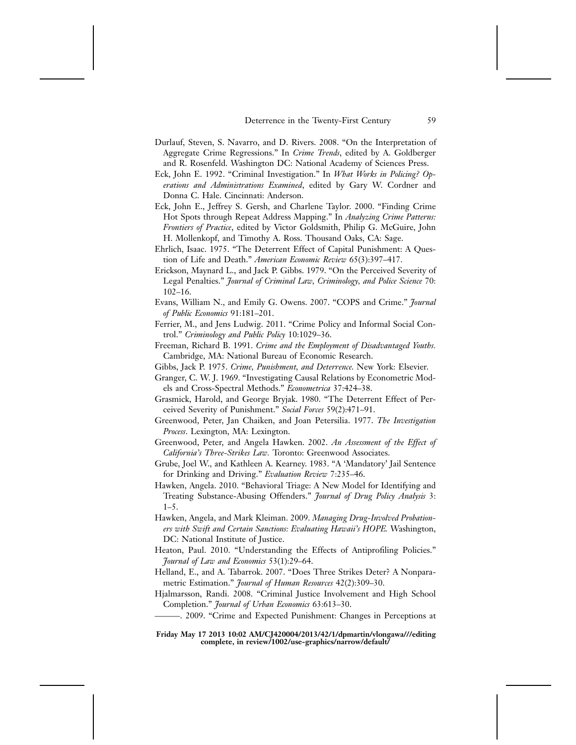Durlauf, Steven, S. Navarro, and D. Rivers. 2008. "On the Interpretation of Aggregate Crime Regressions." In *Crime Trends*, edited by A. Goldberger and R. Rosenfeld. Washington DC: National Academy of Sciences Press.

Eck, John E. 1992. "Criminal Investigation." In *What Works in Policing? Operations and Administrations Examined*, edited by Gary W. Cordner and Donna C. Hale. Cincinnati: Anderson.

Eck, John E., Jeffrey S. Gersh, and Charlene Taylor. 2000. "Finding Crime Hot Spots through Repeat Address Mapping." In *Analyzing Crime Patterns: Frontiers of Practice*, edited by Victor Goldsmith, Philip G. McGuire, John H. Mollenkopf, and Timothy A. Ross. Thousand Oaks, CA: Sage.

Ehrlich, Isaac. 1975. "The Deterrent Effect of Capital Punishment: A Question of Life and Death." *American Economic Review* 65(3):397–417.

Erickson, Maynard L., and Jack P. Gibbs. 1979. "On the Perceived Severity of Legal Penalties." *Journal of Criminal Law, Criminology, and Police Science* 70: 102–16.

Evans, William N., and Emily G. Owens. 2007. "COPS and Crime." *Journal of Public Economics* 91:181–201.

Ferrier, M., and Jens Ludwig. 2011. "Crime Policy and Informal Social Control." *Criminology and Public Policy* 10:1029–36.

Freeman, Richard B. 1991. *Crime and the Employment of Disadvantaged Youths.* Cambridge, MA: National Bureau of Economic Research.

Gibbs, Jack P. 1975. *Crime, Punishment, and Deterrence.* New York: Elsevier.

Granger, C. W. J. 1969. "Investigating Causal Relations by Econometric Models and Cross-Spectral Methods." *Econometrica* 37:424–38.

Grasmick, Harold, and George Bryjak. 1980. "The Deterrent Effect of Perceived Severity of Punishment." *Social Forces* 59(2):471–91.

Greenwood, Peter, Jan Chaiken, and Joan Petersilia. 1977. *The Investigation Process*. Lexington, MA: Lexington.

Greenwood, Peter, and Angela Hawken. 2002. *An Assessment of the Effect of California's Three-Strikes Law.* Toronto: Greenwood Associates.

Grube, Joel W., and Kathleen A. Kearney. 1983. "A 'Mandatory' Jail Sentence for Drinking and Driving." *Evaluation Review* 7:235–46.

Hawken, Angela. 2010. "Behavioral Triage: A New Model for Identifying and Treating Substance-Abusing Offenders." *Journal of Drug Policy Analysis* 3: 1–5.

Hawken, Angela, and Mark Kleiman. 2009. *Managing Drug-Involved Probationers with Swift and Certain Sanctions: Evaluating Hawaii's HOPE.* Washington, DC: National Institute of Justice.

Heaton, Paul. 2010. "Understanding the Effects of Antiprofiling Policies." *Journal of Law and Economics* 53(1):29–64.

Helland, E., and A. Tabarrok. 2007. "Does Three Strikes Deter? A Nonparametric Estimation." *Journal of Human Resources* 42(2):309–30.

Hjalmarsson, Randi. 2008. "Criminal Justice Involvement and High School Completion." *Journal of Urban Economics* 63:613–30.

———. 2009. "Crime and Expected Punishment: Changes in Perceptions at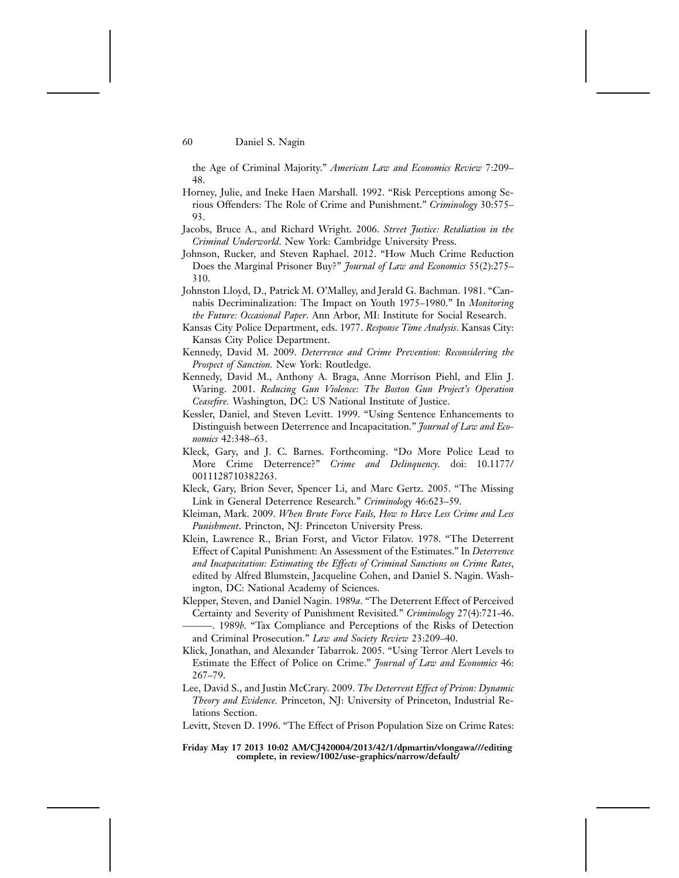the Age of Criminal Majority." *American Law and Economics Review* 7:209–48.

Horney, Julie, and Ineke Haen Marshall. 1992. "Risk Perceptions among Serious Offenders: The Role of Crime and Punishment." *Criminology* 30:575–93.

Jacobs, Bruce A., and Richard Wright. 2006. *Street Justice: Retaliation in the Criminal Underworld*. New York: Cambridge University Press.

Johnson, Rucker, and Steven Raphael. 2012. "How Much Crime Reduction Does the Marginal Prisoner Buy?" *Journal of Law and Economics* 55(2):275–310.

Johnston Lloyd, D., Patrick M. O'Malley, and Jerald G. Bachman. 1981. "Cannabis Decriminalization: The Impact on Youth 1975–1980." In *Monitoring the Future: Occasional Paper*. Ann Arbor, MI: Institute for Social Research.

Kansas City Police Department, eds. 1977. *Response Time Analysis*. Kansas City: Kansas City Police Department.

Kennedy, David M. 2009. *Deterrence and Crime Prevention: Reconsidering the Prospect of Sanction.* New York: Routledge.

Kennedy, David M., Anthony A. Braga, Anne Morrison Piehl, and Elin J. Waring. 2001. *Reducing Gun Violence: The Boston Gun Project's Operation Ceasefire.* Washington, DC: US National Institute of Justice.

Kessler, Daniel, and Steven Levitt. 1999. "Using Sentence Enhancements to Distinguish between Deterrence and Incapacitation." *Journal of Law and Economics* 42:348–63.

Kleck, Gary, and J. C. Barnes. Forthcoming. "Do More Police Lead to More Crime Deterrence?" *Crime and Delinquency.* doi: 10.1177/0011128710382263.

Kleck, Gary, Brion Sever, Spencer Li, and Marc Gertz. 2005. "The Missing Link in General Deterrence Research." *Criminology* 46:623–59.

Kleiman, Mark. 2009. *When Brute Force Fails, How to Have Less Crime and Less Punishment*. Princton, NJ: Princeton University Press.

Klein, Lawrence R., Brian Forst, and Victor Filatov. 1978. "The Deterrent Effect of Capital Punishment: An Assessment of the Estimates." In *Deterrence and Incapacitation: Estimating the Effects of Criminal Sanctions on Crime Rates*, edited by Alfred Blumstein, Jacqueline Cohen, and Daniel S. Nagin. Washington, DC: National Academy of Sciences.

Klepper, Steven, and Daniel Nagin. 1989*a*. "The Deterrent Effect of Perceived Certainty and Severity of Punishment Revisited." *Criminology* 27(4):721-46.

———. 1989*b*. "Tax Compliance and Perceptions of the Risks of Detection and Criminal Prosecution." *Law and Society Review* 23:209–40.

Klick, Jonathan, and Alexander Tabarrok. 2005. "Using Terror Alert Levels to Estimate the Effect of Police on Crime." *Journal of Law and Economics* 46: 267–79.

Lee, David S., and Justin McCrary. 2009. *The Deterrent Effect of Prison: Dynamic Theory and Evidence.* Princeton, NJ: University of Princeton, Industrial Relations Section.

Levitt, Steven D. 1996. "The Effect of Prison Population Size on Crime Rates: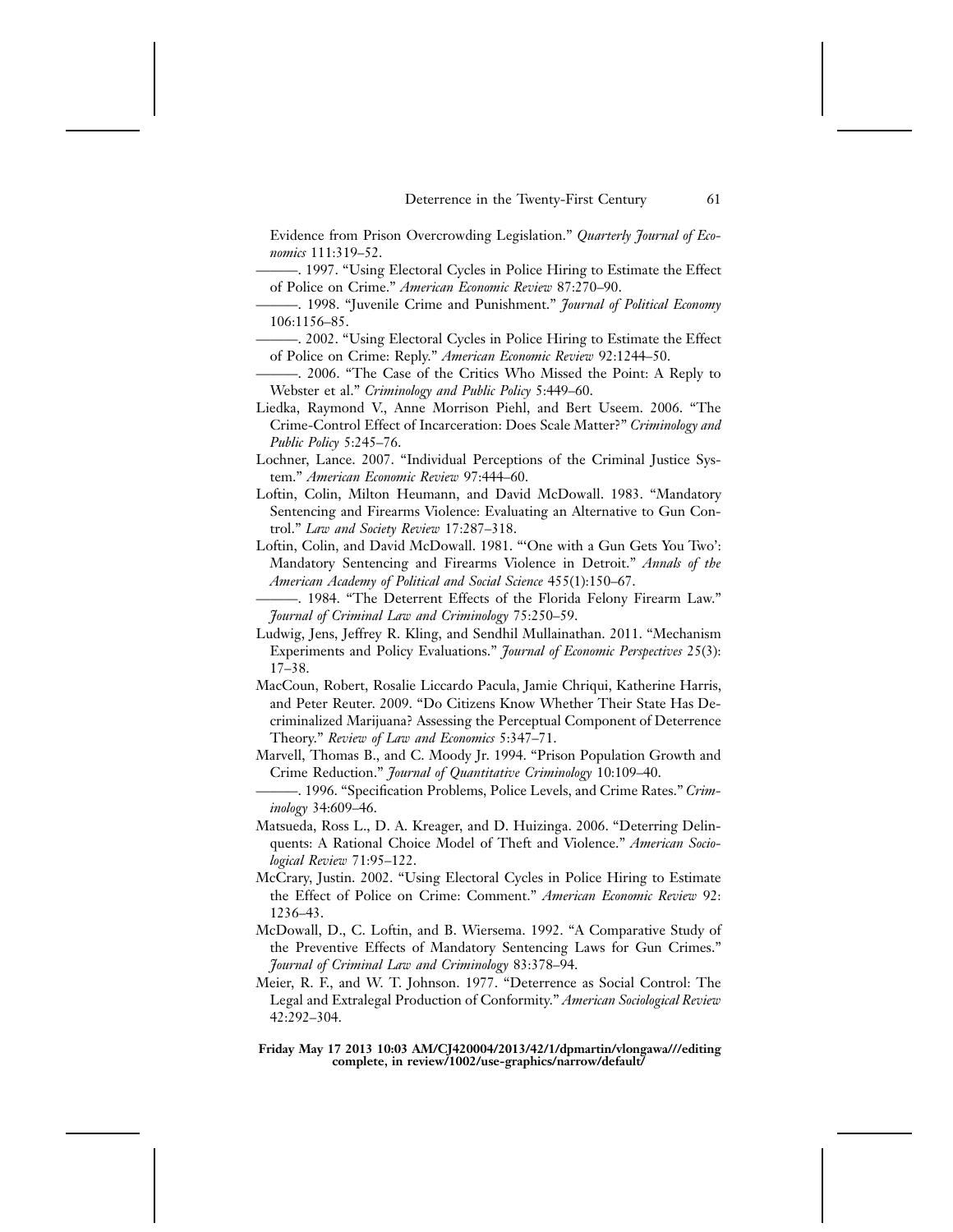Evidence from Prison Overcrowding Legislation." *Quarterly Journal of Economics* 111:319–52.

———. 1997. "Using Electoral Cycles in Police Hiring to Estimate the Effect of Police on Crime." *American Economic Review* 87:270–90.

———. 1998. "Juvenile Crime and Punishment." *Journal of Political Economy* 106:1156–85.

———. 2002. "Using Electoral Cycles in Police Hiring to Estimate the Effect of Police on Crime: Reply." *American Economic Review* 92:1244–50.

———. 2006. "The Case of the Critics Who Missed the Point: A Reply to Webster et al." *Criminology and Public Policy* 5:449–60.

Liedka, Raymond V., Anne Morrison Piehl, and Bert Useem. 2006. "The Crime-Control Effect of Incarceration: Does Scale Matter?" *Criminology and Public Policy* 5:245–76.

Lochner, Lance. 2007. "Individual Perceptions of the Criminal Justice System." *American Economic Review* 97:444–60.

Loftin, Colin, Milton Heumann, and David McDowall. 1983. "Mandatory Sentencing and Firearms Violence: Evaluating an Alternative to Gun Control." *Law and Society Review* 17:287–318.

Loftin, Colin, and David McDowall. 1981. "'One with a Gun Gets You Two': Mandatory Sentencing and Firearms Violence in Detroit." *Annals of the American Academy of Political and Social Science* 455(1):150–67.

———. 1984. "The Deterrent Effects of the Florida Felony Firearm Law." *Journal of Criminal Law and Criminology* 75:250–59.

Ludwig, Jens, Jeffrey R. Kling, and Sendhil Mullainathan. 2011. "Mechanism Experiments and Policy Evaluations." *Journal of Economic Perspectives* 25(3): 17–38.

MacCoun, Robert, Rosalie Liccardo Pacula, Jamie Chriqui, Katherine Harris, and Peter Reuter. 2009. "Do Citizens Know Whether Their State Has Decriminalized Marijuana? Assessing the Perceptual Component of Deterrence Theory." *Review of Law and Economics* 5:347–71.

Marvell, Thomas B., and C. Moody Jr. 1994. "Prison Population Growth and Crime Reduction." *Journal of Quantitative Criminology* 10:109–40.

———. 1996. "Specification Problems, Police Levels, and Crime Rates." *Criminology* 34:609–46.

Matsueda, Ross L., D. A. Kreager, and D. Huizinga. 2006. "Deterring Delinquents: A Rational Choice Model of Theft and Violence." *American Sociological Review* 71:95–122.

McCrary, Justin. 2002. "Using Electoral Cycles in Police Hiring to Estimate the Effect of Police on Crime: Comment." *American Economic Review* 92: 1236–43.

McDowall, D., C. Loftin, and B. Wiersema. 1992. "A Comparative Study of the Preventive Effects of Mandatory Sentencing Laws for Gun Crimes." *Journal of Criminal Law and Criminology* 83:378–94.

Meier, R. F., and W. T. Johnson. 1977. "Deterrence as Social Control: The Legal and Extralegal Production of Conformity." *American Sociological Review* 42:292–304.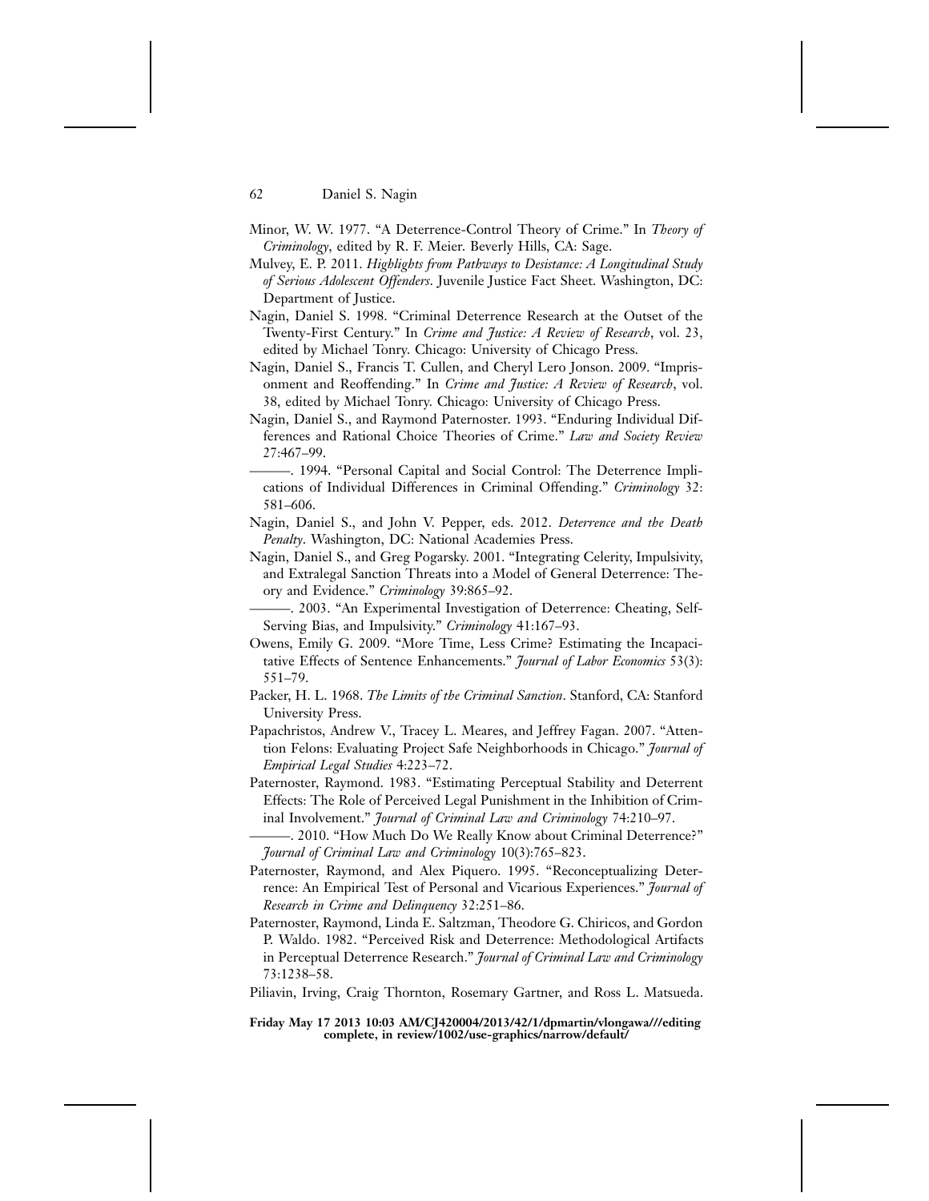Minor, W. W. 1977. "A Deterrence-Control Theory of Crime." In *Theory of Criminology*, edited by R. F. Meier. Beverly Hills, CA: Sage.

Mulvey, E. P. 2011. *Highlights from Pathways to Desistance: A Longitudinal Study of Serious Adolescent Offenders*. Juvenile Justice Fact Sheet. Washington, DC: Department of Justice.

Nagin, Daniel S. 1998. "Criminal Deterrence Research at the Outset of the Twenty-First Century." In *Crime and Justice: A Review of Research*, vol. 23, edited by Michael Tonry. Chicago: University of Chicago Press.

Nagin, Daniel S., Francis T. Cullen, and Cheryl Lero Jonson. 2009. "Imprisonment and Reoffending." In *Crime and Justice: A Review of Research*, vol. 38, edited by Michael Tonry. Chicago: University of Chicago Press.

Nagin, Daniel S., and Raymond Paternoster. 1993. "Enduring Individual Differences and Rational Choice Theories of Crime." *Law and Society Review* 27:467–99.

———. 1994. "Personal Capital and Social Control: The Deterrence Implications of Individual Differences in Criminal Offending." *Criminology* 32: 581–606.

Nagin, Daniel S., and John V. Pepper, eds. 2012. *Deterrence and the Death Penalty*. Washington, DC: National Academies Press.

Nagin, Daniel S., and Greg Pogarsky. 2001. "Integrating Celerity, Impulsivity, and Extralegal Sanction Threats into a Model of General Deterrence: Theory and Evidence." *Criminology* 39:865–92.

———. 2003. "An Experimental Investigation of Deterrence: Cheating, Self-Serving Bias, and Impulsivity." *Criminology* 41:167–93.

Owens, Emily G. 2009. "More Time, Less Crime? Estimating the Incapacitative Effects of Sentence Enhancements." *Journal of Labor Economics* 53(3): 551–79.

Packer, H. L. 1968. *The Limits of the Criminal Sanction*. Stanford, CA: Stanford University Press.

Papachristos, Andrew V., Tracey L. Meares, and Jeffrey Fagan. 2007. "Attention Felons: Evaluating Project Safe Neighborhoods in Chicago." *Journal of Empirical Legal Studies* 4:223–72.

Paternoster, Raymond. 1983. "Estimating Perceptual Stability and Deterrent Effects: The Role of Perceived Legal Punishment in the Inhibition of Criminal Involvement." *Journal of Criminal Law and Criminology* 74:210–97.

———. 2010. "How Much Do We Really Know about Criminal Deterrence?" *Journal of Criminal Law and Criminology* 10(3):765–823.

Paternoster, Raymond, and Alex Piquero. 1995. "Reconceptualizing Deterrence: An Empirical Test of Personal and Vicarious Experiences." *Journal of Research in Crime and Delinquency* 32:251–86.

Paternoster, Raymond, Linda E. Saltzman, Theodore G. Chiricos, and Gordon P. Waldo. 1982. "Perceived Risk and Deterrence: Methodological Artifacts in Perceptual Deterrence Research." *Journal of Criminal Law and Criminology* 73:1238–58.

Piliavin, Irving, Craig Thornton, Rosemary Gartner, and Ross L. Matsueda.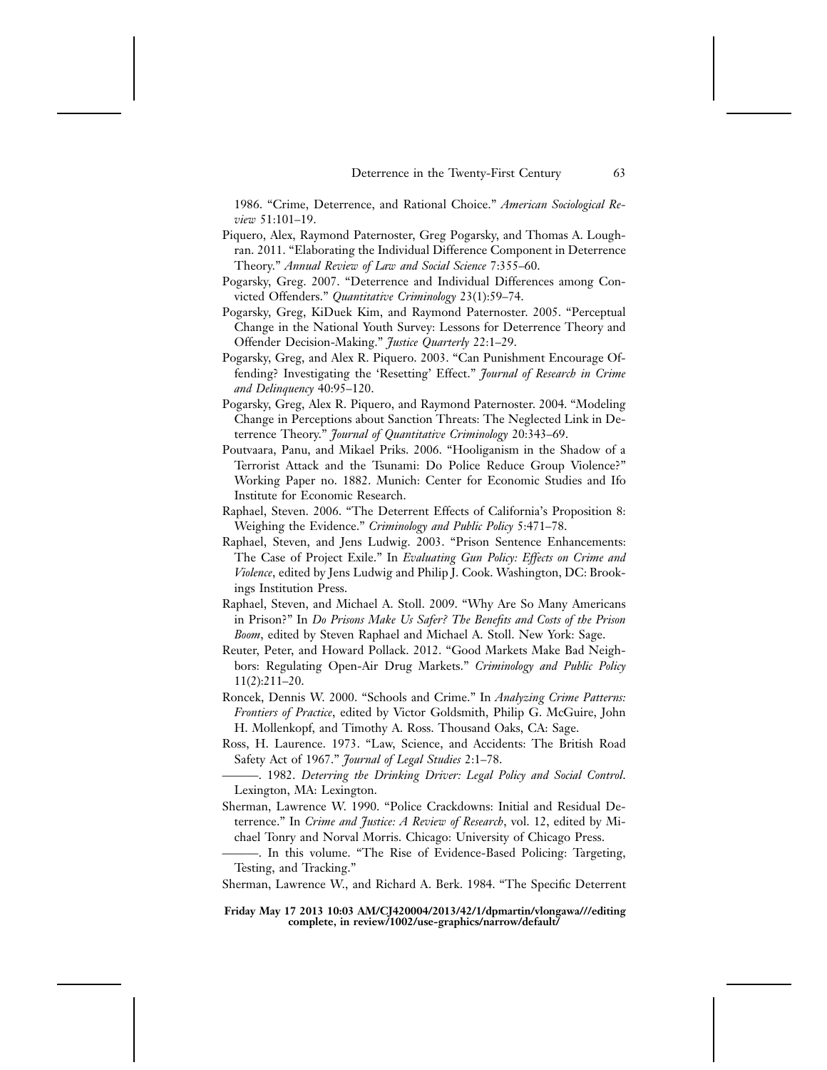1986. "Crime, Deterrence, and Rational Choice." *American Sociological Review* 51:101–19.

Piquero, Alex, Raymond Paternoster, Greg Pogarsky, and Thomas A. Loughran. 2011. "Elaborating the Individual Difference Component in Deterrence Theory." *Annual Review of Law and Social Science* 7:355–60.

Pogarsky, Greg. 2007. "Deterrence and Individual Differences among Convicted Offenders." *Quantitative Criminology* 23(1):59–74.

Pogarsky, Greg, KiDuek Kim, and Raymond Paternoster. 2005. "Perceptual Change in the National Youth Survey: Lessons for Deterrence Theory and Offender Decision-Making." *Justice Quarterly* 22:1–29.

Pogarsky, Greg, and Alex R. Piquero. 2003. "Can Punishment Encourage Offending? Investigating the 'Resetting' Effect." *Journal of Research in Crime and Delinquency* 40:95–120.

Pogarsky, Greg, Alex R. Piquero, and Raymond Paternoster. 2004. "Modeling Change in Perceptions about Sanction Threats: The Neglected Link in Deterrence Theory." *Journal of Quantitative Criminology* 20:343–69.

Poutvaara, Panu, and Mikael Priks. 2006. "Hooliganism in the Shadow of a Terrorist Attack and the Tsunami: Do Police Reduce Group Violence?" Working Paper no. 1882. Munich: Center for Economic Studies and Ifo Institute for Economic Research.

Raphael, Steven. 2006. "The Deterrent Effects of California's Proposition 8: Weighing the Evidence." *Criminology and Public Policy* 5:471–78.

Raphael, Steven, and Jens Ludwig. 2003. "Prison Sentence Enhancements: The Case of Project Exile." In *Evaluating Gun Policy: Effects on Crime and Violence*, edited by Jens Ludwig and Philip J. Cook. Washington, DC: Brookings Institution Press.

Raphael, Steven, and Michael A. Stoll. 2009. "Why Are So Many Americans in Prison?" In *Do Prisons Make Us Safer? The Benefits and Costs of the Prison Boom*, edited by Steven Raphael and Michael A. Stoll. New York: Sage.

Reuter, Peter, and Howard Pollack. 2012. "Good Markets Make Bad Neighbors: Regulating Open-Air Drug Markets." *Criminology and Public Policy* 11(2):211–20.

Roncek, Dennis W. 2000. "Schools and Crime." In *Analyzing Crime Patterns: Frontiers of Practice*, edited by Victor Goldsmith, Philip G. McGuire, John H. Mollenkopf, and Timothy A. Ross. Thousand Oaks, CA: Sage.

Ross, H. Laurence. 1973. "Law, Science, and Accidents: The British Road Safety Act of 1967." *Journal of Legal Studies* 2:1–78.

———. 1982. *Deterring the Drinking Driver: Legal Policy and Social Control*. Lexington, MA: Lexington.

Sherman, Lawrence W. 1990. "Police Crackdowns: Initial and Residual Deterrence." In *Crime and Justice: A Review of Research*, vol. 12, edited by Michael Tonry and Norval Morris. Chicago: University of Chicago Press.

———. In this volume. "The Rise of Evidence-Based Policing: Targeting, Testing, and Tracking."

Sherman, Lawrence W., and Richard A. Berk. 1984. "The Specific Deterrent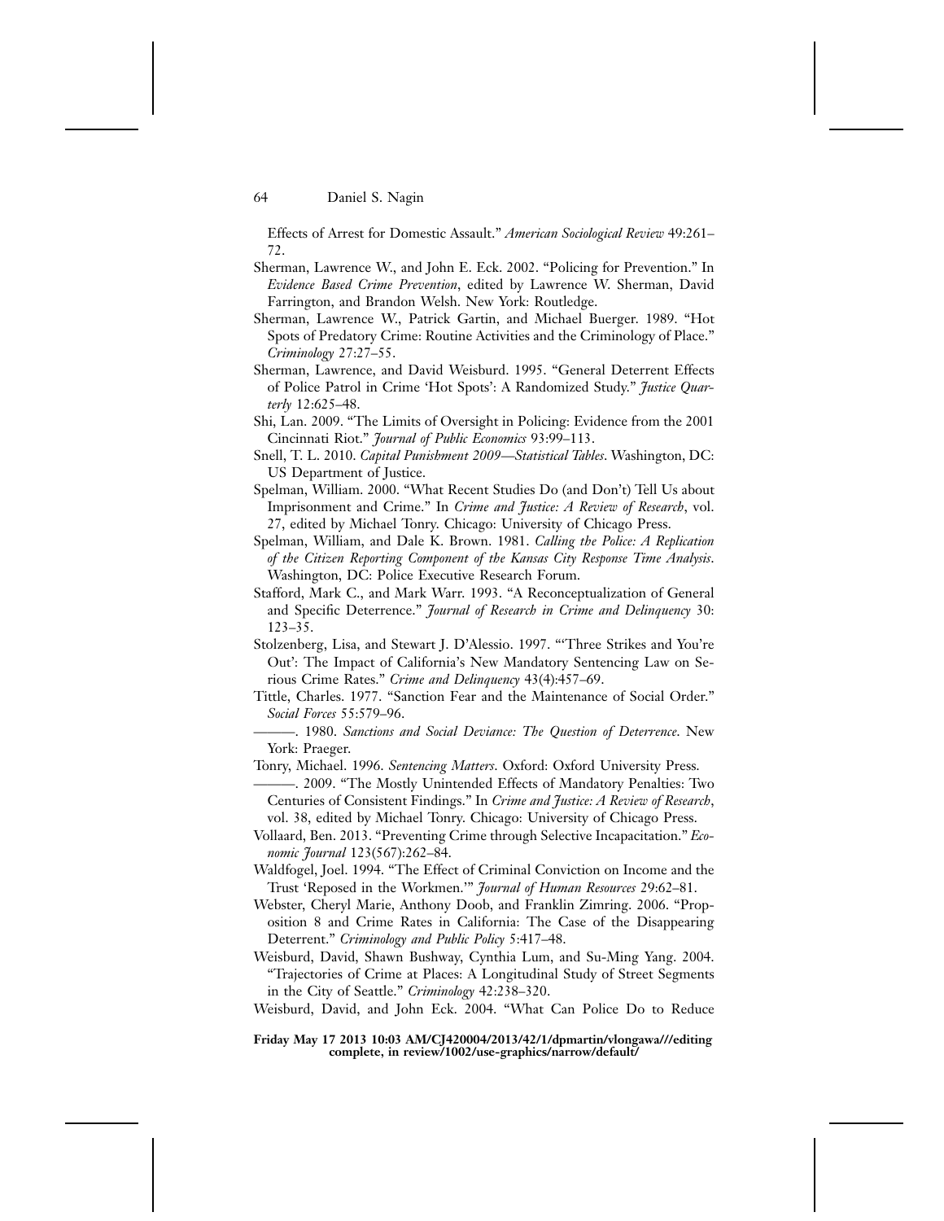Effects of Arrest for Domestic Assault." *American Sociological Review* 49:261–72.

Sherman, Lawrence W., and John E. Eck. 2002. "Policing for Prevention." In *Evidence Based Crime Prevention*, edited by Lawrence W. Sherman, David Farrington, and Brandon Welsh. New York: Routledge.

Sherman, Lawrence W., Patrick Gartin, and Michael Buerger. 1989. "Hot Spots of Predatory Crime: Routine Activities and the Criminology of Place." *Criminology* 27:27–55.

Sherman, Lawrence, and David Weisburd. 1995. "General Deterrent Effects of Police Patrol in Crime 'Hot Spots': A Randomized Study." *Justice Quarterly* 12:625–48.

Shi, Lan. 2009. "The Limits of Oversight in Policing: Evidence from the 2001 Cincinnati Riot." *Journal of Public Economics* 93:99–113.

Snell, T. L. 2010. *Capital Punishment 2009—Statistical Tables*. Washington, DC: US Department of Justice.

Spelman, William. 2000. "What Recent Studies Do (and Don't) Tell Us about Imprisonment and Crime." In *Crime and Justice: A Review of Research*, vol. 27, edited by Michael Tonry. Chicago: University of Chicago Press.

Spelman, William, and Dale K. Brown. 1981. *Calling the Police: A Replication of the Citizen Reporting Component of the Kansas City Response Time Analysis*. Washington, DC: Police Executive Research Forum.

Stafford, Mark C., and Mark Warr. 1993. "A Reconceptualization of General and Specific Deterrence." *Journal of Research in Crime and Delinquency* 30:123–35.

Stolzenberg, Lisa, and Stewart J. D'Alessio. 1997. "'Three Strikes and You're Out': The Impact of California's New Mandatory Sentencing Law on Serious Crime Rates." *Crime and Delinquency* 43(4):457–69.

Tittle, Charles. 1977. "Sanction Fear and the Maintenance of Social Order." *Social Forces* 55:579–96.

———. 1980. *Sanctions and Social Deviance: The Question of Deterrence*. New York: Praeger.

Tonry, Michael. 1996. *Sentencing Matters*. Oxford: Oxford University Press.

———. 2009. "The Mostly Unintended Effects of Mandatory Penalties: Two Centuries of Consistent Findings." In *Crime and Justice: A Review of Research*, vol. 38, edited by Michael Tonry. Chicago: University of Chicago Press.

Vollaard, Ben. 2013. "Preventing Crime through Selective Incapacitation." *Economic Journal* 123(567):262–84.

Waldfogel, Joel. 1994. "The Effect of Criminal Conviction on Income and the Trust 'Reposed in the Workmen.'" *Journal of Human Resources* 29:62–81.

Webster, Cheryl Marie, Anthony Doob, and Franklin Zimring. 2006. "Proposition 8 and Crime Rates in California: The Case of the Disappearing Deterrent." *Criminology and Public Policy* 5:417–48.

Weisburd, David, Shawn Bushway, Cynthia Lum, and Su-Ming Yang. 2004. "Trajectories of Crime at Places: A Longitudinal Study of Street Segments in the City of Seattle." *Criminology* 42:238–320.

Weisburd, David, and John Eck. 2004. "What Can Police Do to Reduce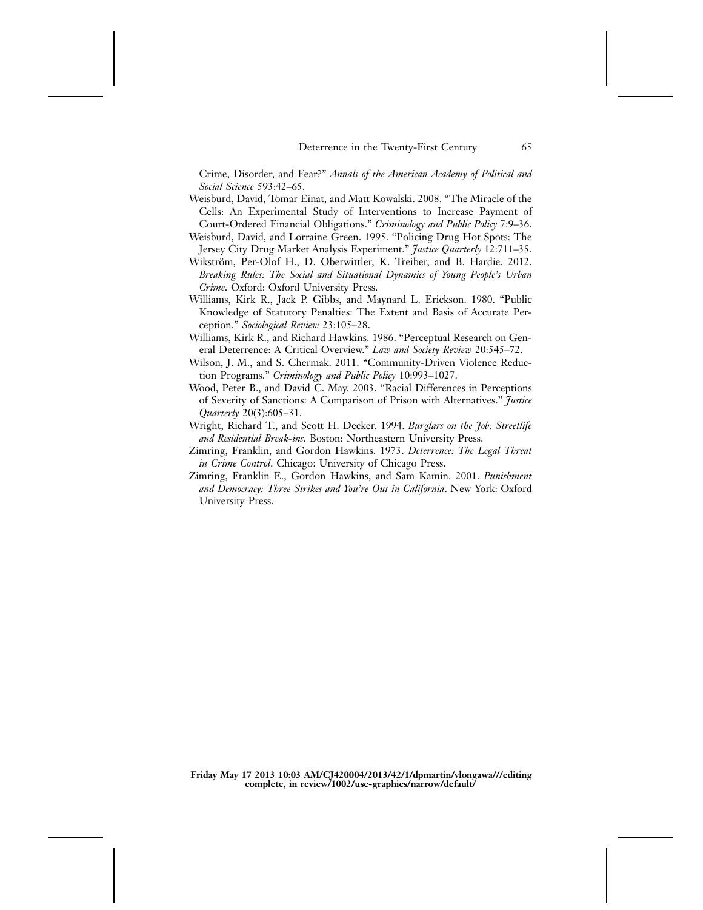Crime, Disorder, and Fear?" *Annals of the American Academy of Political and Social Science* 593:42–65.

Weisburd, David, Tomar Einat, and Matt Kowalski. 2008. "The Miracle of the Cells: An Experimental Study of Interventions to Increase Payment of Court-Ordered Financial Obligations." *Criminology and Public Policy* 7:9–36.

Weisburd, David, and Lorraine Green. 1995. "Policing Drug Hot Spots: The Jersey City Drug Market Analysis Experiment." *Justice Quarterly* 12:711–35.

Wikström, Per-Olof H., D. Oberwittler, K. Treiber, and B. Hardie. 2012. *Breaking Rules: The Social and Situational Dynamics of Young People's Urban Crime*. Oxford: Oxford University Press.

Williams, Kirk R., Jack P. Gibbs, and Maynard L. Erickson. 1980. "Public Knowledge of Statutory Penalties: The Extent and Basis of Accurate Perception." *Sociological Review* 23:105–28.

Williams, Kirk R., and Richard Hawkins. 1986. "Perceptual Research on General Deterrence: A Critical Overview." *Law and Society Review* 20:545–72.

Wilson, J. M., and S. Chermak. 2011. "Community-Driven Violence Reduction Programs." *Criminology and Public Policy* 10:993–1027.

Wood, Peter B., and David C. May. 2003. "Racial Differences in Perceptions of Severity of Sanctions: A Comparison of Prison with Alternatives." *Justice Quarterly* 20(3):605–31.

Wright, Richard T., and Scott H. Decker. 1994. *Burglars on the Job: Streetlife and Residential Break-ins*. Boston: Northeastern University Press.

Zimring, Franklin, and Gordon Hawkins. 1973. *Deterrence: The Legal Threat in Crime Control*. Chicago: University of Chicago Press.

Zimring, Franklin E., Gordon Hawkins, and Sam Kamin. 2001. *Punishment and Democracy: Three Strikes and You're Out in California*. New York: Oxford University Press.